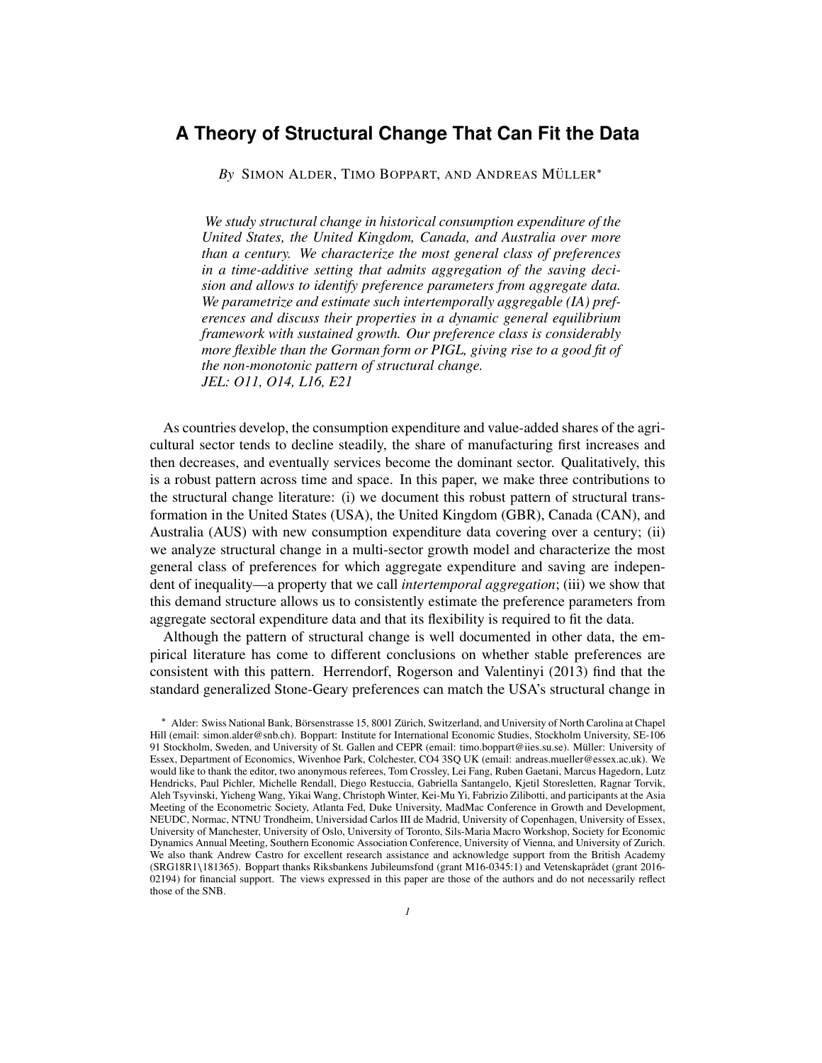# A Theory of Structural Change That Can Fit the Data

*By* SIMON ALDER, TIMO BOPPART, AND ANDREAS MÜLLER*

*We study structural change in historical consumption expenditure of the United States, the United Kingdom, Canada, and Australia over more than a century. We characterize the most general class of preferences in a time-additive setting that admits aggregation of the saving decision and allows to identify preference parameters from aggregate data. We parametrize and estimate such intertemporally aggregable (IA) preferences and discuss their properties in a dynamic general equilibrium framework with sustained growth. Our preference class is considerably more flexible than the Gorman form or PIGL, giving rise to a good fit of the non-monotonic pattern of structural change.*
*JEL: O11, O14, L16, E21*

As countries develop, the consumption expenditure and value-added shares of the agricultural sector tends to decline steadily, the share of manufacturing first increases and then decreases, and eventually services become the dominant sector. Qualitatively, this is a robust pattern across time and space. In this paper, we make three contributions to the structural change literature: (i) we document this robust pattern of structural transformation in the United States (USA), the United Kingdom (GBR), Canada (CAN), and Australia (AUS) with new consumption expenditure data covering over a century; (ii) we analyze structural change in a multi-sector growth model and characterize the most general class of preferences for which aggregate expenditure and saving are independent of inequality—a property that we call *intertemporal aggregation*; (iii) we show that this demand structure allows us to consistently estimate the preference parameters from aggregate sectoral expenditure data and that its flexibility is required to fit the data.

Although the pattern of structural change is well documented in other data, the empirical literature has come to different conclusions on whether stable preferences are consistent with this pattern. Herrendorf, Rogerson and Valentinyi (2013) find that the standard generalized Stone-Geary preferences can match the USA's structural change in

\* Alder: Swiss National Bank, Börsenstrasse 15, 8001 Zürich, Switzerland, and University of North Carolina at Chapel Hill (email: simon.alder@snb.ch). Boppart: Institute for International Economic Studies, Stockholm University, SE-106 91 Stockholm, Sweden, and University of St. Gallen and CEPR (email: timo.boppart@iies.su.se). Müller: University of Essex, Department of Economics, Wivenhoe Park, Colchester, CO4 3SQ UK (email: andreas.mueller@essex.ac.uk). We would like to thank the editor, two anonymous referees, Tom Crossley, Lei Fang, Ruben Gaetani, Marcus Hagedorn, Lutz Hendricks, Paul Pichler, Michelle Rendall, Diego Restuccia, Gabriella Santangelo, Kjetil Storesletten, Ragnar Torvik, Aleh Tsyvinski, Yicheng Wang, Yikai Wang, Christoph Winter, Kei-Mu Yi, Fabrizio Zilibotti, and participants at the Asia Meeting of the Econometric Society, Atlanta Fed, Duke University, MadMac Conference in Growth and Development, NEUDC, Normac, NTNU Trondheim, Universidad Carlos III de Madrid, University of Copenhagen, University of Essex, University of Manchester, University of Oslo, University of Toronto, Sils-Maria Macro Workshop, Society for Economic Dynamics Annual Meeting, Southern Economic Association Conference, University of Vienna, and University of Zurich. We also thank Andrew Castro for excellent research assistance and acknowledge support from the British Academy (SRG18R1\181365). Boppart thanks Riksbankens Jubileumsfond (grant M16-0345:1) and Vetenskaprådet (grant 2016-02194) for financial support. The views expressed in this paper are those of the authors and do not necessarily reflect those of the SNB.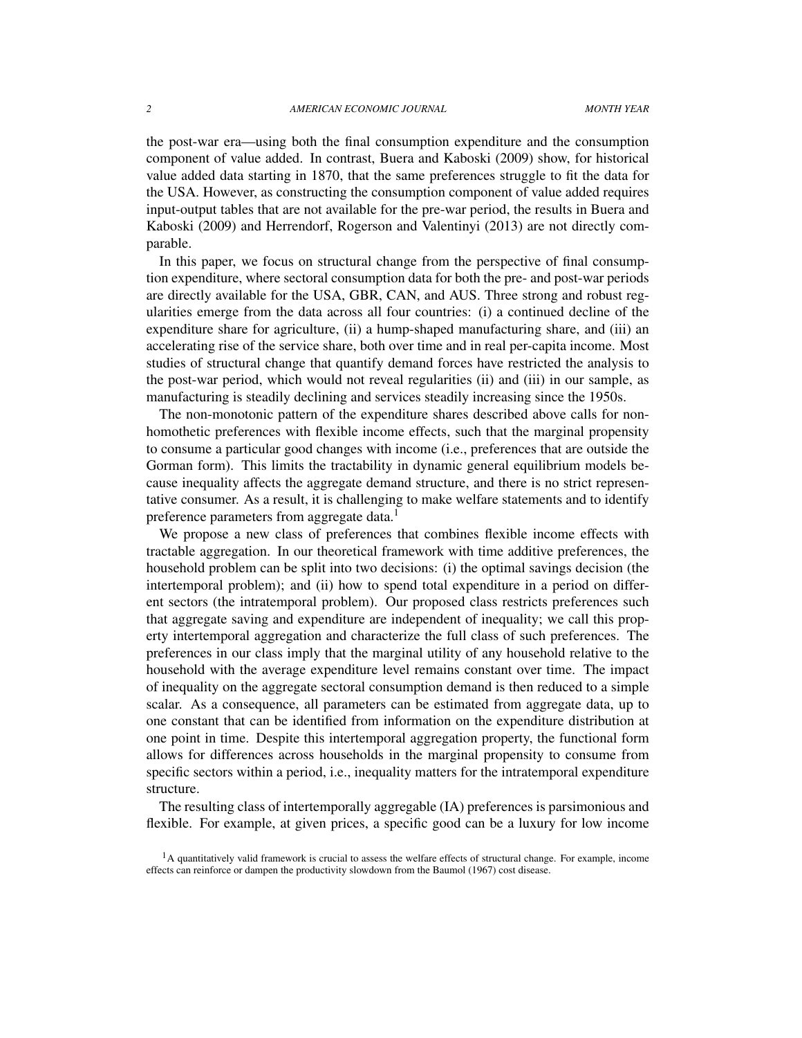the post-war era—using both the final consumption expenditure and the consumption component of value added. In contrast, Buera and Kaboski (2009) show, for historical value added data starting in 1870, that the same preferences struggle to fit the data for the USA. However, as constructing the consumption component of value added requires input-output tables that are not available for the pre-war period, the results in Buera and Kaboski (2009) and Herrendorf, Rogerson and Valentinyi (2013) are not directly comparable.

In this paper, we focus on structural change from the perspective of final consumption expenditure, where sectoral consumption data for both the pre- and post-war periods are directly available for the USA, GBR, CAN, and AUS. Three strong and robust regularities emerge from the data across all four countries: (i) a continued decline of the expenditure share for agriculture, (ii) a hump-shaped manufacturing share, and (iii) an accelerating rise of the service share, both over time and in real per-capita income. Most studies of structural change that quantify demand forces have restricted the analysis to the post-war period, which would not reveal regularities (ii) and (iii) in our sample, as manufacturing is steadily declining and services steadily increasing since the 1950s.

The non-monotonic pattern of the expenditure shares described above calls for non-homothetic preferences with flexible income effects, such that the marginal propensity to consume a particular good changes with income (i.e., preferences that are outside the Gorman form). This limits the tractability in dynamic general equilibrium models because inequality affects the aggregate demand structure, and there is no strict representative consumer. As a result, it is challenging to make welfare statements and to identify preference parameters from aggregate data.[1]

We propose a new class of preferences that combines flexible income effects with tractable aggregation. In our theoretical framework with time additive preferences, the household problem can be split into two decisions: (i) the optimal savings decision (the intertemporal problem); and (ii) how to spend total expenditure in a period on different sectors (the intratemporal problem). Our proposed class restricts preferences such that aggregate saving and expenditure are independent of inequality; we call this property intertemporal aggregation and characterize the full class of such preferences. The preferences in our class imply that the marginal utility of any household relative to the household with the average expenditure level remains constant over time. The impact of inequality on the aggregate sectoral consumption demand is then reduced to a simple scalar. As a consequence, all parameters can be estimated from aggregate data, up to one constant that can be identified from information on the expenditure distribution at one point in time. Despite this intertemporal aggregation property, the functional form allows for differences across households in the marginal propensity to consume from specific sectors within a period, i.e., inequality matters for the intratemporal expenditure structure.

The resulting class of intertemporally aggregable (IA) preferences is parsimonious and flexible. For example, at given prices, a specific good can be a luxury for low income

[1] A quantitatively valid framework is crucial to assess the welfare effects of structural change. For example, income effects can reinforce or dampen the productivity slowdown from the Baumol (1967) cost disease.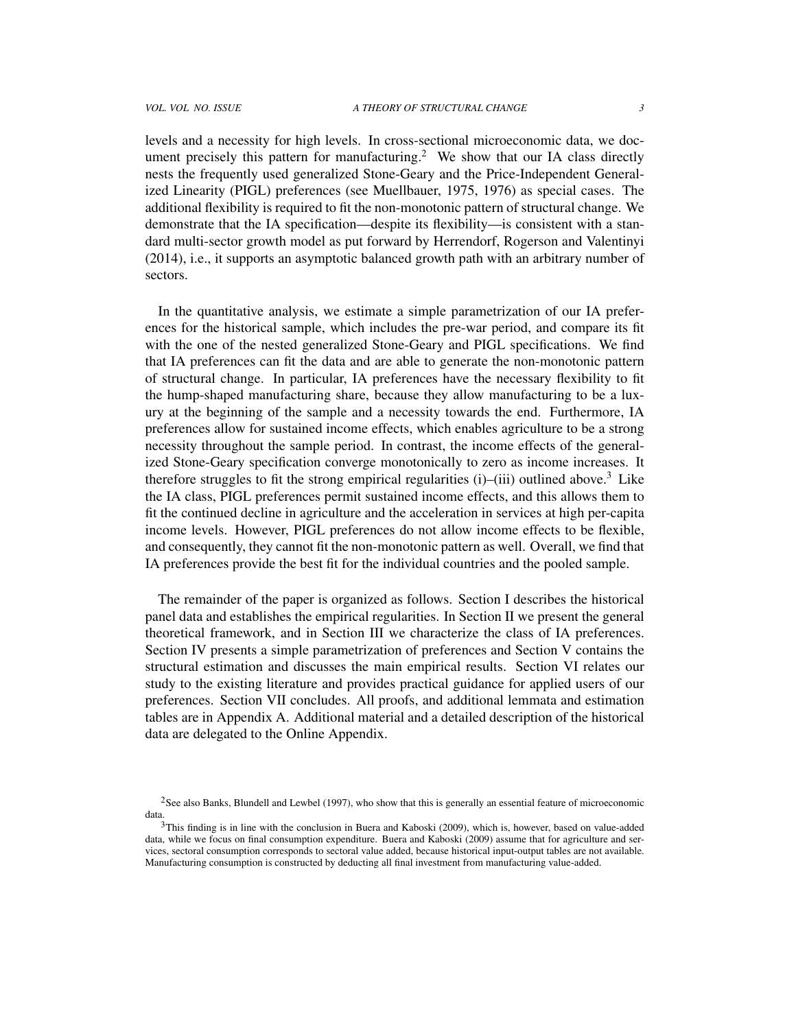levels and a necessity for high levels. In cross-sectional microeconomic data, we document precisely this pattern for manufacturing.[2] We show that our IA class directly nests the frequently used generalized Stone-Geary and the Price-Independent Generalized Linearity (PIGL) preferences (see Muellbauer, 1975, 1976) as special cases. The additional flexibility is required to fit the non-monotonic pattern of structural change. We demonstrate that the IA specification—despite its flexibility—is consistent with a standard multi-sector growth model as put forward by Herrendorf, Rogerson and Valentinyi (2014), i.e., it supports an asymptotic balanced growth path with an arbitrary number of sectors.

In the quantitative analysis, we estimate a simple parametrization of our IA preferences for the historical sample, which includes the pre-war period, and compare its fit with the one of the nested generalized Stone-Geary and PIGL specifications. We find that IA preferences can fit the data and are able to generate the non-monotonic pattern of structural change. In particular, IA preferences have the necessary flexibility to fit the hump-shaped manufacturing share, because they allow manufacturing to be a luxury at the beginning of the sample and a necessity towards the end. Furthermore, IA preferences allow for sustained income effects, which enables agriculture to be a strong necessity throughout the sample period. In contrast, the income effects of the generalized Stone-Geary specification converge monotonically to zero as income increases. It therefore struggles to fit the strong empirical regularities (i)–(iii) outlined above.[3] Like the IA class, PIGL preferences permit sustained income effects, and this allows them to fit the continued decline in agriculture and the acceleration in services at high per-capita income levels. However, PIGL preferences do not allow income effects to be flexible, and consequently, they cannot fit the non-monotonic pattern as well. Overall, we find that IA preferences provide the best fit for the individual countries and the pooled sample.

The remainder of the paper is organized as follows. Section I describes the historical panel data and establishes the empirical regularities. In Section II we present the general theoretical framework, and in Section III we characterize the class of IA preferences. Section IV presents a simple parametrization of preferences and Section V contains the structural estimation and discusses the main empirical results. Section VI relates our study to the existing literature and provides practical guidance for applied users of our preferences. Section VII concludes. All proofs, and additional lemmata and estimation tables are in Appendix A. Additional material and a detailed description of the historical data are delegated to the Online Appendix.

[2] See also Banks, Blundell and Lewbel (1997), who show that this is generally an essential feature of microeconomic data.

[3] This finding is in line with the conclusion in Buera and Kaboski (2009), which is, however, based on value-added data, while we focus on final consumption expenditure. Buera and Kaboski (2009) assume that for agriculture and services, sectoral consumption corresponds to sectoral value added, because historical input-output tables are not available. Manufacturing consumption is constructed by deducting all final investment from manufacturing value-added.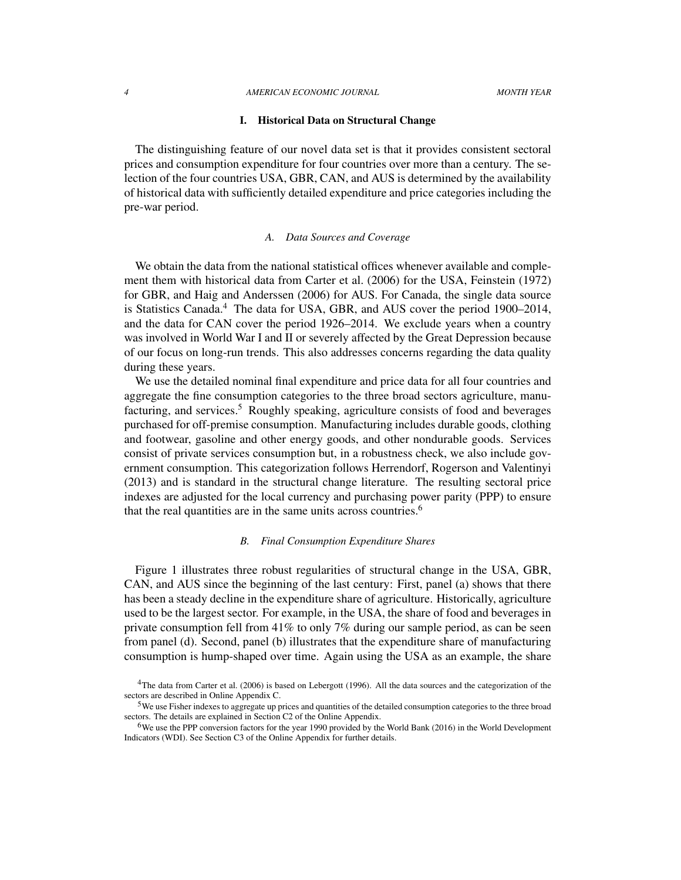## I. Historical Data on Structural Change

The distinguishing feature of our novel data set is that it provides consistent sectoral prices and consumption expenditure for four countries over more than a century. The selection of the four countries USA, GBR, CAN, and AUS is determined by the availability of historical data with sufficiently detailed expenditure and price categories including the pre-war period.

### *A. Data Sources and Coverage*

We obtain the data from the national statistical offices whenever available and complement them with historical data from Carter et al. (2006) for the USA, Feinstein (1972) for GBR, and Haig and Anderssen (2006) for AUS. For Canada, the single data source is Statistics Canada.[4] The data for USA, GBR, and AUS cover the period 1900–2014, and the data for CAN cover the period 1926–2014. We exclude years when a country was involved in World War I and II or severely affected by the Great Depression because of our focus on long-run trends. This also addresses concerns regarding the data quality during these years.

We use the detailed nominal final expenditure and price data for all four countries and aggregate the fine consumption categories to the three broad sectors agriculture, manufacturing, and services.[5] Roughly speaking, agriculture consists of food and beverages purchased for off-premise consumption. Manufacturing includes durable goods, clothing and footwear, gasoline and other energy goods, and other nondurable goods. Services consist of private services consumption but, in a robustness check, we also include government consumption. This categorization follows Herrendorf, Rogerson and Valentinyi (2013) and is standard in the structural change literature. The resulting sectoral price indexes are adjusted for the local currency and purchasing power parity (PPP) to ensure that the real quantities are in the same units across countries.[6]

### *B. Final Consumption Expenditure Shares*

Figure 1 illustrates three robust regularities of structural change in the USA, GBR, CAN, and AUS since the beginning of the last century: First, panel (a) shows that there has been a steady decline in the expenditure share of agriculture. Historically, agriculture used to be the largest sector. For example, in the USA, the share of food and beverages in private consumption fell from 41% to only 7% during our sample period, as can be seen from panel (d). Second, panel (b) illustrates that the expenditure share of manufacturing consumption is hump-shaped over time. Again using the USA as an example, the share

[4] The data from Carter et al. (2006) is based on Lebergott (1996). All the data sources and the categorization of the sectors are described in Online Appendix C.

[5] We use Fisher indexes to aggregate up prices and quantities of the detailed consumption categories to the three broad sectors. The details are explained in Section C2 of the Online Appendix.

[6] We use the PPP conversion factors for the year 1990 provided by the World Bank (2016) in the World Development Indicators (WDI). See Section C3 of the Online Appendix for further details.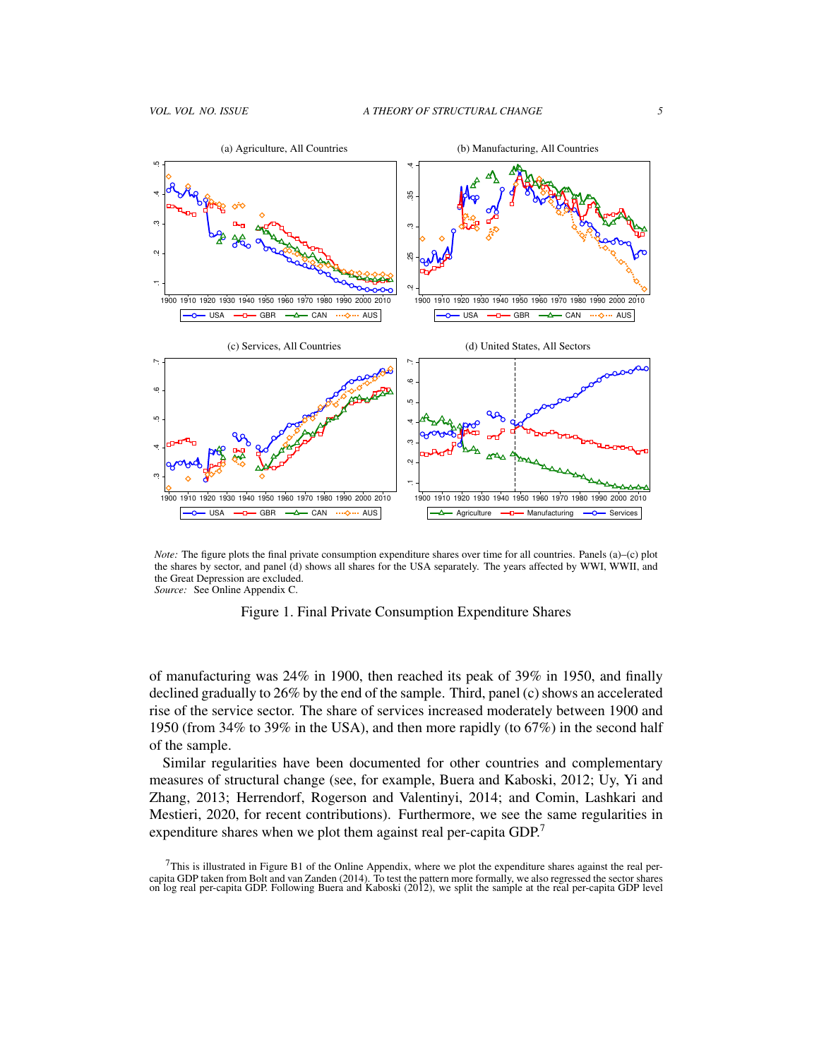*Note:* The figure plots the final private consumption expenditure shares over time for all countries. Panels (a)–(c) plot the shares by sector, and panel (d) shows all shares for the USA separately. The years affected by WWI, WWII, and the Great Depression are excluded.
*Source:* See Online Appendix C.

Figure 1. Final Private Consumption Expenditure Shares

of manufacturing was 24% in 1900, then reached its peak of 39% in 1950, and finally declined gradually to 26% by the end of the sample. Third, panel (c) shows an accelerated rise of the service sector. The share of services increased moderately between 1900 and 1950 (from 34% to 39% in the USA), and then more rapidly (to 67%) in the second half of the sample.

Similar regularities have been documented for other countries and complementary measures of structural change (see, for example, Buera and Kaboski, 2012; Uy, Yi and Zhang, 2013; Herrendorf, Rogerson and Valentinyi, 2014; and Comin, Lashkari and Mestieri, 2020, for recent contributions). Furthermore, we see the same regularities in expenditure shares when we plot them against real per-capita GDP.[7]

[7] This is illustrated in Figure B1 of the Online Appendix, where we plot the expenditure shares against the real per-capita GDP taken from Bolt and van Zanden (2014). To test the pattern more formally, we also regressed the sector shares on log real per-capita GDP. Following Buera and Kaboski (2012), we split the sample at the real per-capita GDP level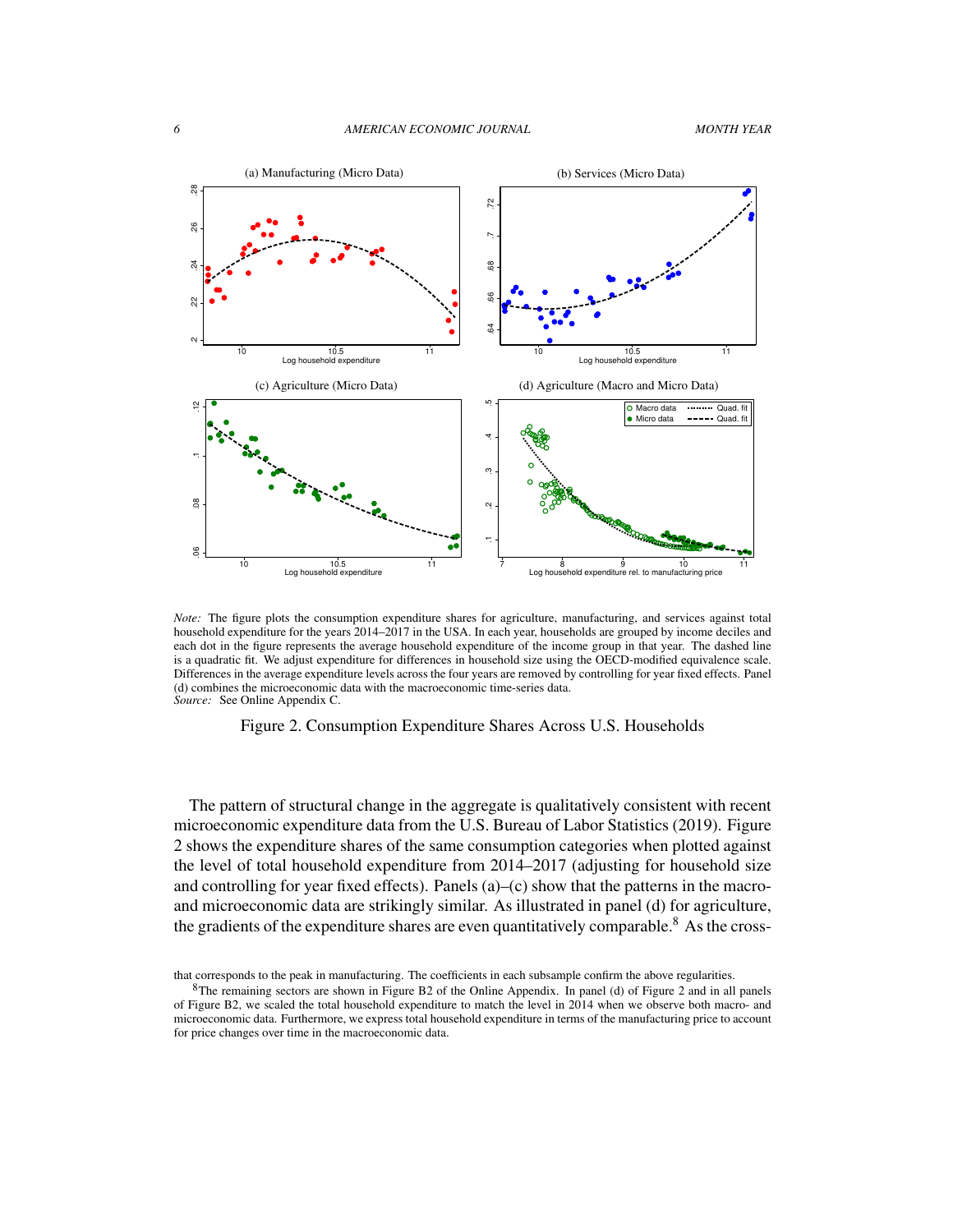*Note:* The figure plots the consumption expenditure shares for agriculture, manufacturing, and services against total household expenditure for the years 2014–2017 in the USA. In each year, households are grouped by income deciles and each dot in the figure represents the average household expenditure of the income group in that year. The dashed line is a quadratic fit. We adjust expenditure for differences in household size using the OECD-modified equivalence scale. Differences in the average expenditure levels across the four years are removed by controlling for year fixed effects. Panel (d) combines the microeconomic data with the macroeconomic time-series data.
*Source:* See Online Appendix C.

Figure 2. Consumption Expenditure Shares Across U.S. Households

The pattern of structural change in the aggregate is qualitatively consistent with recent microeconomic expenditure data from the U.S. Bureau of Labor Statistics (2019). Figure 2 shows the expenditure shares of the same consumption categories when plotted against the level of total household expenditure from 2014–2017 (adjusting for household size and controlling for year fixed effects). Panels (a)–(c) show that the patterns in the macro- and microeconomic data are strikingly similar. As illustrated in panel (d) for agriculture, the gradients of the expenditure shares are even quantitatively comparable.[8] As the cross-

that corresponds to the peak in manufacturing. The coefficients in each subsample confirm the above regularities.

[8]The remaining sectors are shown in Figure B2 of the Online Appendix. In panel (d) of Figure 2 and in all panels of Figure B2, we scaled the total household expenditure to match the level in 2014 when we observe both macro- and microeconomic data. Furthermore, we express total household expenditure in terms of the manufacturing price to account for price changes over time in the macroeconomic data.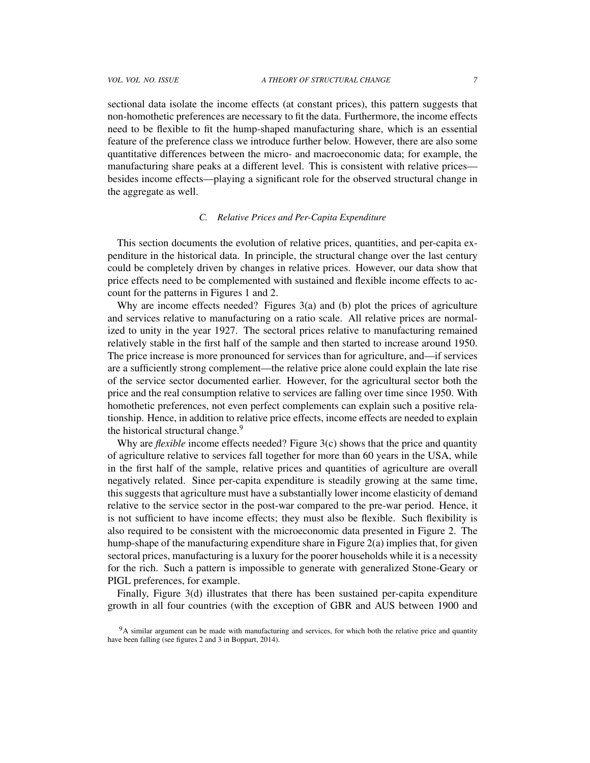sectional data isolate the income effects (at constant prices), this pattern suggests that non-homothetic preferences are necessary to fit the data. Furthermore, the income effects need to be flexible to fit the hump-shaped manufacturing share, which is an essential feature of the preference class we introduce further below. However, there are also some quantitative differences between the micro- and macroeconomic data; for example, the manufacturing share peaks at a different level. This is consistent with relative prices—besides income effects—playing a significant role for the observed structural change in the aggregate as well.

### C. Relative Prices and Per-Capita Expenditure

This section documents the evolution of relative prices, quantities, and per-capita expenditure in the historical data. In principle, the structural change over the last century could be completely driven by changes in relative prices. However, our data show that price effects need to be complemented with sustained and flexible income effects to account for the patterns in Figures 1 and 2.

Why are income effects needed? Figures 3(a) and (b) plot the prices of agriculture and services relative to manufacturing on a ratio scale. All relative prices are normalized to unity in the year 1927. The sectoral prices relative to manufacturing remained relatively stable in the first half of the sample and then started to increase around 1950. The price increase is more pronounced for services than for agriculture, and—if services are a sufficiently strong complement—the relative price alone could explain the late rise of the service sector documented earlier. However, for the agricultural sector both the price and the real consumption relative to services are falling over time since 1950. With homothetic preferences, not even perfect complements can explain such a positive relationship. Hence, in addition to relative price effects, income effects are needed to explain the historical structural change.[9]

Why are *flexible* income effects needed? Figure 3(c) shows that the price and quantity of agriculture relative to services fall together for more than 60 years in the USA, while in the first half of the sample, relative prices and quantities of agriculture are overall negatively related. Since per-capita expenditure is steadily growing at the same time, this suggests that agriculture must have a substantially lower income elasticity of demand relative to the service sector in the post-war compared to the pre-war period. Hence, it is not sufficient to have income effects; they must also be flexible. Such flexibility is also required to be consistent with the microeconomic data presented in Figure 2. The hump-shape of the manufacturing expenditure share in Figure 2(a) implies that, for given sectoral prices, manufacturing is a luxury for the poorer households while it is a necessity for the rich. Such a pattern is impossible to generate with generalized Stone-Geary or PIGL preferences, for example.

Finally, Figure 3(d) illustrates that there has been sustained per-capita expenditure growth in all four countries (with the exception of GBR and AUS between 1900 and

[9] A similar argument can be made with manufacturing and services, for which both the relative price and quantity have been falling (see figures 2 and 3 in Boppart, 2014).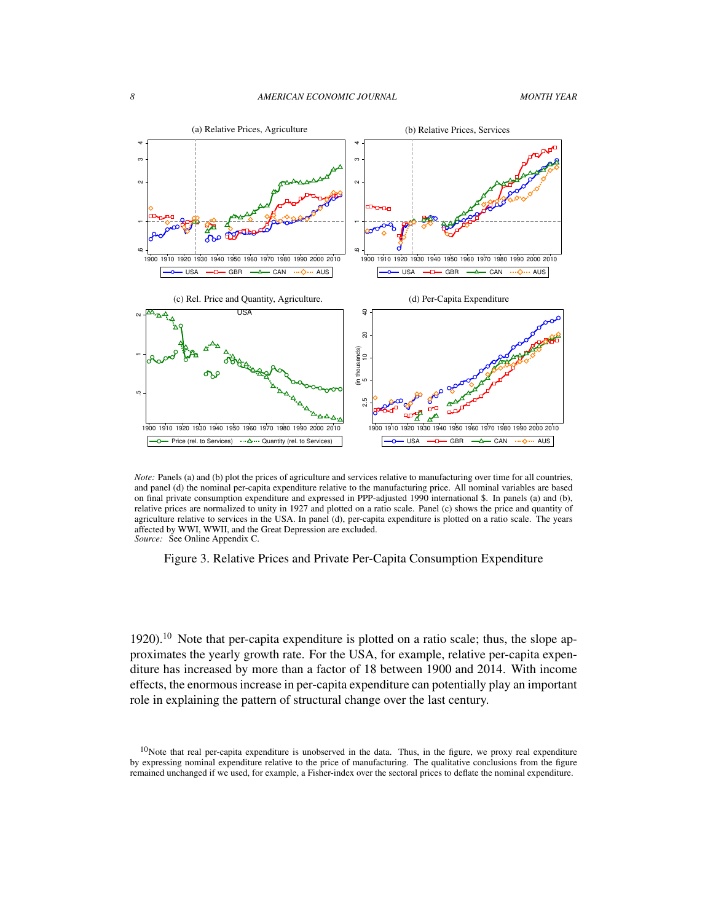*Note:* Panels (a) and (b) plot the prices of agriculture and services relative to manufacturing over time for all countries, and panel (d) the nominal per-capita expenditure relative to the manufacturing price. All nominal variables are based on final private consumption expenditure and expressed in PPP-adjusted 1990 international \$. In panels (a) and (b), relative prices are normalized to unity in 1927 and plotted on a ratio scale. Panel (c) shows the price and quantity of agriculture relative to services in the USA. In panel (d), per-capita expenditure is plotted on a ratio scale. The years affected by WWI, WWII, and the Great Depression are excluded.
*Source:* See Online Appendix C.

Figure 3. Relative Prices and Private Per-Capita Consumption Expenditure

1920).[10] Note that per-capita expenditure is plotted on a ratio scale; thus, the slope approximates the yearly growth rate. For the USA, for example, relative per-capita expenditure has increased by more than a factor of 18 between 1900 and 2014. With income effects, the enormous increase in per-capita expenditure can potentially play an important role in explaining the pattern of structural change over the last century.

[10] Note that real per-capita expenditure is unobserved in the data. Thus, in the figure, we proxy real expenditure by expressing nominal expenditure relative to the price of manufacturing. The qualitative conclusions from the figure remained unchanged if we used, for example, a Fisher-index over the sectoral prices to deflate the nominal expenditure.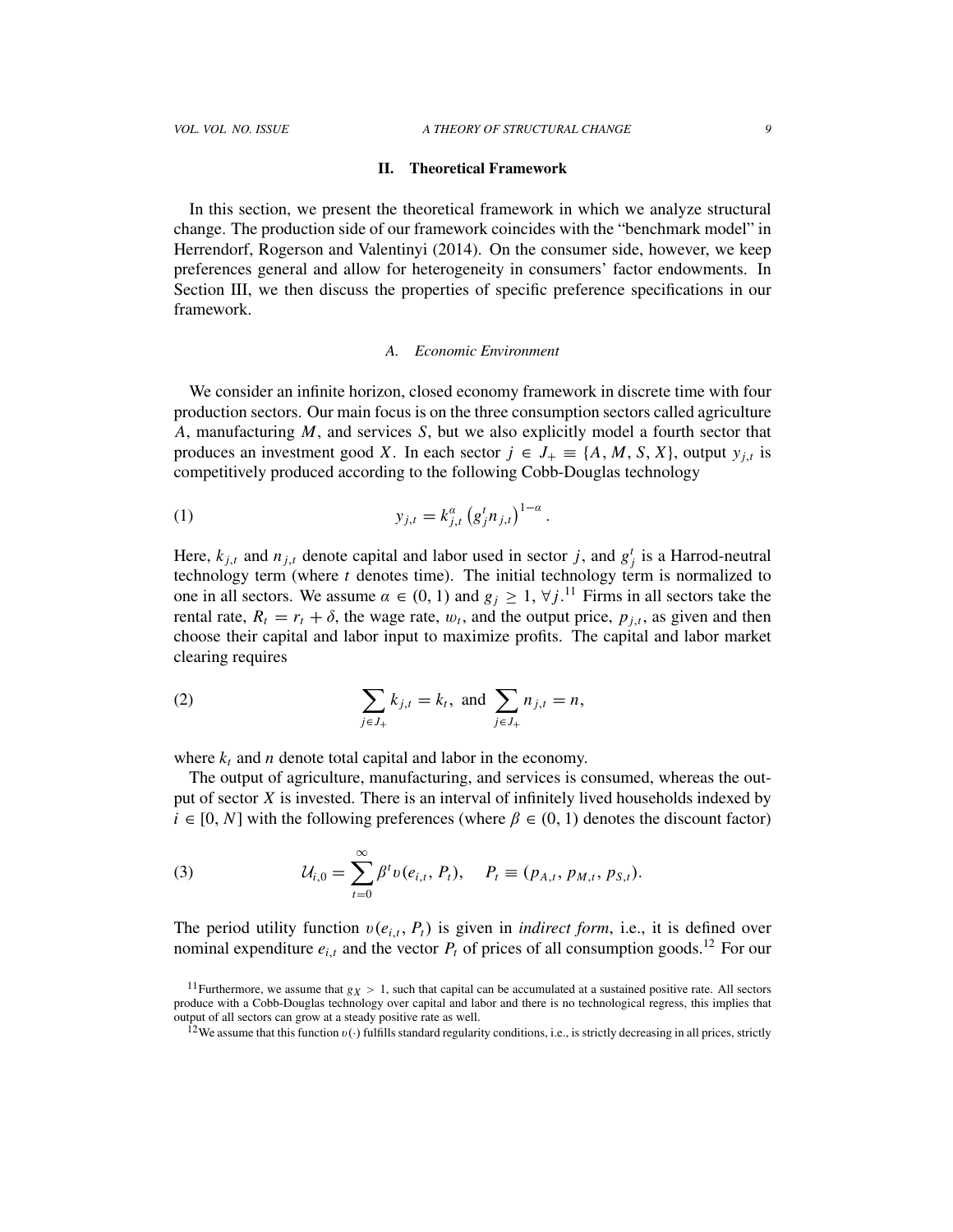## II. Theoretical Framework

In this section, we present the theoretical framework in which we analyze structural change. The production side of our framework coincides with the "benchmark model" in Herrendorf, Rogerson and Valentinyi (2014). On the consumer side, however, we keep preferences general and allow for heterogeneity in consumers' factor endowments. In Section III, we then discuss the properties of specific preference specifications in our framework.

### A. Economic Environment

We consider an infinite horizon, closed economy framework in discrete time with four production sectors. Our main focus is on the three consumption sectors called agriculture $A$, manufacturing $M$, and services $S$, but we also explicitly model a fourth sector that produces an investment good $X$. In each sector $j \in J_+ \equiv \{A, M, S, X\}$, output $y_{j,t}$ is competitively produced according to the following Cobb-Douglas technology

$$y_{j,t} = k_{j,t}^{\alpha} \left(g_j^t n_{j,t}\right)^{1-\alpha}. \tag{1}$$

Here, $k_{j,t}$ and $n_{j,t}$ denote capital and labor used in sector $j$, and $g_j^t$ is a Harrod-neutral technology term (where $t$ denotes time). The initial technology term is normalized to one in all sectors. We assume $\alpha \in (0,1)$ and $g_j \geq 1$, $\forall j$.[11] Firms in all sectors take the rental rate, $R_t = r_t + \delta$, the wage rate, $w_t$, and the output price, $p_{j,t}$, as given and then choose their capital and labor input to maximize profits. The capital and labor market clearing requires

$$\sum_{j \in J_+} k_{j,t} = k_t, \text{ and } \sum_{j \in J_+} n_{j,t} = n, \tag{2}$$

where $k_t$ and $n$ denote total capital and labor in the economy.

The output of agriculture, manufacturing, and services is consumed, whereas the output of sector $X$ is invested. There is an interval of infinitely lived households indexed by $i \in [0, N]$ with the following preferences (where $\beta \in (0,1)$ denotes the discount factor)

$$\mathcal{U}_{i,0} = \sum_{t=0}^{\infty} \beta^t v(e_{i,t}, P_t), \quad P_t \equiv (p_{A,t}, p_{M,t}, p_{S,t}). \tag{3}$$

The period utility function $v(e_{i,t}, P_t)$ is given in *indirect form*, i.e., it is defined over nominal expenditure $e_{i,t}$ and the vector $P_t$ of prices of all consumption goods.[12] For our

[11] Furthermore, we assume that $g_X > 1$, such that capital can be accumulated at a sustained positive rate. All sectors produce with a Cobb-Douglas technology over capital and labor and there is no technological regress, this implies that output of all sectors can grow at a steady positive rate as well.

[12] We assume that this function $v(\cdot)$ fulfills standard regularity conditions, i.e., is strictly decreasing in all prices, strictly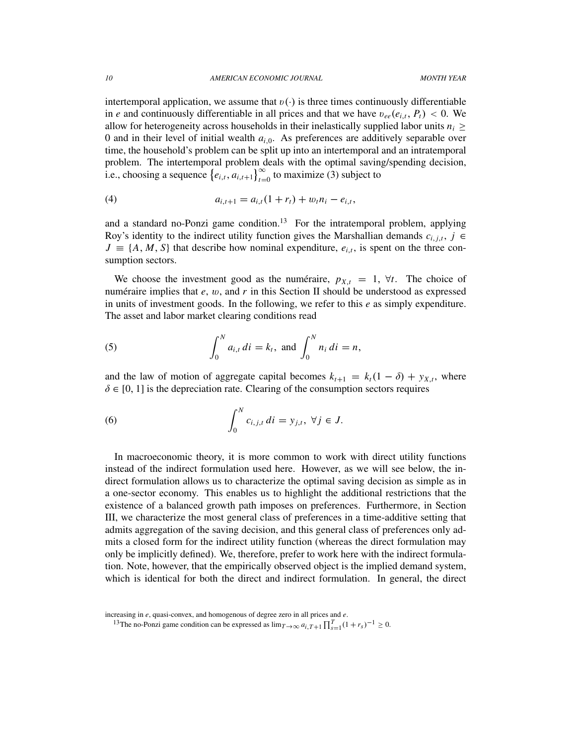intertemporal application, we assume that $v(\cdot)$ is three times continuously differentiable in $e$ and continuously differentiable in all prices and that we have $v_{ee}(e_{i,t}, P_t) < 0$. We allow for heterogeneity across households in their inelastically supplied labor units $n_i \geq 0$ and in their level of initial wealth $a_{i,0}$. As preferences are additively separable over time, the household's problem can be split up into an intertemporal and an intratemporal problem. The intertemporal problem deals with the optimal saving/spending decision, i.e., choosing a sequence $\{e_{i,t}, a_{i,t+1}\}_{t=0}^{\infty}$ to maximize (3) subject to

$$a_{i,t+1} = a_{i,t}(1 + r_t) + w_t n_i - e_{i,t}, \tag{4}$$

and a standard no-Ponzi game condition.[13] For the intratemporal problem, applying Roy's identity to the indirect utility function gives the Marshallian demands $c_{i,j,t}$, $j \in J \equiv \{A, M, S\}$ that describe how nominal expenditure, $e_{i,t}$, is spent on the three consumption sectors.

We choose the investment good as the numéraire, $p_{X,t} = 1$, $\forall t$. The choice of numéraire implies that $e$, $w$, and $r$ in this Section II should be understood as expressed in units of investment goods. In the following, we refer to this $e$ as simply expenditure. The asset and labor market clearing conditions read

$$\int_0^N a_{i,t}\, di = k_t, \text{ and } \int_0^N n_i\, di = n, \tag{5}$$

and the law of motion of aggregate capital becomes $k_{t+1} = k_t(1 - \delta) + y_{X,t}$, where $\delta \in [0, 1]$ is the depreciation rate. Clearing of the consumption sectors requires

$$\int_0^N c_{i,j,t}\, di = y_{j,t}, \ \forall j \in J. \tag{6}$$

In macroeconomic theory, it is more common to work with direct utility functions instead of the indirect formulation used here. However, as we will see below, the indirect formulation allows us to characterize the optimal saving decision as simple as in a one-sector economy. This enables us to highlight the additional restrictions that the existence of a balanced growth path imposes on preferences. Furthermore, in Section III, we characterize the most general class of preferences in a time-additive setting that admits aggregation of the saving decision, and this general class of preferences only admits a closed form for the indirect utility function (whereas the direct formulation may only be implicitly defined). We, therefore, prefer to work here with the indirect formulation. Note, however, that the empirically observed object is the implied demand system, which is identical for both the direct and indirect formulation. In general, the direct

increasing in $e$, quasi-convex, and homogenous of degree zero in all prices and $e$.

[13] The no-Ponzi game condition can be expressed as $\lim_{T\to\infty} a_{i,T+1} \prod_{s=1}^{T}(1 + r_s)^{-1} \geq 0$.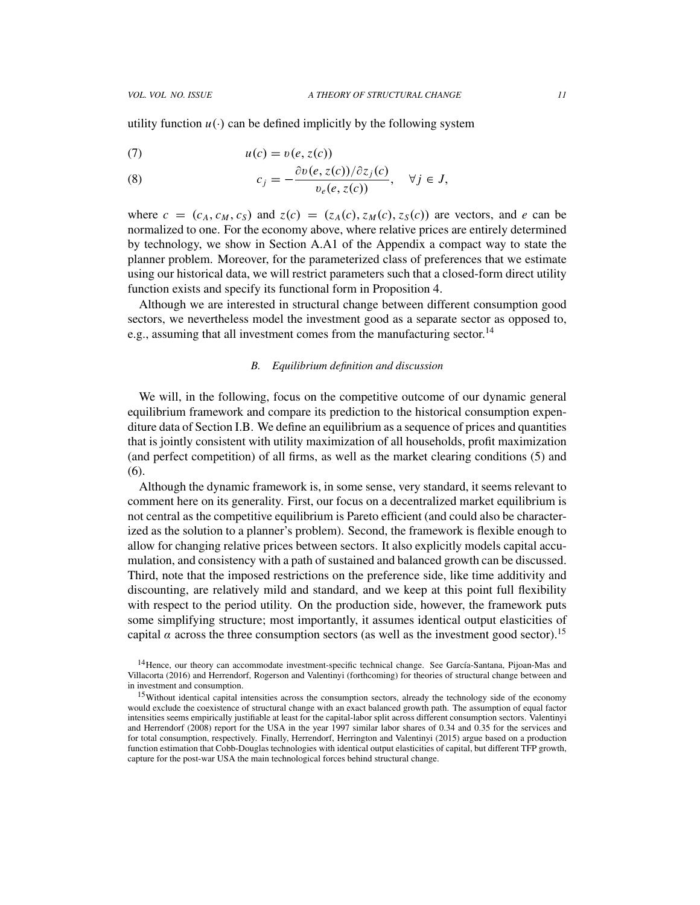utility function $u(\cdot)$ can be defined implicitly by the following system

$$u(c) = v(e, z(c)) \tag{7}$$

$$c_j = -\frac{\partial v(e, z(c))/\partial z_j(c)}{v_e(e, z(c))}, \quad \forall j \in J, \tag{8}$$

where $c = (c_A, c_M, c_S)$ and $z(c) = (z_A(c), z_M(c), z_S(c))$ are vectors, and $e$ can be normalized to one. For the economy above, where relative prices are entirely determined by technology, we show in Section A.A1 of the Appendix a compact way to state the planner problem. Moreover, for the parameterized class of preferences that we estimate using our historical data, we will restrict parameters such that a closed-form direct utility function exists and specify its functional form in Proposition 4.

Although we are interested in structural change between different consumption good sectors, we nevertheless model the investment good as a separate sector as opposed to, e.g., assuming that all investment comes from the manufacturing sector.[14]

### B. Equilibrium definition and discussion

We will, in the following, focus on the competitive outcome of our dynamic general equilibrium framework and compare its prediction to the historical consumption expenditure data of Section I.B. We define an equilibrium as a sequence of prices and quantities that is jointly consistent with utility maximization of all households, profit maximization (and perfect competition) of all firms, as well as the market clearing conditions (5) and (6).

Although the dynamic framework is, in some sense, very standard, it seems relevant to comment here on its generality. First, our focus on a decentralized market equilibrium is not central as the competitive equilibrium is Pareto efficient (and could also be characterized as the solution to a planner's problem). Second, the framework is flexible enough to allow for changing relative prices between sectors. It also explicitly models capital accumulation, and consistency with a path of sustained and balanced growth can be discussed. Third, note that the imposed restrictions on the preference side, like time additivity and discounting, are relatively mild and standard, and we keep at this point full flexibility with respect to the period utility. On the production side, however, the framework puts some simplifying structure; most importantly, it assumes identical output elasticities of capital $\alpha$ across the three consumption sectors (as well as the investment good sector).[15]

[14] Hence, our theory can accommodate investment-specific technical change. See García-Santana, Pijoan-Mas and Villacorta (2016) and Herrendorf, Rogerson and Valentinyi (forthcoming) for theories of structural change between and in investment and consumption.

[15] Without identical capital intensities across the consumption sectors, already the technology side of the economy would exclude the coexistence of structural change with an exact balanced growth path. The assumption of equal factor intensities seems empirically justifiable at least for the capital-labor split across different consumption sectors. Valentinyi and Herrendorf (2008) report for the USA in the year 1997 similar labor shares of 0.34 and 0.35 for the services and for total consumption, respectively. Finally, Herrendorf, Herrington and Valentinyi (2015) argue based on a production function estimation that Cobb-Douglas technologies with identical output elasticities of capital, but different TFP growth, capture for the post-war USA the main technological forces behind structural change.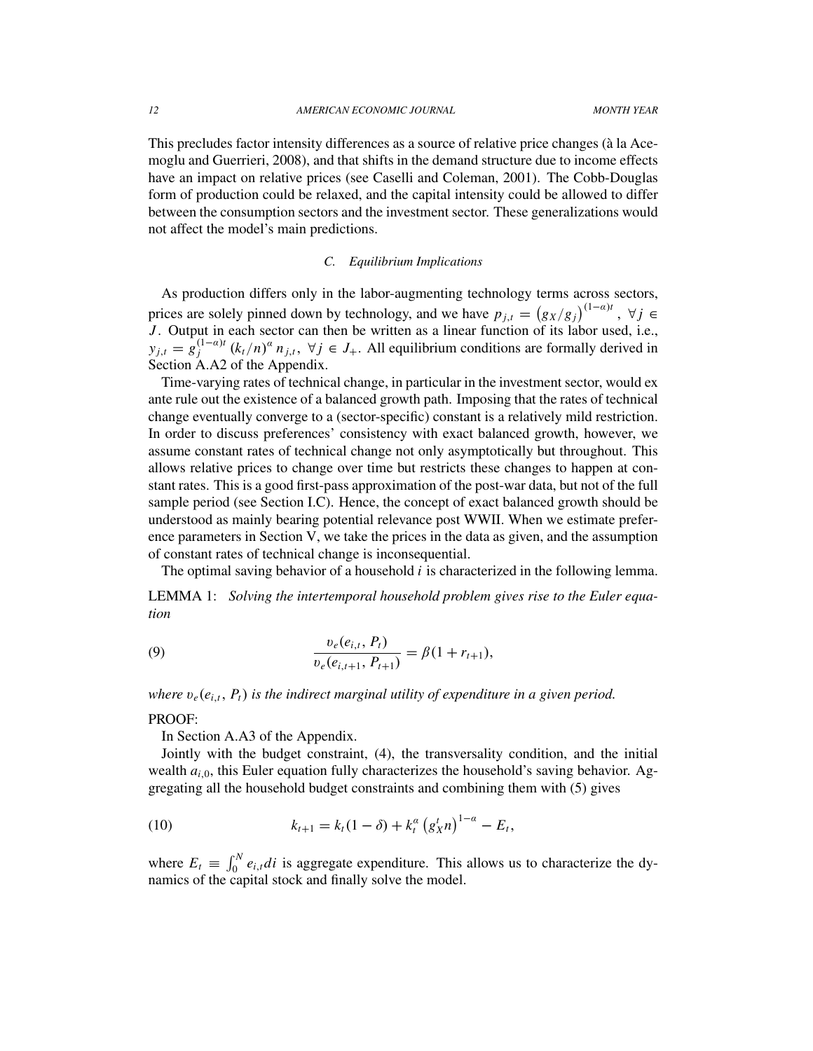This precludes factor intensity differences as a source of relative price changes (à la Acemoglu and Guerrieri, 2008), and that shifts in the demand structure due to income effects have an impact on relative prices (see Caselli and Coleman, 2001). The Cobb-Douglas form of production could be relaxed, and the capital intensity could be allowed to differ between the consumption sectors and the investment sector. These generalizations would not affect the model's main predictions.

### C. Equilibrium Implications

As production differs only in the labor-augmenting technology terms across sectors, prices are solely pinned down by technology, and we have $p_{j,t} = \left(g_X/g_j\right)^{(1-\alpha)t}$, $\forall j \in J$. Output in each sector can then be written as a linear function of its labor used, i.e., $y_{j,t} = g_j^{(1-\alpha)t}\left(k_t/n\right)^{\alpha} n_{j,t}$, $\forall j \in J_+$. All equilibrium conditions are formally derived in Section A.A2 of the Appendix.

Time-varying rates of technical change, in particular in the investment sector, would ex ante rule out the existence of a balanced growth path. Imposing that the rates of technical change eventually converge to a (sector-specific) constant is a relatively mild restriction. In order to discuss preferences' consistency with exact balanced growth, however, we assume constant rates of technical change not only asymptotically but throughout. This allows relative prices to change over time but restricts these changes to happen at constant rates. This is a good first-pass approximation of the post-war data, but not of the full sample period (see Section I.C). Hence, the concept of exact balanced growth should be understood as mainly bearing potential relevance post WWII. When we estimate preference parameters in Section V, we take the prices in the data as given, and the assumption of constant rates of technical change is inconsequential.

The optimal saving behavior of a household $i$ is characterized in the following lemma.

LEMMA 1: *Solving the intertemporal household problem gives rise to the Euler equation*

$$\frac{\upsilon_e(e_{i,t}, P_t)}{\upsilon_e(e_{i,t+1}, P_{t+1})} = \beta(1 + r_{t+1}), \tag{9}$$

*where $\upsilon_e(e_{i,t}, P_t)$ is the indirect marginal utility of expenditure in a given period.*

PROOF:

In Section A.A3 of the Appendix.

Jointly with the budget constraint, (4), the transversality condition, and the initial wealth $a_{i,0}$, this Euler equation fully characterizes the household's saving behavior. Aggregating all the household budget constraints and combining them with (5) gives

$$k_{t+1} = k_t(1-\delta) + k_t^{\alpha}\left(g_X^t n\right)^{1-\alpha} - E_t, \tag{10}$$

where $E_t \equiv \int_0^N e_{i,t}\,di$ is aggregate expenditure. This allows us to characterize the dynamics of the capital stock and finally solve the model.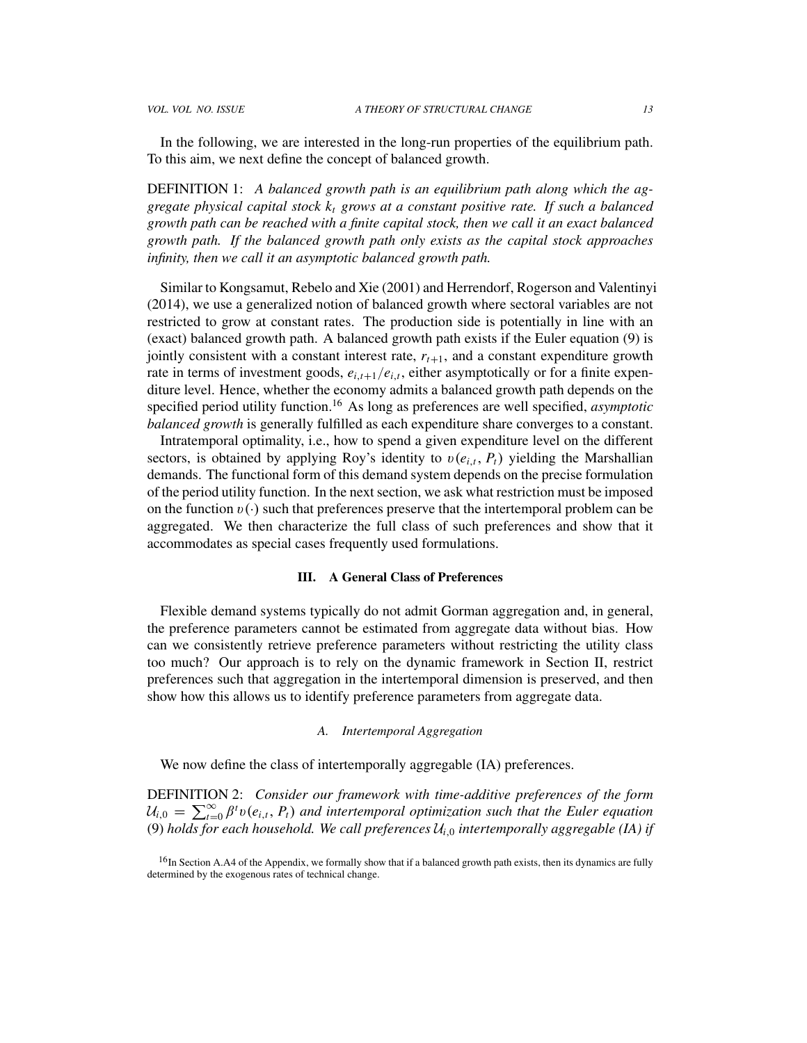In the following, we are interested in the long-run properties of the equilibrium path. To this aim, we next define the concept of balanced growth.

DEFINITION 1: *A balanced growth path is an equilibrium path along which the aggregate physical capital stock $k_t$ grows at a constant positive rate. If such a balanced growth path can be reached with a finite capital stock, then we call it an exact balanced growth path. If the balanced growth path only exists as the capital stock approaches infinity, then we call it an asymptotic balanced growth path.*

Similar to Kongsamut, Rebelo and Xie (2001) and Herrendorf, Rogerson and Valentinyi (2014), we use a generalized notion of balanced growth where sectoral variables are not restricted to grow at constant rates. The production side is potentially in line with an (exact) balanced growth path. A balanced growth path exists if the Euler equation (9) is jointly consistent with a constant interest rate, $r_{t+1}$, and a constant expenditure growth rate in terms of investment goods, $e_{i,t+1}/e_{i,t}$, either asymptotically or for a finite expenditure level. Hence, whether the economy admits a balanced growth path depends on the specified period utility function.[16] As long as preferences are well specified, *asymptotic balanced growth* is generally fulfilled as each expenditure share converges to a constant.

Intratemporal optimality, i.e., how to spend a given expenditure level on the different sectors, is obtained by applying Roy's identity to $\upsilon(e_{i,t}, P_t)$ yielding the Marshallian demands. The functional form of this demand system depends on the precise formulation of the period utility function. In the next section, we ask what restriction must be imposed on the function $\upsilon(\cdot)$ such that preferences preserve that the intertemporal problem can be aggregated. We then characterize the full class of such preferences and show that it accommodates as special cases frequently used formulations.

## III. A General Class of Preferences

Flexible demand systems typically do not admit Gorman aggregation and, in general, the preference parameters cannot be estimated from aggregate data without bias. How can we consistently retrieve preference parameters without restricting the utility class too much? Our approach is to rely on the dynamic framework in Section II, restrict preferences such that aggregation in the intertemporal dimension is preserved, and then show how this allows us to identify preference parameters from aggregate data.

### A. Intertemporal Aggregation

We now define the class of intertemporally aggregable (IA) preferences.

DEFINITION 2: *Consider our framework with time-additive preferences of the form $\mathcal{U}_{i,0} = \sum_{t=0}^{\infty} \beta^t \upsilon(e_{i,t}, P_t)$ and intertemporal optimization such that the Euler equation (9) holds for each household. We call preferences $\mathcal{U}_{i,0}$ intertemporally aggregable (IA) if*

[16] In Section A.A4 of the Appendix, we formally show that if a balanced growth path exists, then its dynamics are fully determined by the exogenous rates of technical change.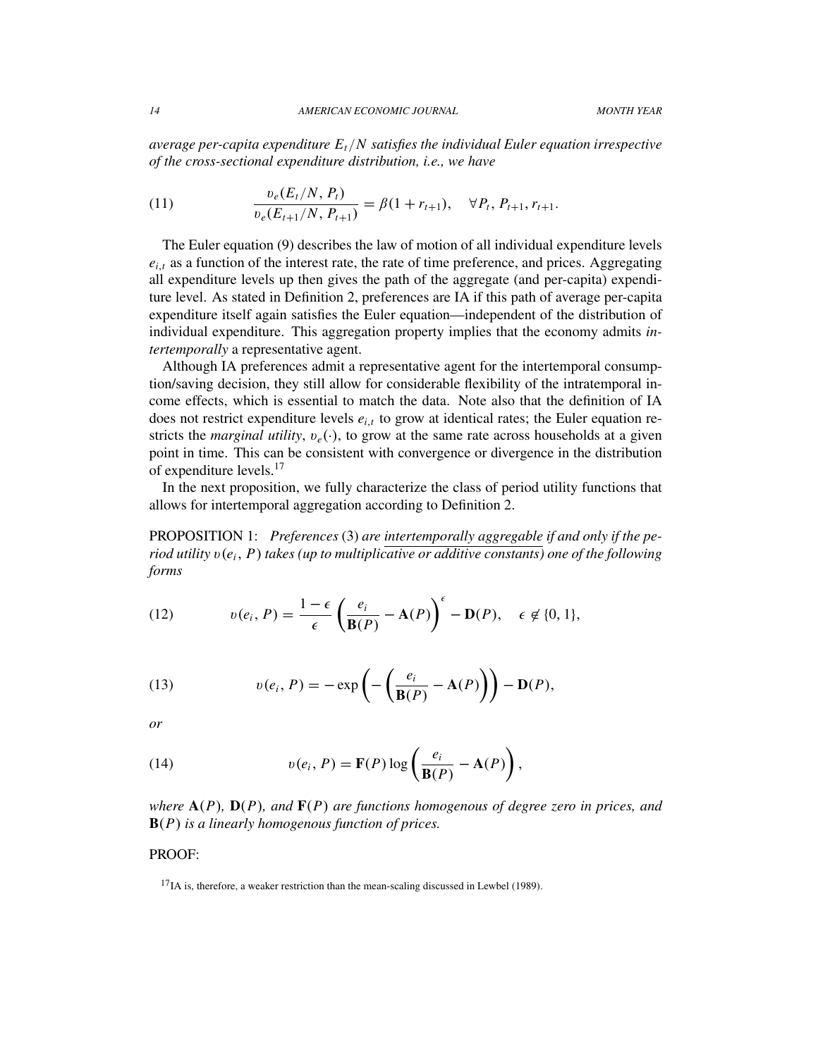*average per-capita expenditure $E_t/N$ satisfies the individual Euler equation irrespective of the cross-sectional expenditure distribution, i.e., we have*

$$\frac{\upsilon_e(E_t/N, P_t)}{\upsilon_e(E_{t+1}/N, P_{t+1})} = \beta(1 + r_{t+1}), \quad \forall P_t, P_{t+1}, r_{t+1}. \tag{11}$$

The Euler equation (9) describes the law of motion of all individual expenditure levels $e_{i,t}$ as a function of the interest rate, the rate of time preference, and prices. Aggregating all expenditure levels up then gives the path of the aggregate (and per-capita) expenditure level. As stated in Definition 2, preferences are IA if this path of average per-capita expenditure itself again satisfies the Euler equation—independent of the distribution of individual expenditure. This aggregation property implies that the economy admits *intertemporally* a representative agent.

Although IA preferences admit a representative agent for the intertemporal consumption/saving decision, they still allow for considerable flexibility of the intratemporal income effects, which is essential to match the data. Note also that the definition of IA does not restrict expenditure levels $e_{i,t}$ to grow at identical rates; the Euler equation restricts the *marginal utility*, $\upsilon_e(\cdot)$, to grow at the same rate across households at a given point in time. This can be consistent with convergence or divergence in the distribution of expenditure levels.[17]

In the next proposition, we fully characterize the class of period utility functions that allows for intertemporal aggregation according to Definition 2.

PROPOSITION 1: *Preferences* (3) *are intertemporally aggregable if and only if the period utility $\upsilon(e_i, P)$ takes (up to multiplicative or additive constants) one of the following forms*

$$\upsilon(e_i, P) = \frac{1-\epsilon}{\epsilon}\left(\frac{e_i}{\mathbf{B}(P)} - \mathbf{A}(P)\right)^{\epsilon} - \mathbf{D}(P), \quad \epsilon \notin \{0, 1\}, \tag{12}$$

$$\upsilon(e_i, P) = -\exp\left(-\left(\frac{e_i}{\mathbf{B}(P)} - \mathbf{A}(P)\right)\right) - \mathbf{D}(P), \tag{13}$$

*or*

$$\upsilon(e_i, P) = \mathbf{F}(P)\log\left(\frac{e_i}{\mathbf{B}(P)} - \mathbf{A}(P)\right), \tag{14}$$

*where $\mathbf{A}(P)$, $\mathbf{D}(P)$, and $\mathbf{F}(P)$ are functions homogenous of degree zero in prices, and $\mathbf{B}(P)$ is a linearly homogenous function of prices.*

PROOF:

[17] IA is, therefore, a weaker restriction than the mean-scaling discussed in Lewbel (1989).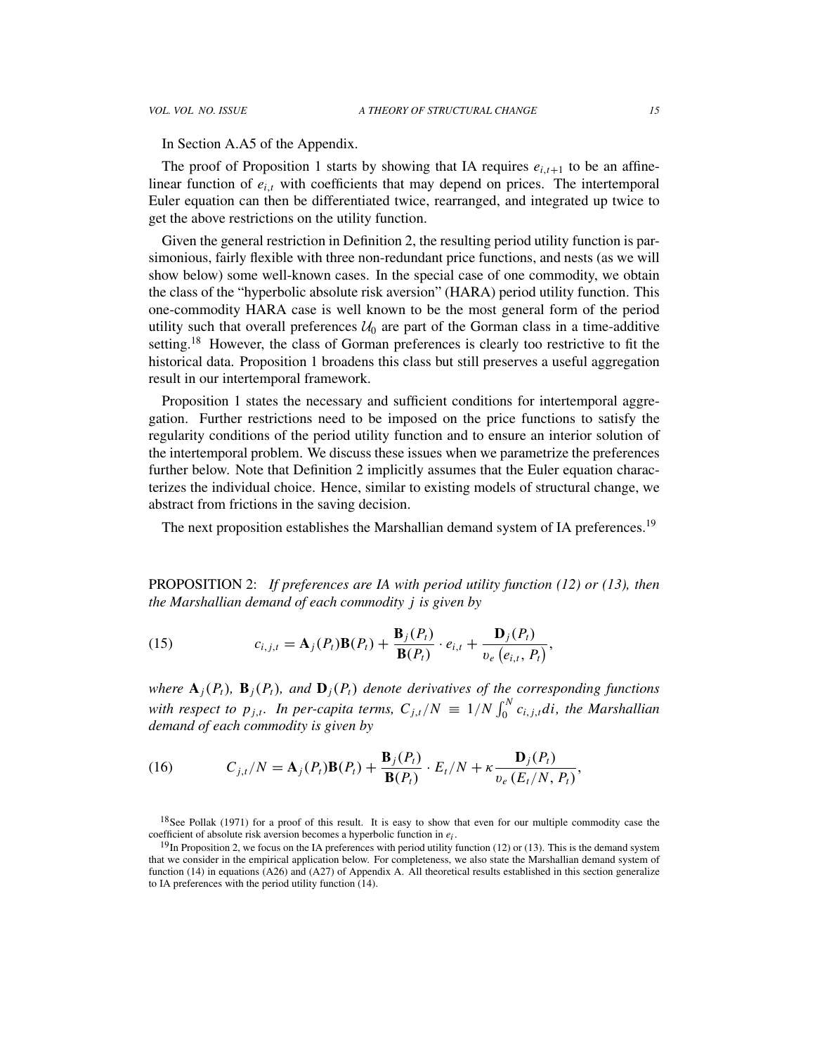In Section A.A5 of the Appendix.

The proof of Proposition 1 starts by showing that IA requires $e_{i,t+1}$ to be an affine-linear function of $e_{i,t}$ with coefficients that may depend on prices. The intertemporal Euler equation can then be differentiated twice, rearranged, and integrated up twice to get the above restrictions on the utility function.

Given the general restriction in Definition 2, the resulting period utility function is parsimonious, fairly flexible with three non-redundant price functions, and nests (as we will show below) some well-known cases. In the special case of one commodity, we obtain the class of the "hyperbolic absolute risk aversion" (HARA) period utility function. This one-commodity HARA case is well known to be the most general form of the period utility such that overall preferences $\mathcal{U}_0$ are part of the Gorman class in a time-additive setting.[18] However, the class of Gorman preferences is clearly too restrictive to fit the historical data. Proposition 1 broadens this class but still preserves a useful aggregation result in our intertemporal framework.

Proposition 1 states the necessary and sufficient conditions for intertemporal aggregation. Further restrictions need to be imposed on the price functions to satisfy the regularity conditions of the period utility function and to ensure an interior solution of the intertemporal problem. We discuss these issues when we parametrize the preferences further below. Note that Definition 2 implicitly assumes that the Euler equation characterizes the individual choice. Hence, similar to existing models of structural change, we abstract from frictions in the saving decision.

The next proposition establishes the Marshallian demand system of IA preferences.[19]

PROPOSITION 2: *If preferences are IA with period utility function (12) or (13), then the Marshallian demand of each commodity $j$ is given by*

$$c_{i,j,t} = \mathbf{A}_j(P_t)\mathbf{B}(P_t) + \frac{\mathbf{B}_j(P_t)}{\mathbf{B}(P_t)} \cdot e_{i,t} + \frac{\mathbf{D}_j(P_t)}{v_e\left(e_{i,t},\, P_t\right)}, \tag{15}$$

*where $\mathbf{A}_j(P_t)$, $\mathbf{B}_j(P_t)$, and $\mathbf{D}_j(P_t)$ denote derivatives of the corresponding functions with respect to $p_{j,t}$. In per-capita terms, $C_{j,t}/N \equiv 1/N \int_0^N c_{i,j,t} di$, the Marshallian demand of each commodity is given by*

$$C_{j,t}/N = \mathbf{A}_j(P_t)\mathbf{B}(P_t) + \frac{\mathbf{B}_j(P_t)}{\mathbf{B}(P_t)} \cdot E_t/N + \kappa \frac{\mathbf{D}_j(P_t)}{v_e\left(E_t/N,\, P_t\right)}, \tag{16}$$

[18] See Pollak (1971) for a proof of this result. It is easy to show that even for our multiple commodity case the coefficient of absolute risk aversion becomes a hyperbolic function in $e_i$.

[19] In Proposition 2, we focus on the IA preferences with period utility function (12) or (13). This is the demand system that we consider in the empirical application below. For completeness, we also state the Marshallian demand system of function (14) in equations (A26) and (A27) of Appendix A. All theoretical results established in this section generalize to IA preferences with the period utility function (14).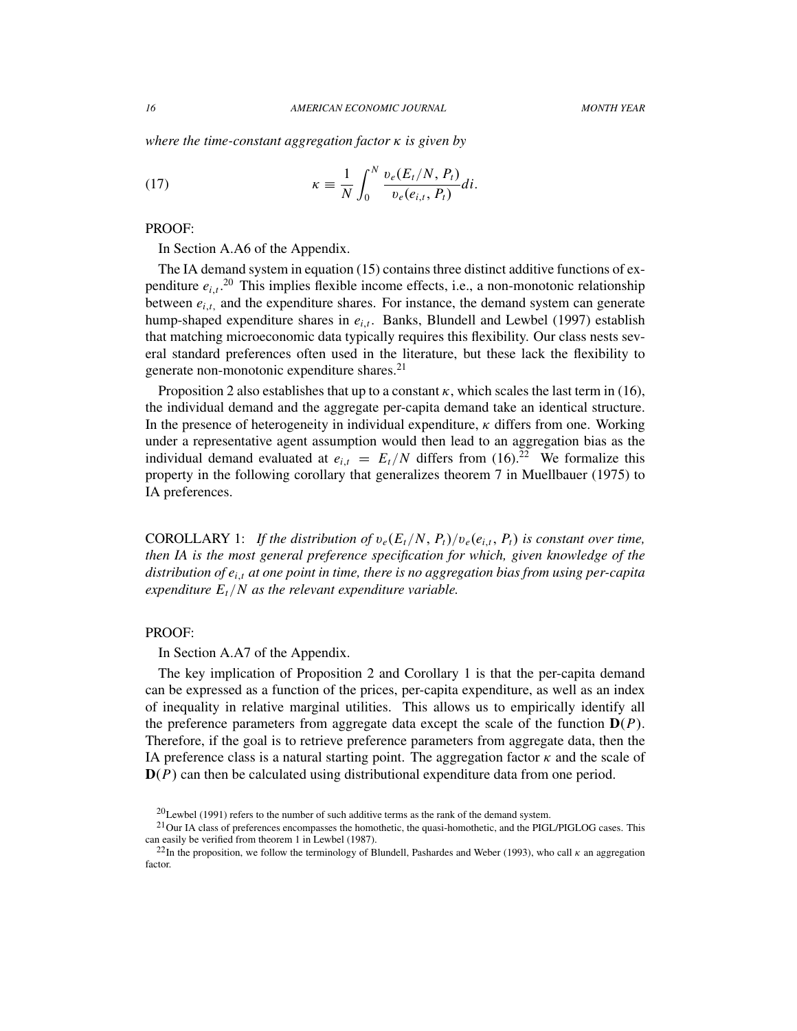*where the time-constant aggregation factor $\kappa$ is given by*

$$\kappa \equiv \frac{1}{N} \int_0^N \frac{\upsilon_e(E_t/N, P_t)}{\upsilon_e(e_{i,t}, P_t)} di. \tag{17}$$

PROOF:

In Section A.A6 of the Appendix.

The IA demand system in equation (15) contains three distinct additive functions of expenditure $e_{i,t}$.[20] This implies flexible income effects, i.e., a non-monotonic relationship between $e_{i,t,}$ and the expenditure shares. For instance, the demand system can generate hump-shaped expenditure shares in $e_{i,t}$. Banks, Blundell and Lewbel (1997) establish that matching microeconomic data typically requires this flexibility. Our class nests several standard preferences often used in the literature, but these lack the flexibility to generate non-monotonic expenditure shares.[21]

Proposition 2 also establishes that up to a constant $\kappa$, which scales the last term in (16), the individual demand and the aggregate per-capita demand take an identical structure. In the presence of heterogeneity in individual expenditure, $\kappa$ differs from one. Working under a representative agent assumption would then lead to an aggregation bias as the individual demand evaluated at $e_{i,t} = E_t/N$ differs from (16).[22] We formalize this property in the following corollary that generalizes theorem 7 in Muellbauer (1975) to IA preferences.

COROLLARY 1: *If the distribution of $\upsilon_e(E_t/N, P_t)/\upsilon_e(e_{i,t}, P_t)$ is constant over time, then IA is the most general preference specification for which, given knowledge of the distribution of $e_{i,t}$ at one point in time, there is no aggregation bias from using per-capita expenditure $E_t/N$ as the relevant expenditure variable.*

PROOF:

In Section A.A7 of the Appendix.

The key implication of Proposition 2 and Corollary 1 is that the per-capita demand can be expressed as a function of the prices, per-capita expenditure, as well as an index of inequality in relative marginal utilities. This allows us to empirically identify all the preference parameters from aggregate data except the scale of the function $\mathbf{D}(P)$. Therefore, if the goal is to retrieve preference parameters from aggregate data, then the IA preference class is a natural starting point. The aggregation factor $\kappa$ and the scale of $\mathbf{D}(P)$ can then be calculated using distributional expenditure data from one period.

[20] Lewbel (1991) refers to the number of such additive terms as the rank of the demand system.

[21] Our IA class of preferences encompasses the homothetic, the quasi-homothetic, and the PIGL/PIGLOG cases. This can easily be verified from theorem 1 in Lewbel (1987).

[22] In the proposition, we follow the terminology of Blundell, Pashardes and Weber (1993), who call $\kappa$ an aggregation factor.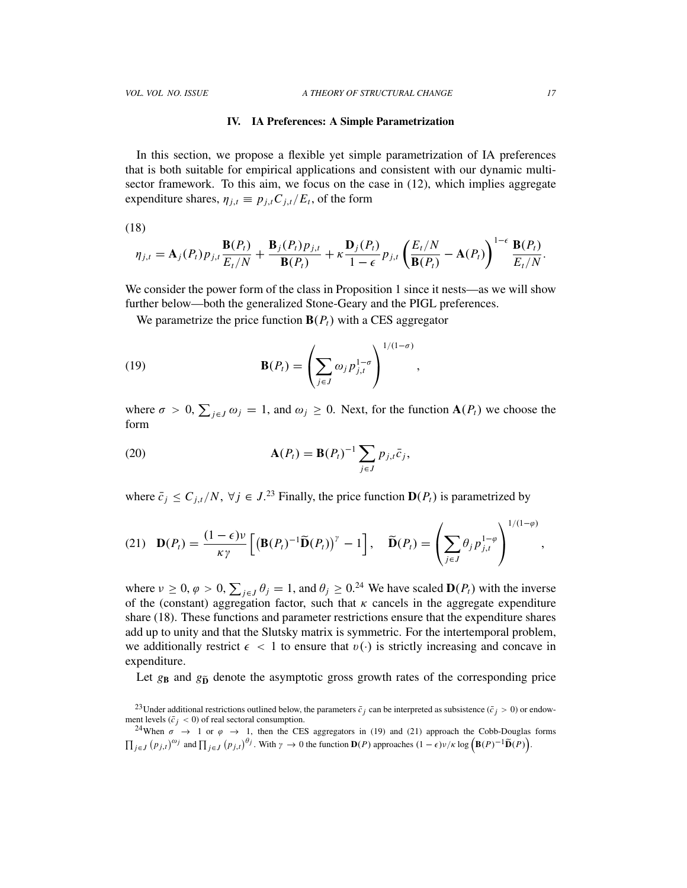## IV. IA Preferences: A Simple Parametrization

In this section, we propose a flexible yet simple parametrization of IA preferences that is both suitable for empirical applications and consistent with our dynamic multi-sector framework. To this aim, we focus on the case in (12), which implies aggregate expenditure shares, $\eta_{j,t} \equiv p_{j,t} C_{j,t}/E_t$, of the form

(18)

$$\eta_{j,t} = \mathbf{A}_j(P_t) p_{j,t} \frac{\mathbf{B}(P_t)}{E_t/N} + \frac{\mathbf{B}_j(P_t) p_{j,t}}{\mathbf{B}(P_t)} + \kappa \frac{\mathbf{D}_j(P_t)}{1-\epsilon} p_{j,t} \left( \frac{E_t/N}{\mathbf{B}(P_t)} - \mathbf{A}(P_t) \right)^{1-\epsilon} \frac{\mathbf{B}(P_t)}{E_t/N}.$$

We consider the power form of the class in Proposition 1 since it nests—as we will show further below—both the generalized Stone-Geary and the PIGL preferences.

We parametrize the price function $\mathbf{B}(P_t)$ with a CES aggregator

$$\mathbf{B}(P_t) = \left( \sum_{j \in J} \omega_j p_{j,t}^{1-\sigma} \right)^{1/(1-\sigma)}, \tag{19}$$

where $\sigma > 0$, $\sum_{j \in J} \omega_j = 1$, and $\omega_j \geq 0$. Next, for the function $\mathbf{A}(P_t)$ we choose the form

$$\mathbf{A}(P_t) = \mathbf{B}(P_t)^{-1} \sum_{j \in J} p_{j,t} \bar{c}_j, \tag{20}$$

where $\bar{c}_j \leq C_{j,t}/N$, $\forall j \in J$.[23] Finally, the price function $\mathbf{D}(P_t)$ is parametrized by

$$\mathbf{D}(P_t) = \frac{(1-\epsilon)\nu}{\kappa\gamma} \left[ \left( \mathbf{B}(P_t)^{-1} \widetilde{\mathbf{D}}(P_t) \right)^{\gamma} - 1 \right], \quad \widetilde{\mathbf{D}}(P_t) = \left( \sum_{j \in J} \theta_j p_{j,t}^{1-\varphi} \right)^{1/(1-\varphi)}, \tag{21}$$

where $\nu \geq 0$, $\varphi > 0$, $\sum_{j \in J} \theta_j = 1$, and $\theta_j \geq 0$.[24] We have scaled $\mathbf{D}(P_t)$ with the inverse of the (constant) aggregation factor, such that $\kappa$ cancels in the aggregate expenditure share (18). These functions and parameter restrictions ensure that the expenditure shares add up to unity and that the Slutsky matrix is symmetric. For the intertemporal problem, we additionally restrict $\epsilon < 1$ to ensure that $v(\cdot)$ is strictly increasing and concave in expenditure.

Let $g_{\mathbf{B}}$ and $g_{\widetilde{\mathbf{D}}}$ denote the asymptotic gross growth rates of the corresponding price

[23] Under additional restrictions outlined below, the parameters $\bar{c}_j$ can be interpreted as subsistence ($\bar{c}_j > 0$) or endowment levels ($\bar{c}_j < 0$) of real sectoral consumption.

[24] When $\sigma \to 1$ or $\varphi \to 1$, then the CES aggregators in (19) and (21) approach the Cobb-Douglas forms $\prod_{j \in J} (p_{j,t})^{\omega_j}$ and $\prod_{j \in J} (p_{j,t})^{\theta_j}$. With $\gamma \to 0$ the function $\mathbf{D}(P)$ approaches $(1-\epsilon)\nu/\kappa \log \left( \mathbf{B}(P)^{-1} \widetilde{\mathbf{D}}(P) \right)$.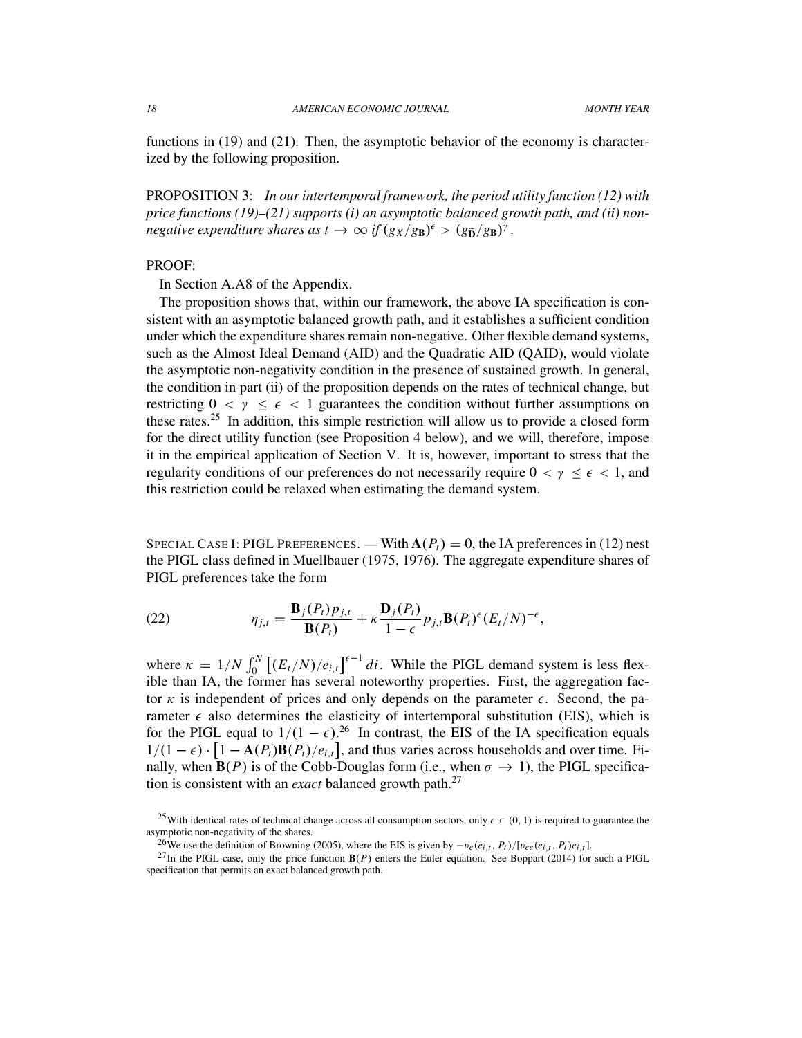functions in (19) and (21). Then, the asymptotic behavior of the economy is characterized by the following proposition.

PROPOSITION 3: *In our intertemporal framework, the period utility function (12) with price functions (19)–(21) supports (i) an asymptotic balanced growth path, and (ii) non-negative expenditure shares as $t \to \infty$ if $(g_X/g_{\mathbf{B}})^{\epsilon} > (g_{\bar{\mathbf{D}}}/g_{\mathbf{B}})^{\gamma}$.*

PROOF:

In Section A.A8 of the Appendix.

The proposition shows that, within our framework, the above IA specification is consistent with an asymptotic balanced growth path, and it establishes a sufficient condition under which the expenditure shares remain non-negative. Other flexible demand systems, such as the Almost Ideal Demand (AID) and the Quadratic AID (QAID), would violate the asymptotic non-negativity condition in the presence of sustained growth. In general, the condition in part (ii) of the proposition depends on the rates of technical change, but restricting $0 < \gamma \leq \epsilon < 1$ guarantees the condition without further assumptions on these rates.[25] In addition, this simple restriction will allow us to provide a closed form for the direct utility function (see Proposition 4 below), and we will, therefore, impose it in the empirical application of Section V. It is, however, important to stress that the regularity conditions of our preferences do not necessarily require $0 < \gamma \leq \epsilon < 1$, and this restriction could be relaxed when estimating the demand system.

SPECIAL CASE I: PIGL PREFERENCES. — With $\mathbf{A}(P_t) = 0$, the IA preferences in (12) nest the PIGL class defined in Muellbauer (1975, 1976). The aggregate expenditure shares of PIGL preferences take the form

$$\eta_{j,t} = \frac{\mathbf{B}_j(P_t)p_{j,t}}{\mathbf{B}(P_t)} + \kappa \frac{\mathbf{D}_j(P_t)}{1-\epsilon} p_{j,t}\mathbf{B}(P_t)^{\epsilon}(E_t/N)^{-\epsilon}, \tag{22}$$

where $\kappa = 1/N \int_0^N \left[(E_t/N)/e_{i,t}\right]^{\epsilon-1} di$. While the PIGL demand system is less flexible than IA, the former has several noteworthy properties. First, the aggregation factor $\kappa$ is independent of prices and only depends on the parameter $\epsilon$. Second, the parameter $\epsilon$ also determines the elasticity of intertemporal substitution (EIS), which is for the PIGL equal to $1/(1-\epsilon)$.[26] In contrast, the EIS of the IA specification equals $1/(1-\epsilon) \cdot \left[1 - \mathbf{A}(P_t)\mathbf{B}(P_t)/e_{i,t}\right]$, and thus varies across households and over time. Finally, when $\mathbf{B}(P)$ is of the Cobb-Douglas form (i.e., when $\sigma \to 1$), the PIGL specification is consistent with an *exact* balanced growth path.[27]

[25] With identical rates of technical change across all consumption sectors, only $\epsilon \in (0, 1)$ is required to guarantee the asymptotic non-negativity of the shares.

[26] We use the definition of Browning (2005), where the EIS is given by $-v_e(e_{i,t}, P_t)/[v_{ee}(e_{i,t}, P_t)e_{i,t}]$.

[27] In the PIGL case, only the price function $\mathbf{B}(P)$ enters the Euler equation. See Boppart (2014) for such a PIGL specification that permits an exact balanced growth path.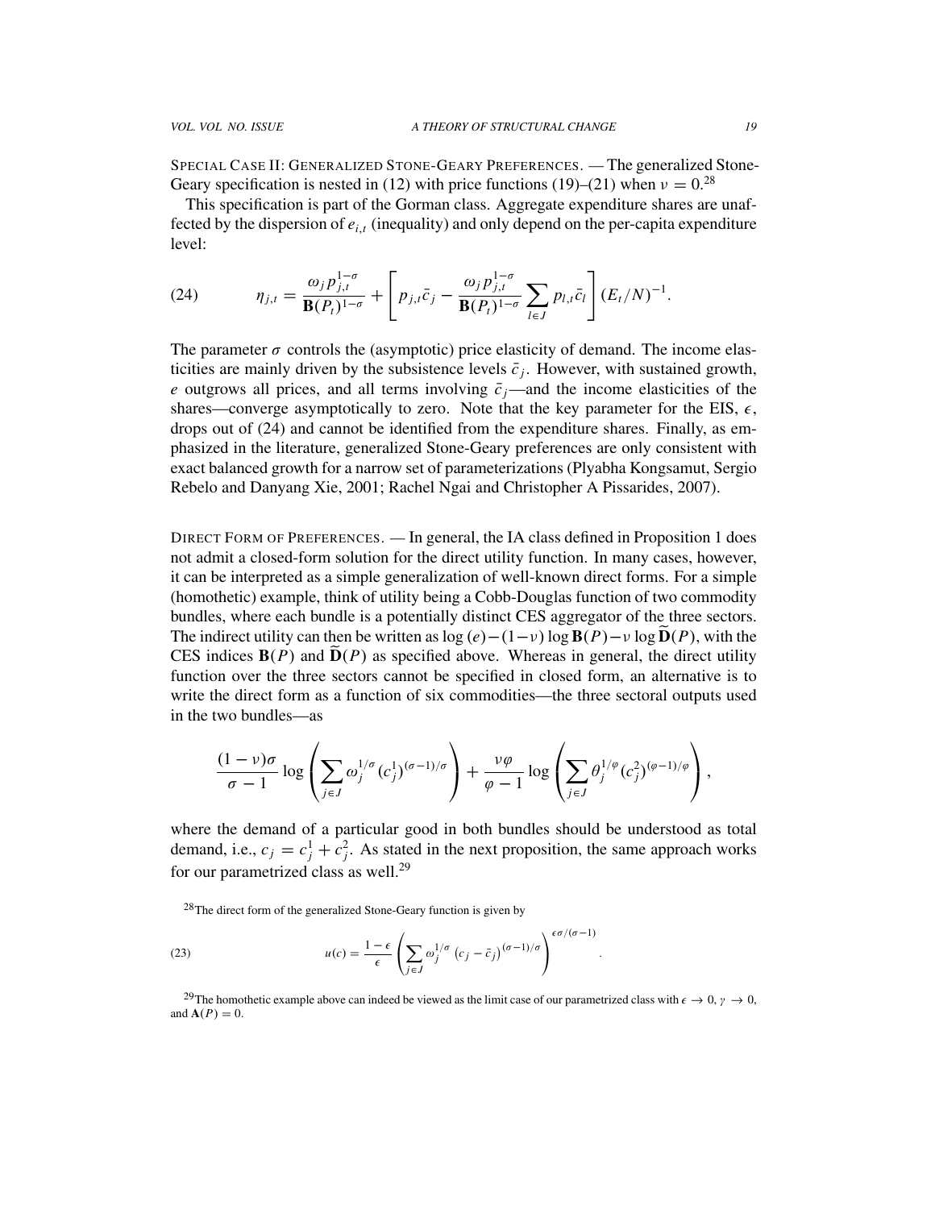SPECIAL CASE II: GENERALIZED STONE-GEARY PREFERENCES. — The generalized Stone-Geary specification is nested in (12) with price functions (19)–(21) when $\nu = 0$.[28]

This specification is part of the Gorman class. Aggregate expenditure shares are unaffected by the dispersion of $e_{i,t}$ (inequality) and only depend on the per-capita expenditure level:

$$\eta_{j,t} = \frac{\omega_j p_{j,t}^{1-\sigma}}{\mathbf{B}(P_t)^{1-\sigma}} + \left[ p_{j,t}\bar{c}_j - \frac{\omega_j p_{j,t}^{1-\sigma}}{\mathbf{B}(P_t)^{1-\sigma}} \sum_{l \in J} p_{l,t}\bar{c}_l \right] (E_t/N)^{-1}. \tag{24}$$

The parameter $\sigma$ controls the (asymptotic) price elasticity of demand. The income elasticities are mainly driven by the subsistence levels $\bar{c}_j$. However, with sustained growth, $e$ outgrows all prices, and all terms involving $\bar{c}_j$—and the income elasticities of the shares—converge asymptotically to zero. Note that the key parameter for the EIS, $\epsilon$, drops out of (24) and cannot be identified from the expenditure shares. Finally, as emphasized in the literature, generalized Stone-Geary preferences are only consistent with exact balanced growth for a narrow set of parameterizations (Plyabha Kongsamut, Sergio Rebelo and Danyang Xie, 2001; Rachel Ngai and Christopher A Pissarides, 2007).

DIRECT FORM OF PREFERENCES. — In general, the IA class defined in Proposition 1 does not admit a closed-form solution for the direct utility function. In many cases, however, it can be interpreted as a simple generalization of well-known direct forms. For a simple (homothetic) example, think of utility being a Cobb-Douglas function of two commodity bundles, where each bundle is a potentially distinct CES aggregator of the three sectors. The indirect utility can then be written as $\log(e) - (1-\nu)\log \mathbf{B}(P) - \nu \log \widetilde{\mathbf{D}}(P)$, with the CES indices $\mathbf{B}(P)$ and $\widetilde{\mathbf{D}}(P)$ as specified above. Whereas in general, the direct utility function over the three sectors cannot be specified in closed form, an alternative is to write the direct form as a function of six commodities—the three sectoral outputs used in the two bundles—as

$$\frac{(1-\nu)\sigma}{\sigma - 1} \log \left( \sum_{j \in J} \omega_j^{1/\sigma} (c_j^1)^{(\sigma-1)/\sigma} \right) + \frac{\nu\varphi}{\varphi - 1} \log \left( \sum_{j \in J} \theta_j^{1/\varphi} (c_j^2)^{(\varphi-1)/\varphi} \right),$$

where the demand of a particular good in both bundles should be understood as total demand, i.e., $c_j = c_j^1 + c_j^2$. As stated in the next proposition, the same approach works for our parametrized class as well.[29]

[28] The direct form of the generalized Stone-Geary function is given by

$$u(c) = \frac{1-\epsilon}{\epsilon} \left( \sum_{j \in J} \omega_j^{1/\sigma} \left( c_j - \bar{c}_j \right)^{(\sigma-1)/\sigma} \right)^{\epsilon\sigma/(\sigma-1)}. \tag{23}$$

[29] The homothetic example above can indeed be viewed as the limit case of our parametrized class with $\epsilon \to 0$, $\gamma \to 0$, and $\mathbf{A}(P) = 0$.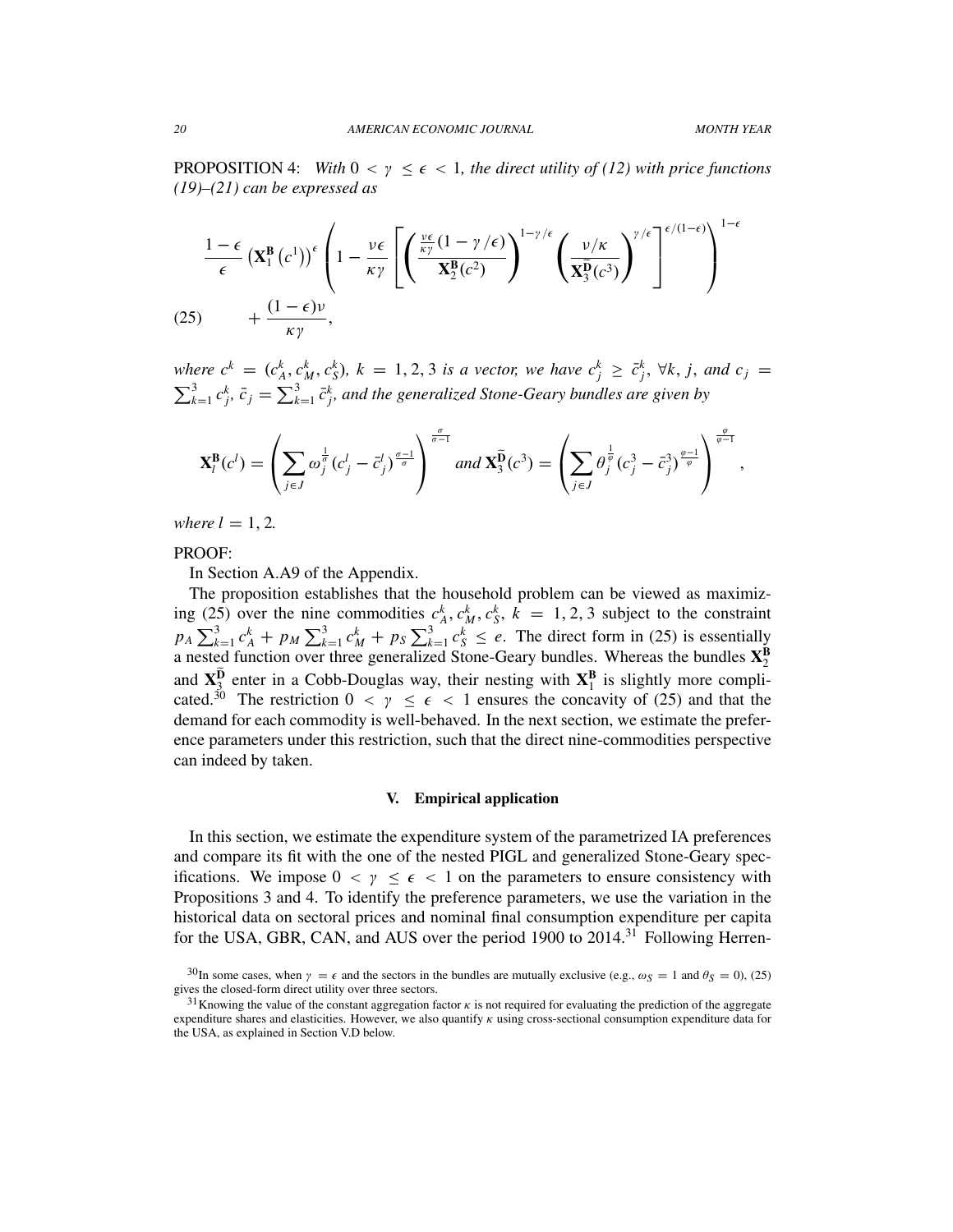PROPOSITION 4: *With $0 < \gamma \leq \epsilon < 1$, the direct utility of (12) with price functions (19)–(21) can be expressed as*

$$\frac{1-\epsilon}{\epsilon}\left(\mathbf{X}_1^{\mathbf{B}}\left(c^1\right)\right)^{\epsilon}\left(1-\frac{\nu\epsilon}{\kappa\gamma}\left[\left(\frac{\frac{\nu\epsilon}{\kappa\gamma}(1-\gamma/\epsilon)}{\mathbf{X}_2^{\mathbf{B}}(c^2)}\right)^{1-\gamma/\epsilon}\left(\frac{\nu/\kappa}{\mathbf{X}_3^{\tilde{\mathbf{D}}}(c^3)}\right)^{\gamma/\epsilon}\right]^{\epsilon/(1-\epsilon)}\right)^{1-\epsilon}$$

$$(25) \qquad + \frac{(1-\epsilon)\nu}{\kappa\gamma},$$

*where $c^k = (c_A^k, c_M^k, c_S^k)$, $k = 1, 2, 3$ is a vector, we have $c_j^k \geq \bar{c}_j^k$, $\forall k, j$, and $c_j = \sum_{k=1}^3 c_j^k$, $\bar{c}_j = \sum_{k=1}^3 \bar{c}_j^k$, and the generalized Stone-Geary bundles are given by*

$$\mathbf{X}_l^{\mathbf{B}}(c^l) = \left(\sum_{j\in J}\omega_j^{\frac{1}{\sigma}}(c_j^l - \bar{c}_j^l)^{\frac{\sigma-1}{\sigma}}\right)^{\frac{\sigma}{\sigma-1}} \text{ and } \mathbf{X}_3^{\tilde{\mathbf{D}}}(c^3) = \left(\sum_{j\in J}\theta_j^{\frac{1}{\varphi}}(c_j^3 - \bar{c}_j^3)^{\frac{\varphi-1}{\varphi}}\right)^{\frac{\varphi}{\varphi-1}},$$

*where $l = 1, 2$.*

PROOF:

In Section A.A9 of the Appendix.

The proposition establishes that the household problem can be viewed as maximizing (25) over the nine commodities $c_A^k, c_M^k, c_S^k$, $k = 1, 2, 3$ subject to the constraint $p_A \sum_{k=1}^3 c_A^k + p_M \sum_{k=1}^3 c_M^k + p_S \sum_{k=1}^3 c_S^k \leq e$. The direct form in (25) is essentially a nested function over three generalized Stone-Geary bundles. Whereas the bundles $\mathbf{X}_2^{\mathbf{B}}$ and $\mathbf{X}_3^{\tilde{\mathbf{D}}}$ enter in a Cobb-Douglas way, their nesting with $\mathbf{X}_1^{\mathbf{B}}$ is slightly more complicated.[30] The restriction $0 < \gamma \leq \epsilon < 1$ ensures the concavity of (25) and that the demand for each commodity is well-behaved. In the next section, we estimate the preference parameters under this restriction, such that the direct nine-commodities perspective can indeed by taken.

## V. Empirical application

In this section, we estimate the expenditure system of the parametrized IA preferences and compare its fit with the one of the nested PIGL and generalized Stone-Geary specifications. We impose $0 < \gamma \leq \epsilon < 1$ on the parameters to ensure consistency with Propositions 3 and 4. To identify the preference parameters, we use the variation in the historical data on sectoral prices and nominal final consumption expenditure per capita for the USA, GBR, CAN, and AUS over the period 1900 to 2014.[31] Following Herren-

[30]In some cases, when $\gamma = \epsilon$ and the sectors in the bundles are mutually exclusive (e.g., $\omega_S = 1$ and $\theta_S = 0$), (25) gives the closed-form direct utility over three sectors.

[31]Knowing the value of the constant aggregation factor $\kappa$ is not required for evaluating the prediction of the aggregate expenditure shares and elasticities. However, we also quantify $\kappa$ using cross-sectional consumption expenditure data for the USA, as explained in Section V.D below.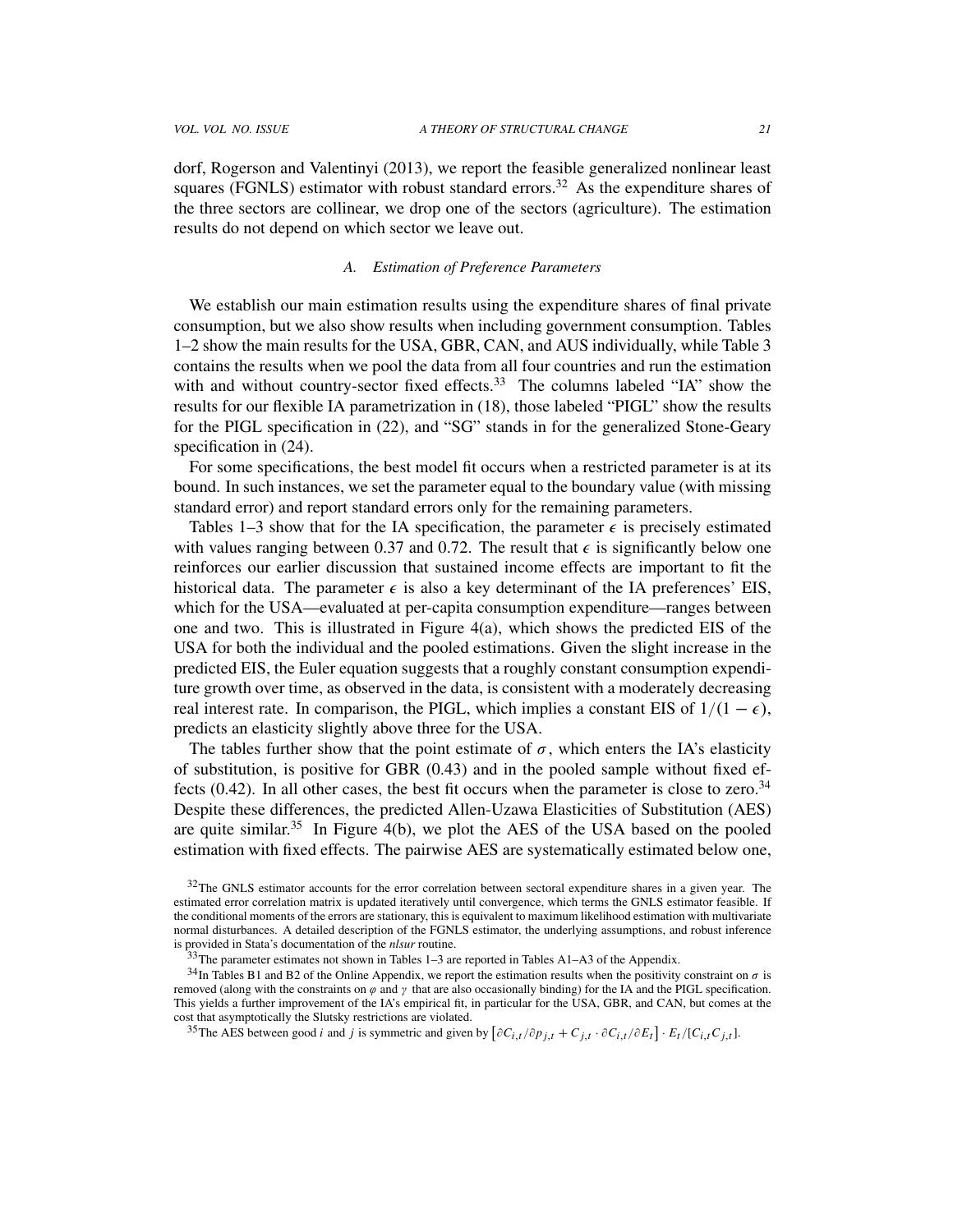dorf, Rogerson and Valentinyi (2013), we report the feasible generalized nonlinear least squares (FGNLS) estimator with robust standard errors.[32] As the expenditure shares of the three sectors are collinear, we drop one of the sectors (agriculture). The estimation results do not depend on which sector we leave out.

### A. Estimation of Preference Parameters

We establish our main estimation results using the expenditure shares of final private consumption, but we also show results when including government consumption. Tables 1–2 show the main results for the USA, GBR, CAN, and AUS individually, while Table 3 contains the results when we pool the data from all four countries and run the estimation with and without country-sector fixed effects.[33] The columns labeled "IA" show the results for our flexible IA parametrization in (18), those labeled "PIGL" show the results for the PIGL specification in (22), and "SG" stands in for the generalized Stone-Geary specification in (24).

For some specifications, the best model fit occurs when a restricted parameter is at its bound. In such instances, we set the parameter equal to the boundary value (with missing standard error) and report standard errors only for the remaining parameters.

Tables 1–3 show that for the IA specification, the parameter $\epsilon$ is precisely estimated with values ranging between 0.37 and 0.72. The result that $\epsilon$ is significantly below one reinforces our earlier discussion that sustained income effects are important to fit the historical data. The parameter $\epsilon$ is also a key determinant of the IA preferences' EIS, which for the USA—evaluated at per-capita consumption expenditure—ranges between one and two. This is illustrated in Figure 4(a), which shows the predicted EIS of the USA for both the individual and the pooled estimations. Given the slight increase in the predicted EIS, the Euler equation suggests that a roughly constant consumption expenditure growth over time, as observed in the data, is consistent with a moderately decreasing real interest rate. In comparison, the PIGL, which implies a constant EIS of $1/(1-\epsilon)$, predicts an elasticity slightly above three for the USA.

The tables further show that the point estimate of $\sigma$, which enters the IA's elasticity of substitution, is positive for GBR (0.43) and in the pooled sample without fixed effects (0.42). In all other cases, the best fit occurs when the parameter is close to zero.[34] Despite these differences, the predicted Allen-Uzawa Elasticities of Substitution (AES) are quite similar.[35] In Figure 4(b), we plot the AES of the USA based on the pooled estimation with fixed effects. The pairwise AES are systematically estimated below one,

[32] The GNLS estimator accounts for the error correlation between sectoral expenditure shares in a given year. The estimated error correlation matrix is updated iteratively until convergence, which terms the GNLS estimator feasible. If the conditional moments of the errors are stationary, this is equivalent to maximum likelihood estimation with multivariate normal disturbances. A detailed description of the FGNLS estimator, the underlying assumptions, and robust inference is provided in Stata's documentation of the *nlsur* routine.

[33] The parameter estimates not shown in Tables 1–3 are reported in Tables A1–A3 of the Appendix.

[34] In Tables B1 and B2 of the Online Appendix, we report the estimation results when the positivity constraint on $\sigma$ is removed (along with the constraints on $\varphi$ and $\gamma$ that are also occasionally binding) for the IA and the PIGL specification. This yields a further improvement of the IA's empirical fit, in particular for the USA, GBR, and CAN, but comes at the cost that asymptotically the Slutsky restrictions are violated.

[35] The AES between good $i$ and $j$ is symmetric and given by $\left[\partial C_{i,t}/\partial p_{j,t} + C_{j,t} \cdot \partial C_{i,t}/\partial E_t\right] \cdot E_t/[C_{i,t}C_{j,t}]$.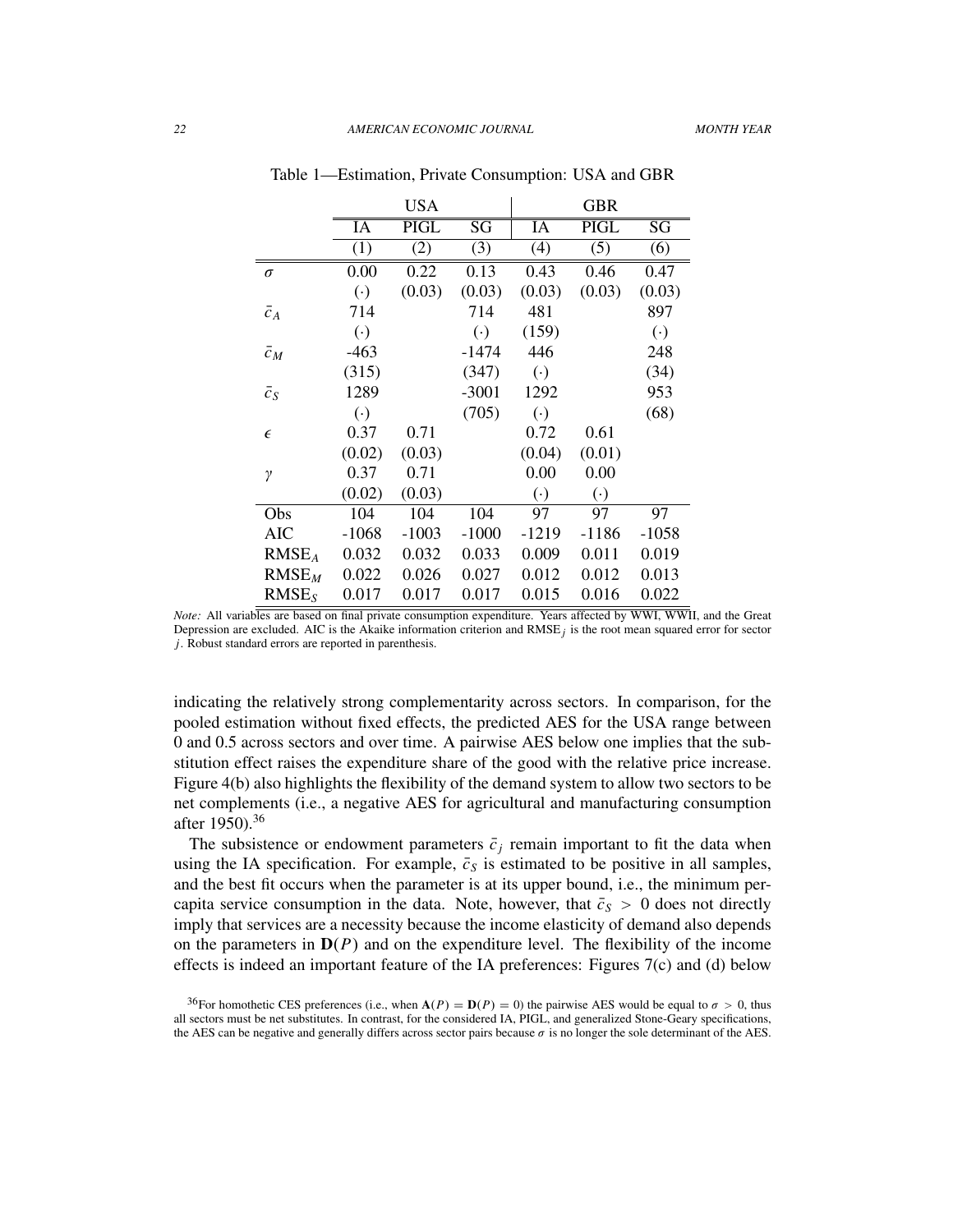Table 1—Estimation, Private Consumption: USA and GBR

| | USA | | | GBR | | |
|---|---|---|---|---|---|---|
| | IA | PIGL | SG | IA | PIGL | SG |
| | (1) | (2) | (3) | (4) | (5) | (6) |
| $\sigma$ | 0.00 | 0.22 | 0.13 | 0.43 | 0.46 | 0.47 |
| | $(\cdot)$ | (0.03) | (0.03) | (0.03) | (0.03) | (0.03) |
| $\bar{c}_A$ | 714 | | 714 | 481 | | 897 |
| | $(\cdot)$ | | $(\cdot)$ | (159) | | $(\cdot)$ |
| $\bar{c}_M$ | -463 | | -1474 | 446 | | 248 |
| | (315) | | (347) | $(\cdot)$ | | (34) |
| $\bar{c}_S$ | 1289 | | -3001 | 1292 | | 953 |
| | $(\cdot)$ | | (705) | $(\cdot)$ | | (68) |
| $\epsilon$ | 0.37 | 0.71 | | 0.72 | 0.61 | |
| | (0.02) | (0.03) | | (0.04) | (0.01) | |
| $\gamma$ | 0.37 | 0.71 | | 0.00 | 0.00 | |
| | (0.02) | (0.03) | | $(\cdot)$ | $(\cdot)$ | |
| Obs | 104 | 104 | 104 | 97 | 97 | 97 |
| AIC | -1068 | -1003 | -1000 | -1219 | -1186 | -1058 |
| $\text{RMSE}_A$ | 0.032 | 0.032 | 0.033 | 0.009 | 0.011 | 0.019 |
| $\text{RMSE}_M$ | 0.022 | 0.026 | 0.027 | 0.012 | 0.012 | 0.013 |
| $\text{RMSE}_S$ | 0.017 | 0.017 | 0.017 | 0.015 | 0.016 | 0.022 |

*Note:* All variables are based on final private consumption expenditure. Years affected by WWI, WWII, and the Great Depression are excluded. AIC is the Akaike information criterion and $\text{RMSE}_j$ is the root mean squared error for sector $j$. Robust standard errors are reported in parenthesis.

indicating the relatively strong complementarity across sectors. In comparison, for the pooled estimation without fixed effects, the predicted AES for the USA range between 0 and 0.5 across sectors and over time. A pairwise AES below one implies that the substitution effect raises the expenditure share of the good with the relative price increase. Figure 4(b) also highlights the flexibility of the demand system to allow two sectors to be net complements (i.e., a negative AES for agricultural and manufacturing consumption after 1950).[36]

The subsistence or endowment parameters $\bar{c}_j$ remain important to fit the data when using the IA specification. For example, $\bar{c}_S$ is estimated to be positive in all samples, and the best fit occurs when the parameter is at its upper bound, i.e., the minimum per-capita service consumption in the data. Note, however, that $\bar{c}_S > 0$ does not directly imply that services are a necessity because the income elasticity of demand also depends on the parameters in $\mathbf{D}(P)$ and on the expenditure level. The flexibility of the income effects is indeed an important feature of the IA preferences: Figures 7(c) and (d) below

[36] For homothetic CES preferences (i.e., when $\mathbf{A}(P) = \mathbf{D}(P) = 0$) the pairwise AES would be equal to $\sigma > 0$, thus all sectors must be net substitutes. In contrast, for the considered IA, PIGL, and generalized Stone-Geary specifications, the AES can be negative and generally differs across sector pairs because $\sigma$ is no longer the sole determinant of the AES.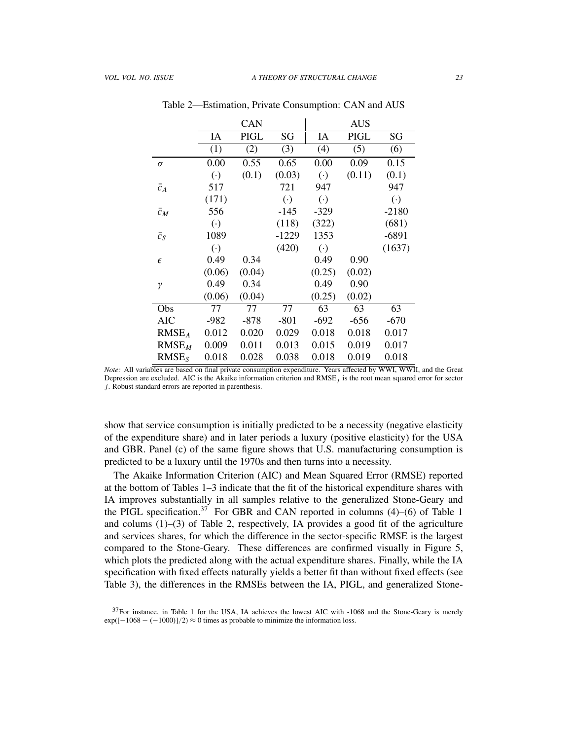Table 2—Estimation, Private Consumption: CAN and AUS

| | CAN | | | AUS | | |
|---|---|---|---|---|---|---|
| | IA | PIGL | SG | IA | PIGL | SG |
| | (1) | (2) | (3) | (4) | (5) | (6) |
| $\sigma$ | 0.00 | 0.55 | 0.65 | 0.00 | 0.09 | 0.15 |
| | $(\cdot)$ | (0.1) | (0.03) | $(\cdot)$ | (0.11) | (0.1) |
| $\bar{c}_A$ | 517 | | 721 | 947 | | 947 |
| | (171) | | $(\cdot)$ | $(\cdot)$ | | $(\cdot)$ |
| $\bar{c}_M$ | 556 | | -145 | -329 | | -2180 |
| | $(\cdot)$ | | (118) | (322) | | (681) |
| $\bar{c}_S$ | 1089 | | -1229 | 1353 | | -6891 |
| | $(\cdot)$ | | (420) | $(\cdot)$ | | (1637) |
| $\epsilon$ | 0.49 | 0.34 | | 0.49 | 0.90 | |
| | (0.06) | (0.04) | | (0.25) | (0.02) | |
| $\gamma$ | 0.49 | 0.34 | | 0.49 | 0.90 | |
| | (0.06) | (0.04) | | (0.25) | (0.02) | |
| Obs | 77 | 77 | 77 | 63 | 63 | 63 |
| AIC | -982 | -878 | -801 | -692 | -656 | -670 |
| $\text{RMSE}_A$ | 0.012 | 0.020 | 0.029 | 0.018 | 0.018 | 0.017 |
| $\text{RMSE}_M$ | 0.009 | 0.011 | 0.013 | 0.015 | 0.019 | 0.017 |
| $\text{RMSE}_S$ | 0.018 | 0.028 | 0.038 | 0.018 | 0.019 | 0.018 |

*Note:* All variables are based on final private consumption expenditure. Years affected by WWI, WWII, and the Great Depression are excluded. AIC is the Akaike information criterion and $\text{RMSE}_j$ is the root mean squared error for sector $j$. Robust standard errors are reported in parenthesis.

show that service consumption is initially predicted to be a necessity (negative elasticity of the expenditure share) and in later periods a luxury (positive elasticity) for the USA and GBR. Panel (c) of the same figure shows that U.S. manufacturing consumption is predicted to be a luxury until the 1970s and then turns into a necessity.

The Akaike Information Criterion (AIC) and Mean Squared Error (RMSE) reported at the bottom of Tables 1–3 indicate that the fit of the historical expenditure shares with IA improves substantially in all samples relative to the generalized Stone-Geary and the PIGL specification.[37] For GBR and CAN reported in columns (4)–(6) of Table 1 and colums (1)–(3) of Table 2, respectively, IA provides a good fit of the agriculture and services shares, for which the difference in the sector-specific RMSE is the largest compared to the Stone-Geary. These differences are confirmed visually in Figure 5, which plots the predicted along with the actual expenditure shares. Finally, while the IA specification with fixed effects naturally yields a better fit than without fixed effects (see Table 3), the differences in the RMSEs between the IA, PIGL, and generalized Stone-

[37] For instance, in Table 1 for the USA, IA achieves the lowest AIC with -1068 and the Stone-Geary is merely $\exp([-1068 - (-1000)]/2) \approx 0$ times as probable to minimize the information loss.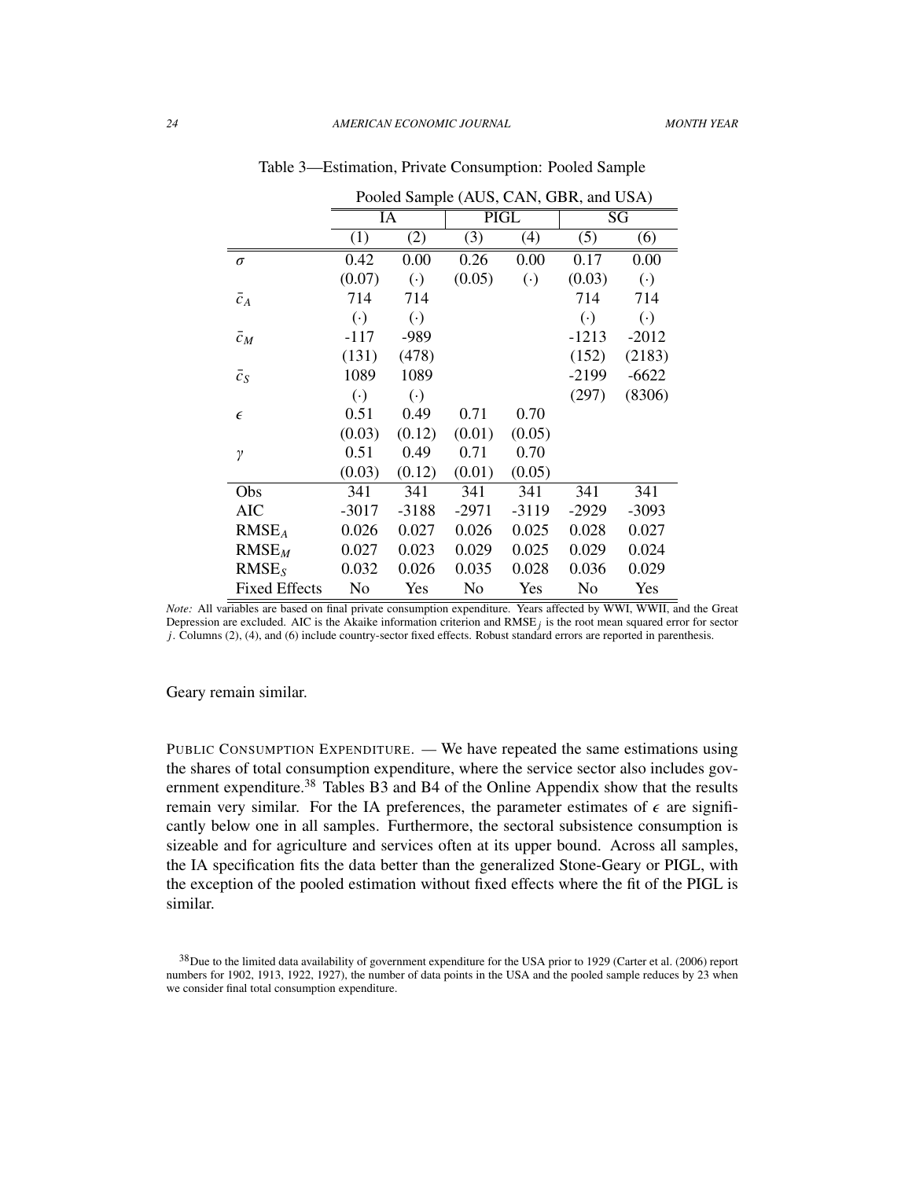Table 3—Estimation, Private Consumption: Pooled Sample

| | Pooled Sample (AUS, CAN, GBR, and USA) | | | | | |
|---|---|---|---|---|---|---|
| | IA | | PIGL | | SG | |
| | (1) | (2) | (3) | (4) | (5) | (6) |
| $\sigma$ | 0.42 | 0.00 | 0.26 | 0.00 | 0.17 | 0.00 |
| | (0.07) | $(\cdot)$ | (0.05) | $(\cdot)$ | (0.03) | $(\cdot)$ |
| $\bar{c}_A$ | 714 | 714 | | | 714 | 714 |
| | $(\cdot)$ | $(\cdot)$ | | | $(\cdot)$ | $(\cdot)$ |
| $\bar{c}_M$ | -117 | -989 | | | -1213 | -2012 |
| | (131) | (478) | | | (152) | (2183) |
| $\bar{c}_S$ | 1089 | 1089 | | | -2199 | -6622 |
| | $(\cdot)$ | $(\cdot)$ | | | (297) | (8306) |
| $\epsilon$ | 0.51 | 0.49 | 0.71 | 0.70 | | |
| | (0.03) | (0.12) | (0.01) | (0.05) | | |
| $\gamma$ | 0.51 | 0.49 | 0.71 | 0.70 | | |
| | (0.03) | (0.12) | (0.01) | (0.05) | | |
| Obs | 341 | 341 | 341 | 341 | 341 | 341 |
| AIC | -3017 | -3188 | -2971 | -3119 | -2929 | -3093 |
| $\text{RMSE}_A$ | 0.026 | 0.027 | 0.026 | 0.025 | 0.028 | 0.027 |
| $\text{RMSE}_M$ | 0.027 | 0.023 | 0.029 | 0.025 | 0.029 | 0.024 |
| $\text{RMSE}_S$ | 0.032 | 0.026 | 0.035 | 0.028 | 0.036 | 0.029 |
| Fixed Effects | No | Yes | No | Yes | No | Yes |

*Note:* All variables are based on final private consumption expenditure. Years affected by WWI, WWII, and the Great Depression are excluded. AIC is the Akaike information criterion and $\text{RMSE}_j$ is the root mean squared error for sector $j$. Columns (2), (4), and (6) include country-sector fixed effects. Robust standard errors are reported in parenthesis.

Geary remain similar.

Public Consumption Expenditure. — We have repeated the same estimations using the shares of total consumption expenditure, where the service sector also includes government expenditure.[38] Tables B3 and B4 of the Online Appendix show that the results remain very similar. For the IA preferences, the parameter estimates of $\epsilon$ are significantly below one in all samples. Furthermore, the sectoral subsistence consumption is sizeable and for agriculture and services often at its upper bound. Across all samples, the IA specification fits the data better than the generalized Stone-Geary or PIGL, with the exception of the pooled estimation without fixed effects where the fit of the PIGL is similar.

[38] Due to the limited data availability of government expenditure for the USA prior to 1929 (Carter et al. (2006) report numbers for 1902, 1913, 1922, 1927), the number of data points in the USA and the pooled sample reduces by 23 when we consider final total consumption expenditure.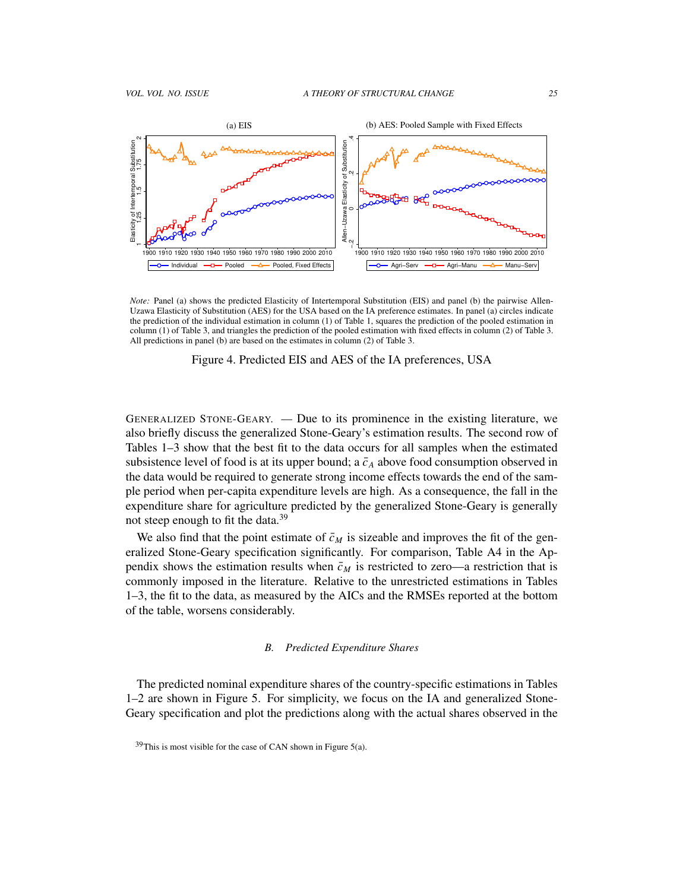*Note:* Panel (a) shows the predicted Elasticity of Intertemporal Substitution (EIS) and panel (b) the pairwise Allen-Uzawa Elasticity of Substitution (AES) for the USA based on the IA preference estimates. In panel (a) circles indicate the prediction of the individual estimation in column (1) of Table 1, squares the prediction of the pooled estimation in column (1) of Table 3, and triangles the prediction of the pooled estimation with fixed effects in column (2) of Table 3. All predictions in panel (b) are based on the estimates in column (2) of Table 3.

Figure 4. Predicted EIS and AES of the IA preferences, USA

GENERALIZED STONE-GEARY. — Due to its prominence in the existing literature, we also briefly discuss the generalized Stone-Geary's estimation results. The second row of Tables 1–3 show that the best fit to the data occurs for all samples when the estimated subsistence level of food is at its upper bound; a $\bar{c}_A$ above food consumption observed in the data would be required to generate strong income effects towards the end of the sample period when per-capita expenditure levels are high. As a consequence, the fall in the expenditure share for agriculture predicted by the generalized Stone-Geary is generally not steep enough to fit the data.[39]

We also find that the point estimate of $\bar{c}_M$ is sizeable and improves the fit of the generalized Stone-Geary specification significantly. For comparison, Table A4 in the Appendix shows the estimation results when $\bar{c}_M$ is restricted to zero—a restriction that is commonly imposed in the literature. Relative to the unrestricted estimations in Tables 1–3, the fit to the data, as measured by the AICs and the RMSEs reported at the bottom of the table, worsens considerably.

### B. *Predicted Expenditure Shares*

The predicted nominal expenditure shares of the country-specific estimations in Tables 1–2 are shown in Figure 5. For simplicity, we focus on the IA and generalized Stone-Geary specification and plot the predictions along with the actual shares observed in the

[39]This is most visible for the case of CAN shown in Figure 5(a).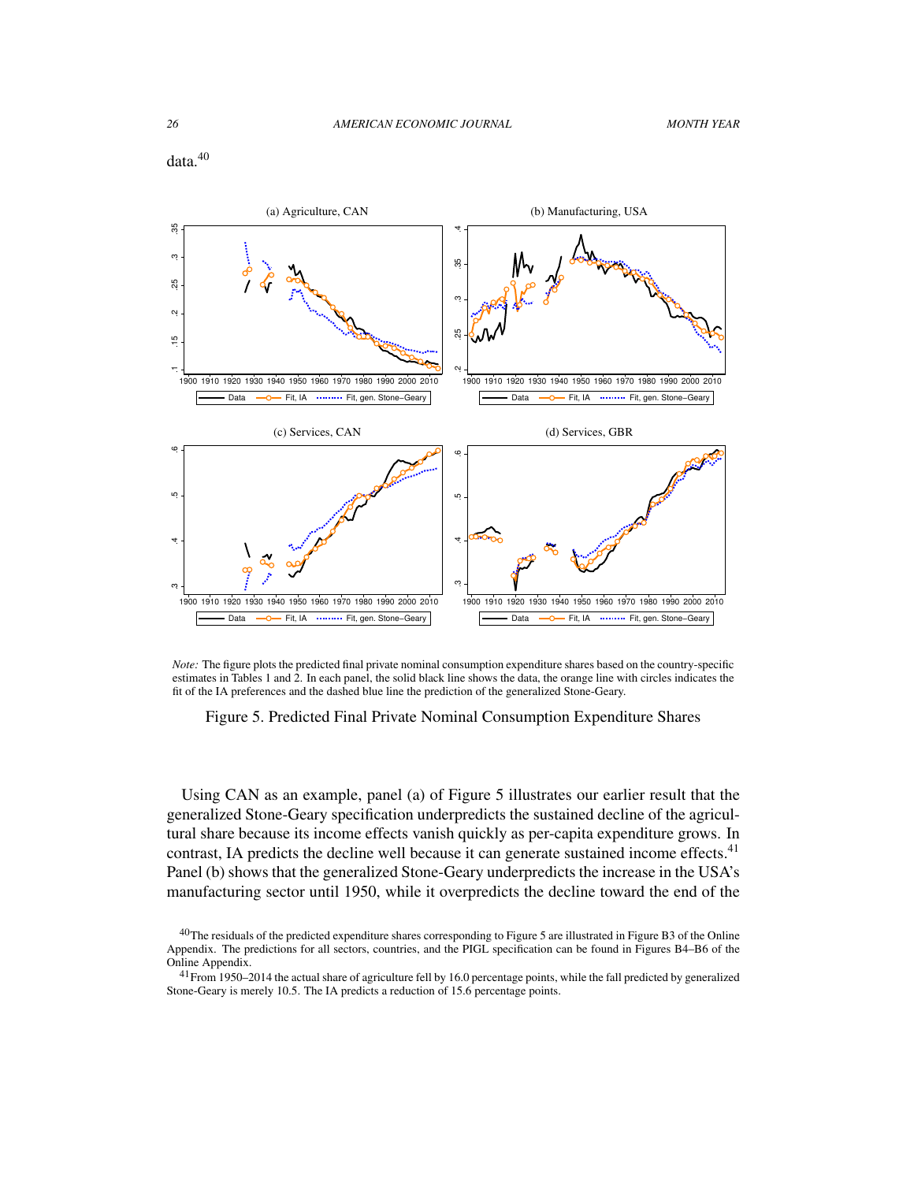data.[40]

Note: The figure plots the predicted final private nominal consumption expenditure shares based on the country-specific estimates in Tables 1 and 2. In each panel, the solid black line shows the data, the orange line with circles indicates the fit of the IA preferences and the dashed blue line the prediction of the generalized Stone-Geary.

Figure 5. Predicted Final Private Nominal Consumption Expenditure Shares

Using CAN as an example, panel (a) of Figure 5 illustrates our earlier result that the generalized Stone-Geary specification underpredicts the sustained decline of the agricultural share because its income effects vanish quickly as per-capita expenditure grows. In contrast, IA predicts the decline well because it can generate sustained income effects.[41] Panel (b) shows that the generalized Stone-Geary underpredicts the increase in the USA's manufacturing sector until 1950, while it overpredicts the decline toward the end of the

[40]The residuals of the predicted expenditure shares corresponding to Figure 5 are illustrated in Figure B3 of the Online Appendix. The predictions for all sectors, countries, and the PIGL specification can be found in Figures B4–B6 of the Online Appendix.

[41]From 1950–2014 the actual share of agriculture fell by 16.0 percentage points, while the fall predicted by generalized Stone-Geary is merely 10.5. The IA predicts a reduction of 15.6 percentage points.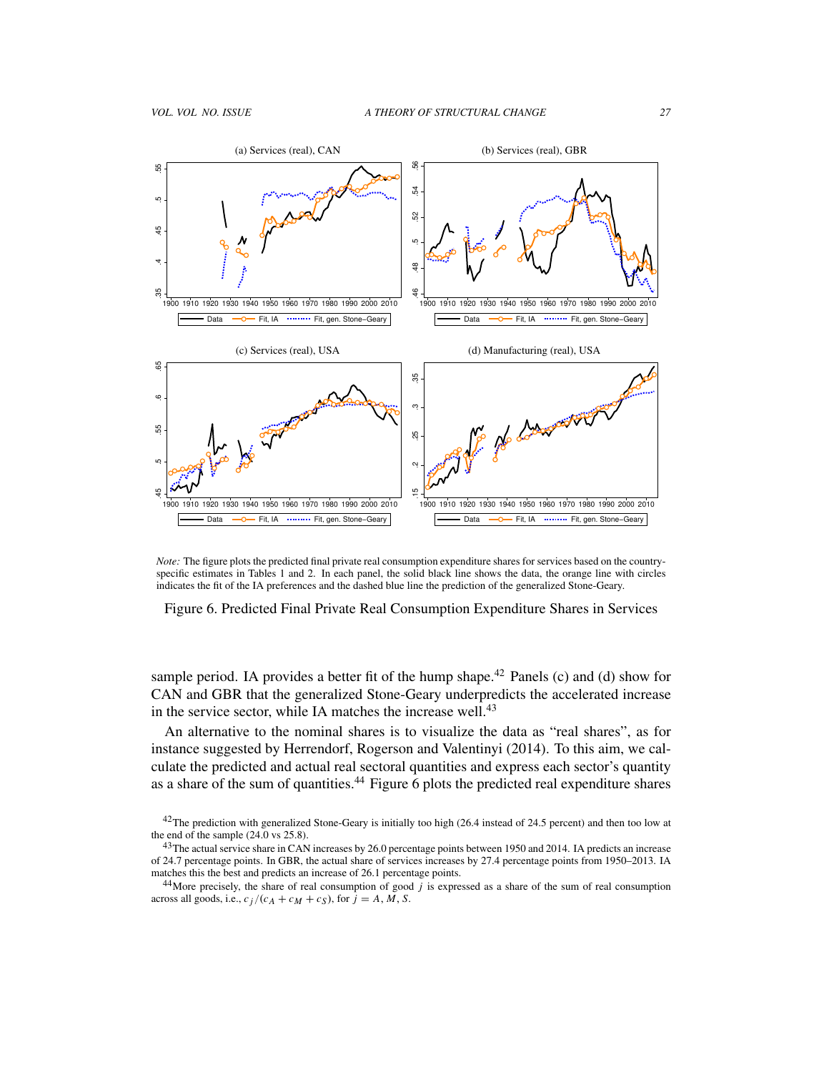*Note:* The figure plots the predicted final private real consumption expenditure shares for services based on the country-specific estimates in Tables 1 and 2. In each panel, the solid black line shows the data, the orange line with circles indicates the fit of the IA preferences and the dashed blue line the prediction of the generalized Stone-Geary.

Figure 6. Predicted Final Private Real Consumption Expenditure Shares in Services

sample period. IA provides a better fit of the hump shape.[42] Panels (c) and (d) show for CAN and GBR that the generalized Stone-Geary underpredicts the accelerated increase in the service sector, while IA matches the increase well.[43]

An alternative to the nominal shares is to visualize the data as "real shares", as for instance suggested by Herrendorf, Rogerson and Valentinyi (2014). To this aim, we calculate the predicted and actual real sectoral quantities and express each sector's quantity as a share of the sum of quantities.[44] Figure 6 plots the predicted real expenditure shares

[42] The prediction with generalized Stone-Geary is initially too high (26.4 instead of 24.5 percent) and then too low at the end of the sample (24.0 vs 25.8).

[43] The actual service share in CAN increases by 26.0 percentage points between 1950 and 2014. IA predicts an increase of 24.7 percentage points. In GBR, the actual share of services increases by 27.4 percentage points from 1950–2013. IA matches this the best and predicts an increase of 26.1 percentage points.

[44] More precisely, the share of real consumption of good $j$ is expressed as a share of the sum of real consumption across all goods, i.e., $c_j/(c_A + c_M + c_S)$, for $j = A, M, S$.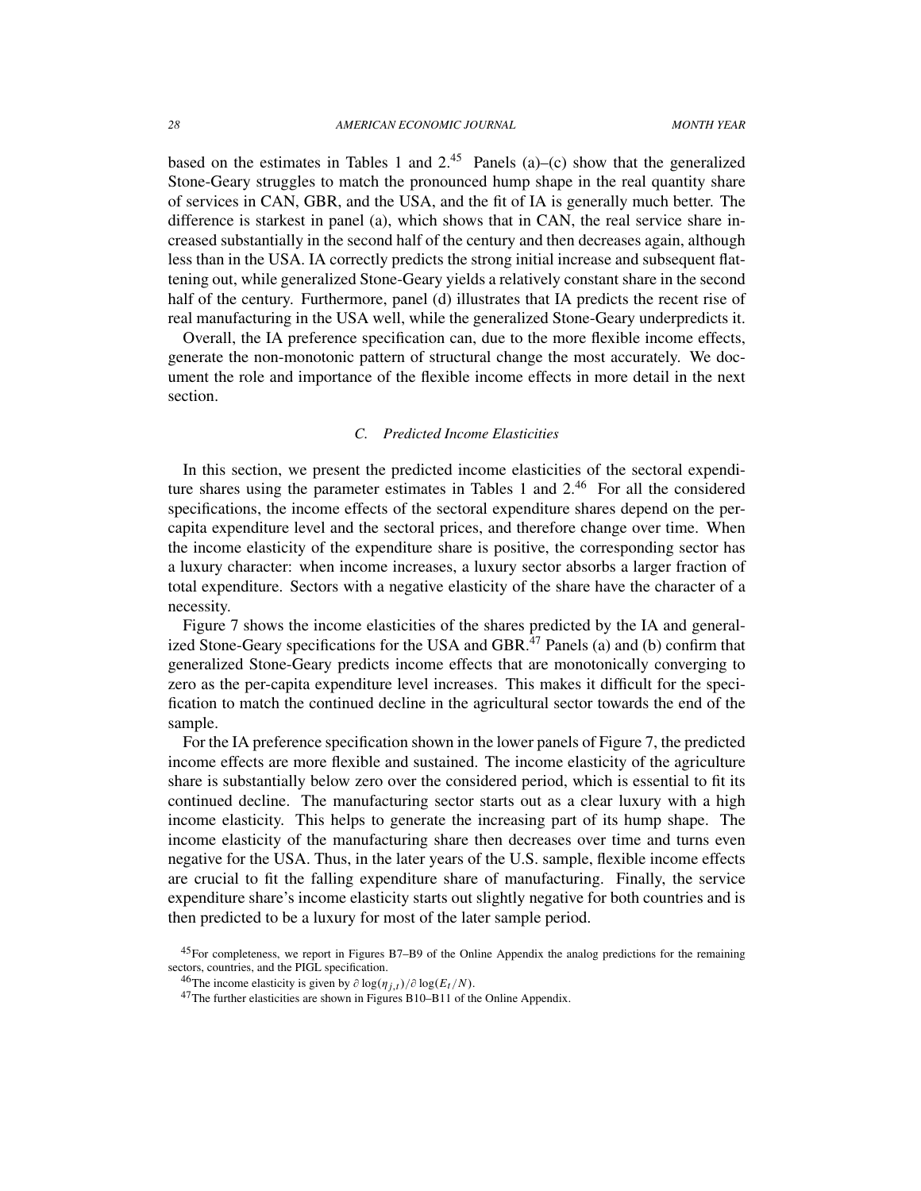based on the estimates in Tables 1 and 2.[45] Panels (a)–(c) show that the generalized Stone-Geary struggles to match the pronounced hump shape in the real quantity share of services in CAN, GBR, and the USA, and the fit of IA is generally much better. The difference is starkest in panel (a), which shows that in CAN, the real service share increased substantially in the second half of the century and then decreases again, although less than in the USA. IA correctly predicts the strong initial increase and subsequent flattening out, while generalized Stone-Geary yields a relatively constant share in the second half of the century. Furthermore, panel (d) illustrates that IA predicts the recent rise of real manufacturing in the USA well, while the generalized Stone-Geary underpredicts it.

Overall, the IA preference specification can, due to the more flexible income effects, generate the non-monotonic pattern of structural change the most accurately. We document the role and importance of the flexible income effects in more detail in the next section.

### *C. Predicted Income Elasticities*

In this section, we present the predicted income elasticities of the sectoral expenditure shares using the parameter estimates in Tables 1 and 2.[46] For all the considered specifications, the income effects of the sectoral expenditure shares depend on the per-capita expenditure level and the sectoral prices, and therefore change over time. When the income elasticity of the expenditure share is positive, the corresponding sector has a luxury character: when income increases, a luxury sector absorbs a larger fraction of total expenditure. Sectors with a negative elasticity of the share have the character of a necessity.

Figure 7 shows the income elasticities of the shares predicted by the IA and generalized Stone-Geary specifications for the USA and GBR.[47] Panels (a) and (b) confirm that generalized Stone-Geary predicts income effects that are monotonically converging to zero as the per-capita expenditure level increases. This makes it difficult for the specification to match the continued decline in the agricultural sector towards the end of the sample.

For the IA preference specification shown in the lower panels of Figure 7, the predicted income effects are more flexible and sustained. The income elasticity of the agriculture share is substantially below zero over the considered period, which is essential to fit its continued decline. The manufacturing sector starts out as a clear luxury with a high income elasticity. This helps to generate the increasing part of its hump shape. The income elasticity of the manufacturing share then decreases over time and turns even negative for the USA. Thus, in the later years of the U.S. sample, flexible income effects are crucial to fit the falling expenditure share of manufacturing. Finally, the service expenditure share's income elasticity starts out slightly negative for both countries and is then predicted to be a luxury for most of the later sample period.

[45] For completeness, we report in Figures B7–B9 of the Online Appendix the analog predictions for the remaining sectors, countries, and the PIGL specification.

[46] The income elasticity is given by $\partial \log(\eta_{j,t})/\partial \log(E_t/N)$.

[47] The further elasticities are shown in Figures B10–B11 of the Online Appendix.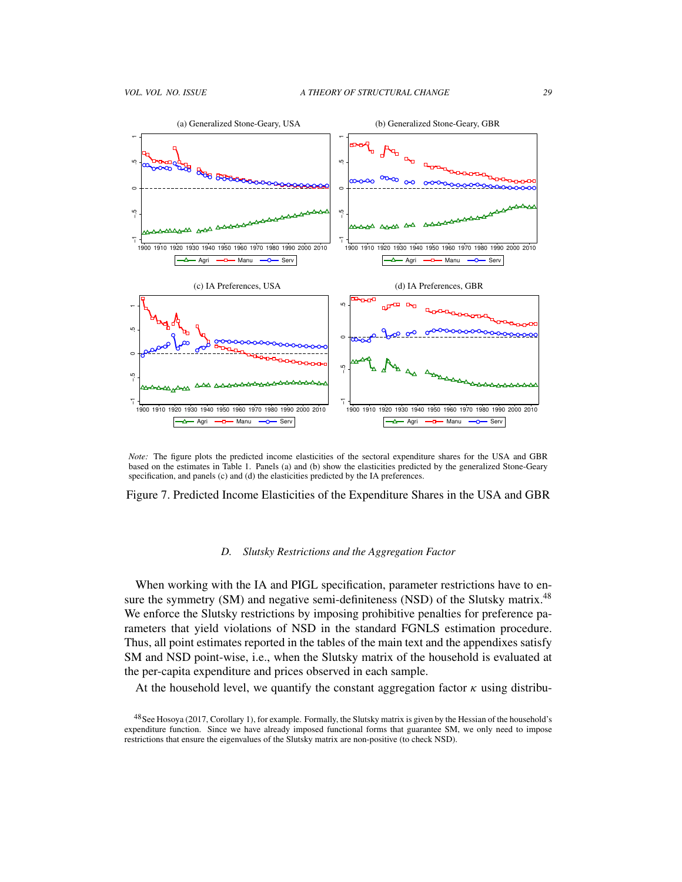*Note:* The figure plots the predicted income elasticities of the sectoral expenditure shares for the USA and GBR based on the estimates in Table 1. Panels (a) and (b) show the elasticities predicted by the generalized Stone-Geary specification, and panels (c) and (d) the elasticities predicted by the IA preferences.

Figure 7. Predicted Income Elasticities of the Expenditure Shares in the USA and GBR

### D. *Slutsky Restrictions and the Aggregation Factor*

When working with the IA and PIGL specification, parameter restrictions have to ensure the symmetry (SM) and negative semi-definiteness (NSD) of the Slutsky matrix.[48] We enforce the Slutsky restrictions by imposing prohibitive penalties for preference parameters that yield violations of NSD in the standard FGNLS estimation procedure. Thus, all point estimates reported in the tables of the main text and the appendixes satisfy SM and NSD point-wise, i.e., when the Slutsky matrix of the household is evaluated at the per-capita expenditure and prices observed in each sample.

At the household level, we quantify the constant aggregation factor $\kappa$ using distribu-

[48] See Hosoya (2017, Corollary 1), for example. Formally, the Slutsky matrix is given by the Hessian of the household's expenditure function. Since we have already imposed functional forms that guarantee SM, we only need to impose restrictions that ensure the eigenvalues of the Slutsky matrix are non-positive (to check NSD).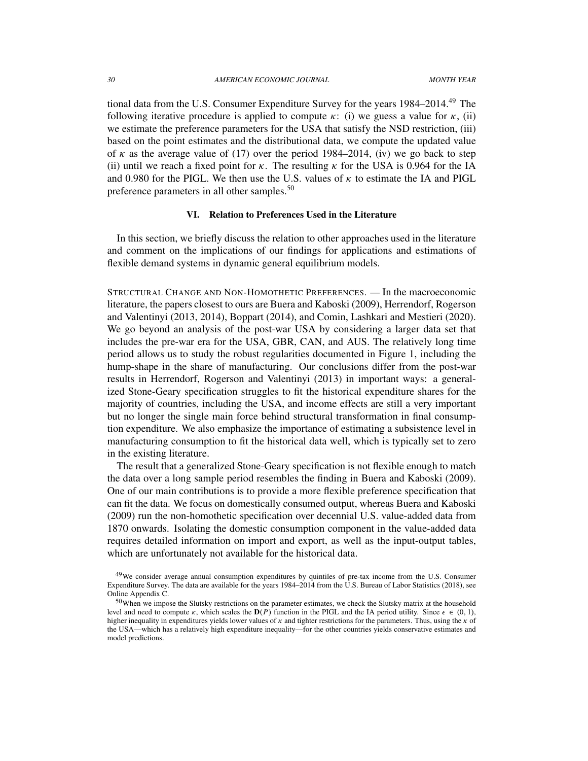tional data from the U.S. Consumer Expenditure Survey for the years 1984–2014.[49] The following iterative procedure is applied to compute $\kappa$: (i) we guess a value for $\kappa$, (ii) we estimate the preference parameters for the USA that satisfy the NSD restriction, (iii) based on the point estimates and the distributional data, we compute the updated value of $\kappa$ as the average value of (17) over the period 1984–2014, (iv) we go back to step (ii) until we reach a fixed point for $\kappa$. The resulting $\kappa$ for the USA is 0.964 for the IA and 0.980 for the PIGL. We then use the U.S. values of $\kappa$ to estimate the IA and PIGL preference parameters in all other samples.[50]

## VI. Relation to Preferences Used in the Literature

In this section, we briefly discuss the relation to other approaches used in the literature and comment on the implications of our findings for applications and estimations of flexible demand systems in dynamic general equilibrium models.

STRUCTURAL CHANGE AND NON-HOMOTHETIC PREFERENCES. — In the macroeconomic literature, the papers closest to ours are Buera and Kaboski (2009), Herrendorf, Rogerson and Valentinyi (2013, 2014), Boppart (2014), and Comin, Lashkari and Mestieri (2020). We go beyond an analysis of the post-war USA by considering a larger data set that includes the pre-war era for the USA, GBR, CAN, and AUS. The relatively long time period allows us to study the robust regularities documented in Figure 1, including the hump-shape in the share of manufacturing. Our conclusions differ from the post-war results in Herrendorf, Rogerson and Valentinyi (2013) in important ways: a generalized Stone-Geary specification struggles to fit the historical expenditure shares for the majority of countries, including the USA, and income effects are still a very important but no longer the single main force behind structural transformation in final consumption expenditure. We also emphasize the importance of estimating a subsistence level in manufacturing consumption to fit the historical data well, which is typically set to zero in the existing literature.

The result that a generalized Stone-Geary specification is not flexible enough to match the data over a long sample period resembles the finding in Buera and Kaboski (2009). One of our main contributions is to provide a more flexible preference specification that can fit the data. We focus on domestically consumed output, whereas Buera and Kaboski (2009) run the non-homothetic specification over decennial U.S. value-added data from 1870 onwards. Isolating the domestic consumption component in the value-added data requires detailed information on import and export, as well as the input-output tables, which are unfortunately not available for the historical data.

[49] We consider average annual consumption expenditures by quintiles of pre-tax income from the U.S. Consumer Expenditure Survey. The data are available for the years 1984–2014 from the U.S. Bureau of Labor Statistics (2018), see Online Appendix C.

[50] When we impose the Slutsky restrictions on the parameter estimates, we check the Slutsky matrix at the household level and need to compute $\kappa$, which scales the $\mathbf{D}(P)$ function in the PIGL and the IA period utility. Since $\epsilon \in (0, 1)$, higher inequality in expenditures yields lower values of $\kappa$ and tighter restrictions for the parameters. Thus, using the $\kappa$ of the USA—which has a relatively high expenditure inequality—for the other countries yields conservative estimates and model predictions.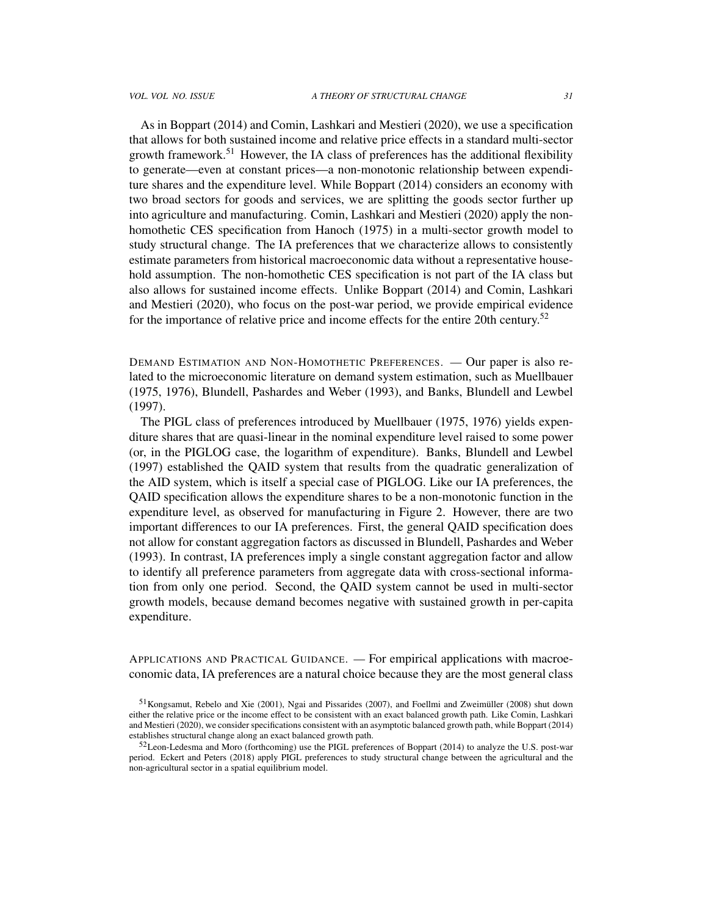As in Boppart (2014) and Comin, Lashkari and Mestieri (2020), we use a specification that allows for both sustained income and relative price effects in a standard multi-sector growth framework.[51] However, the IA class of preferences has the additional flexibility to generate—even at constant prices—a non-monotonic relationship between expenditure shares and the expenditure level. While Boppart (2014) considers an economy with two broad sectors for goods and services, we are splitting the goods sector further up into agriculture and manufacturing. Comin, Lashkari and Mestieri (2020) apply the non-homothetic CES specification from Hanoch (1975) in a multi-sector growth model to study structural change. The IA preferences that we characterize allows to consistently estimate parameters from historical macroeconomic data without a representative household assumption. The non-homothetic CES specification is not part of the IA class but also allows for sustained income effects. Unlike Boppart (2014) and Comin, Lashkari and Mestieri (2020), who focus on the post-war period, we provide empirical evidence for the importance of relative price and income effects for the entire 20th century.[52]

Demand Estimation and Non-Homothetic Preferences. — Our paper is also related to the microeconomic literature on demand system estimation, such as Muellbauer (1975, 1976), Blundell, Pashardes and Weber (1993), and Banks, Blundell and Lewbel (1997).

The PIGL class of preferences introduced by Muellbauer (1975, 1976) yields expenditure shares that are quasi-linear in the nominal expenditure level raised to some power (or, in the PIGLOG case, the logarithm of expenditure). Banks, Blundell and Lewbel (1997) established the QAID system that results from the quadratic generalization of the AID system, which is itself a special case of PIGLOG. Like our IA preferences, the QAID specification allows the expenditure shares to be a non-monotonic function in the expenditure level, as observed for manufacturing in Figure 2. However, there are two important differences to our IA preferences. First, the general QAID specification does not allow for constant aggregation factors as discussed in Blundell, Pashardes and Weber (1993). In contrast, IA preferences imply a single constant aggregation factor and allow to identify all preference parameters from aggregate data with cross-sectional information from only one period. Second, the QAID system cannot be used in multi-sector growth models, because demand becomes negative with sustained growth in per-capita expenditure.

Applications and Practical Guidance. — For empirical applications with macroeconomic data, IA preferences are a natural choice because they are the most general class

[51] Kongsamut, Rebelo and Xie (2001), Ngai and Pissarides (2007), and Foellmi and Zweimüller (2008) shut down either the relative price or the income effect to be consistent with an exact balanced growth path. Like Comin, Lashkari and Mestieri (2020), we consider specifications consistent with an asymptotic balanced growth path, while Boppart (2014) establishes structural change along an exact balanced growth path.

[52] Leon-Ledesma and Moro (forthcoming) use the PIGL preferences of Boppart (2014) to analyze the U.S. post-war period. Eckert and Peters (2018) apply PIGL preferences to study structural change between the agricultural and the non-agricultural sector in a spatial equilibrium model.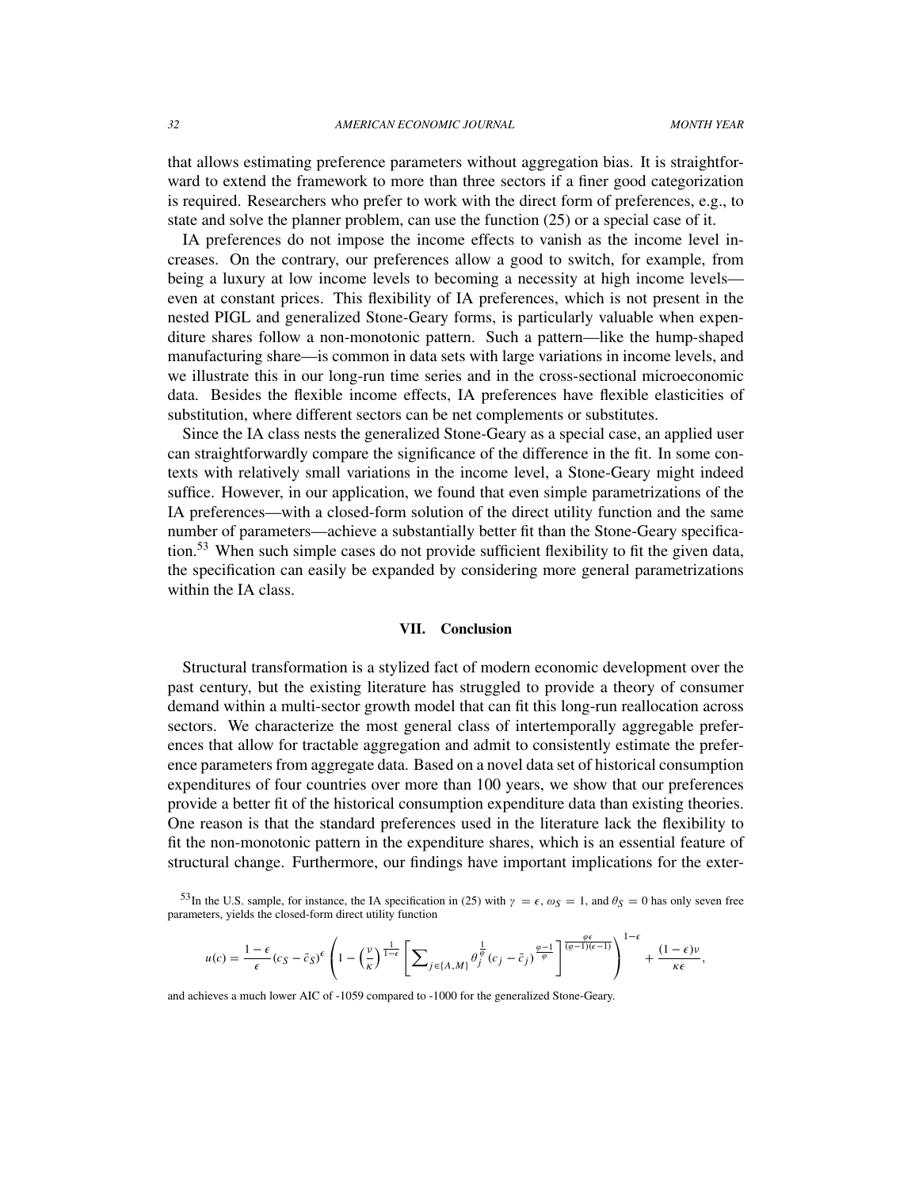that allows estimating preference parameters without aggregation bias. It is straightforward to extend the framework to more than three sectors if a finer good categorization is required. Researchers who prefer to work with the direct form of preferences, e.g., to state and solve the planner problem, can use the function (25) or a special case of it.

IA preferences do not impose the income effects to vanish as the income level increases. On the contrary, our preferences allow a good to switch, for example, from being a luxury at low income levels to becoming a necessity at high income levels—even at constant prices. This flexibility of IA preferences, which is not present in the nested PIGL and generalized Stone-Geary forms, is particularly valuable when expenditure shares follow a non-monotonic pattern. Such a pattern—like the hump-shaped manufacturing share—is common in data sets with large variations in income levels, and we illustrate this in our long-run time series and in the cross-sectional microeconomic data. Besides the flexible income effects, IA preferences have flexible elasticities of substitution, where different sectors can be net complements or substitutes.

Since the IA class nests the generalized Stone-Geary as a special case, an applied user can straightforwardly compare the significance of the difference in the fit. In some contexts with relatively small variations in the income level, a Stone-Geary might indeed suffice. However, in our application, we found that even simple parametrizations of the IA preferences—with a closed-form solution of the direct utility function and the same number of parameters—achieve a substantially better fit than the Stone-Geary specification.[53] When such simple cases do not provide sufficient flexibility to fit the given data, the specification can easily be expanded by considering more general parametrizations within the IA class.

## VII. Conclusion

Structural transformation is a stylized fact of modern economic development over the past century, but the existing literature has struggled to provide a theory of consumer demand within a multi-sector growth model that can fit this long-run reallocation across sectors. We characterize the most general class of intertemporally aggregable preferences that allow for tractable aggregation and admit to consistently estimate the preference parameters from aggregate data. Based on a novel data set of historical consumption expenditures of four countries over more than 100 years, we show that our preferences provide a better fit of the historical consumption expenditure data than existing theories. One reason is that the standard preferences used in the literature lack the flexibility to fit the non-monotonic pattern in the expenditure shares, which is an essential feature of structural change. Furthermore, our findings have important implications for the exter-

[53] In the U.S. sample, for instance, the IA specification in (25) with $\gamma = \epsilon$, $\omega_S = 1$, and $\theta_S = 0$ has only seven free parameters, yields the closed-form direct utility function

$$u(c) = \frac{1-\epsilon}{\epsilon}(c_S - \bar{c}_S)^{\epsilon}\left(1 - \left(\frac{\nu}{\kappa}\right)^{\frac{1}{1-\epsilon}}\left[\sum_{j\in\{A,M\}}\theta_j^{\frac{1}{\varphi}}(c_j - \bar{c}_j)^{\frac{\varphi-1}{\varphi}}\right]^{\frac{\varphi\epsilon}{(\varphi-1)(\epsilon-1)}}\right)^{1-\epsilon} + \frac{(1-\epsilon)\nu}{\kappa\epsilon},$$

and achieves a much lower AIC of -1059 compared to -1000 for the generalized Stone-Geary.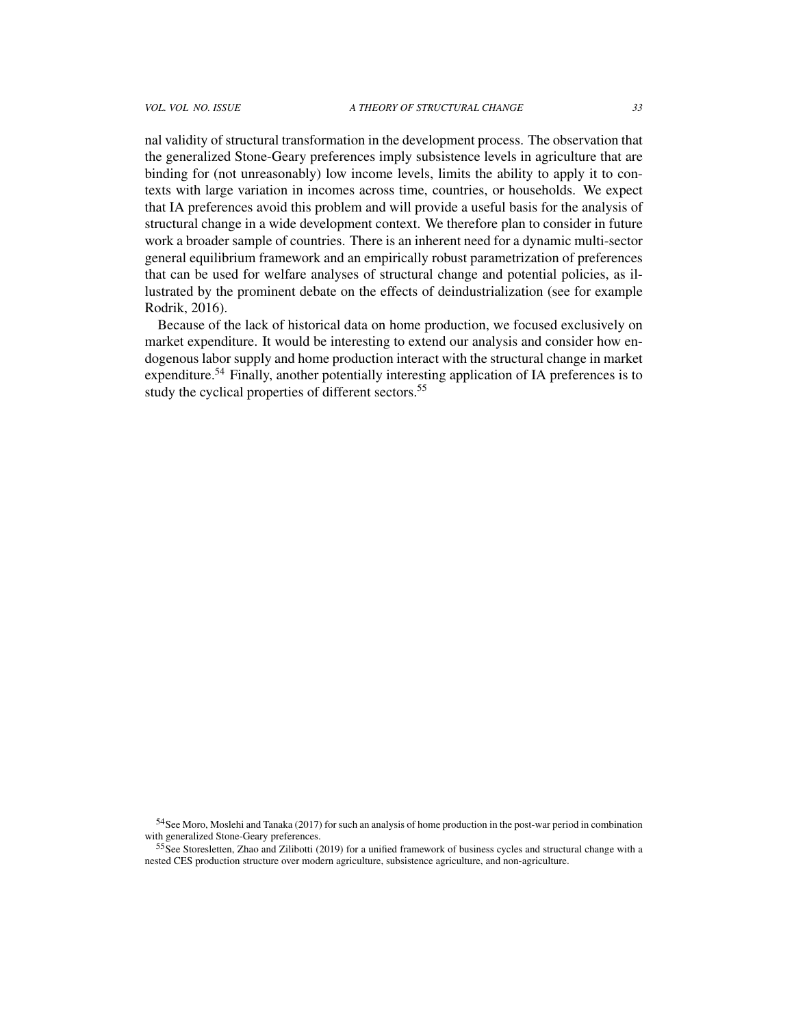nal validity of structural transformation in the development process. The observation that the generalized Stone-Geary preferences imply subsistence levels in agriculture that are binding for (not unreasonably) low income levels, limits the ability to apply it to contexts with large variation in incomes across time, countries, or households. We expect that IA preferences avoid this problem and will provide a useful basis for the analysis of structural change in a wide development context. We therefore plan to consider in future work a broader sample of countries. There is an inherent need for a dynamic multi-sector general equilibrium framework and an empirically robust parametrization of preferences that can be used for welfare analyses of structural change and potential policies, as illustrated by the prominent debate on the effects of deindustrialization (see for example Rodrik, 2016).

Because of the lack of historical data on home production, we focused exclusively on market expenditure. It would be interesting to extend our analysis and consider how endogenous labor supply and home production interact with the structural change in market expenditure.[54] Finally, another potentially interesting application of IA preferences is to study the cyclical properties of different sectors.[55]

[54] See Moro, Moslehi and Tanaka (2017) for such an analysis of home production in the post-war period in combination with generalized Stone-Geary preferences.

[55] See Storesletten, Zhao and Zilibotti (2019) for a unified framework of business cycles and structural change with a nested CES production structure over modern agriculture, subsistence agriculture, and non-agriculture.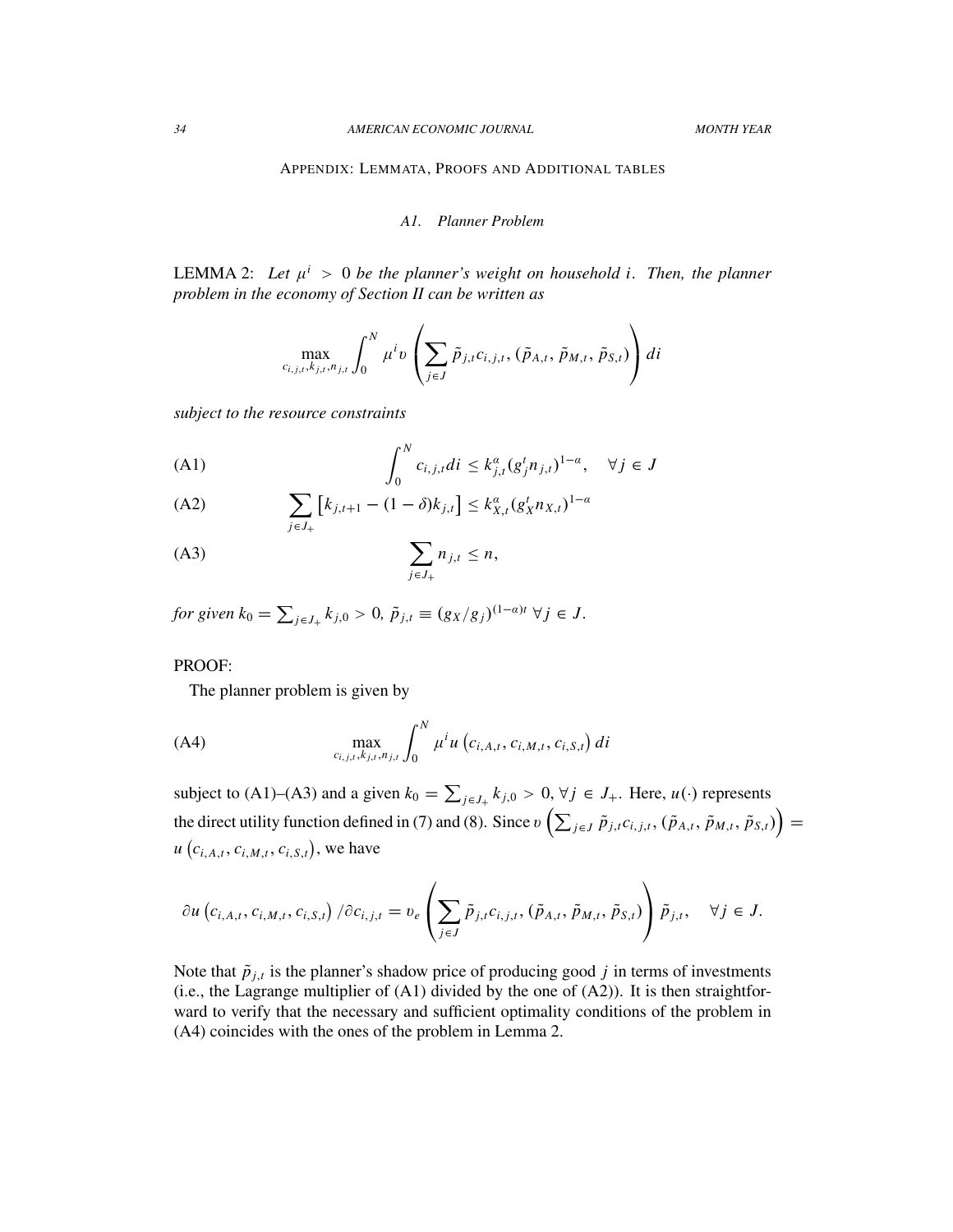## Appendix: Lemmata, Proofs and Additional tables

### A1. Planner Problem

LEMMA 2: *Let $\mu^i > 0$ be the planner's weight on household $i$. Then, the planner problem in the economy of Section II can be written as*

$$\max_{c_{i,j,t},k_{j,t},n_{j,t}} \int_0^N \mu^i \upsilon \left( \sum_{j \in J} \tilde{p}_{j,t} c_{i,j,t}, (\tilde{p}_{A,t}, \tilde{p}_{M,t}, \tilde{p}_{S,t}) \right) di$$

*subject to the resource constraints*

$$\text{(A1)} \qquad \int_0^N c_{i,j,t} di \leq k_{j,t}^{\alpha} (g_j^t n_{j,t})^{1-\alpha}, \quad \forall j \in J$$

$$\text{(A2)} \qquad \sum_{j \in J_+} \left[ k_{j,t+1} - (1-\delta) k_{j,t} \right] \leq k_{X,t}^{\alpha} (g_X^t n_{X,t})^{1-\alpha}$$

$$\text{(A3)} \qquad \sum_{j \in J_+} n_{j,t} \leq n,$$

*for given $k_0 = \sum_{j \in J_+} k_{j,0} > 0$, $\tilde{p}_{j,t} \equiv (g_X/g_j)^{(1-\alpha)t}$ $\forall j \in J$.*

PROOF:

The planner problem is given by

$$\text{(A4)} \qquad \max_{c_{i,j,t},k_{j,t},n_{j,t}} \int_0^N \mu^i u \left( c_{i,A,t}, c_{i,M,t}, c_{i,S,t} \right) di$$

subject to (A1)–(A3) and a given $k_0 = \sum_{j \in J_+} k_{j,0} > 0$, $\forall j \in J_+$. Here, $u(\cdot)$ represents the direct utility function defined in (7) and (8). Since $\upsilon \left( \sum_{j \in J} \tilde{p}_{j,t} c_{i,j,t}, (\tilde{p}_{A,t}, \tilde{p}_{M,t}, \tilde{p}_{S,t}) \right) = u \left( c_{i,A,t}, c_{i,M,t}, c_{i,S,t} \right)$, we have

$$\partial u \left( c_{i,A,t}, c_{i,M,t}, c_{i,S,t} \right) / \partial c_{i,j,t} = \upsilon_e \left( \sum_{j \in J} \tilde{p}_{j,t} c_{i,j,t}, (\tilde{p}_{A,t}, \tilde{p}_{M,t}, \tilde{p}_{S,t}) \right) \tilde{p}_{j,t}, \quad \forall j \in J.$$

Note that $\tilde{p}_{j,t}$ is the planner's shadow price of producing good $j$ in terms of investments (i.e., the Lagrange multiplier of (A1) divided by the one of (A2)). It is then straightforward to verify that the necessary and sufficient optimality conditions of the problem in (A4) coincides with the ones of the problem in Lemma 2.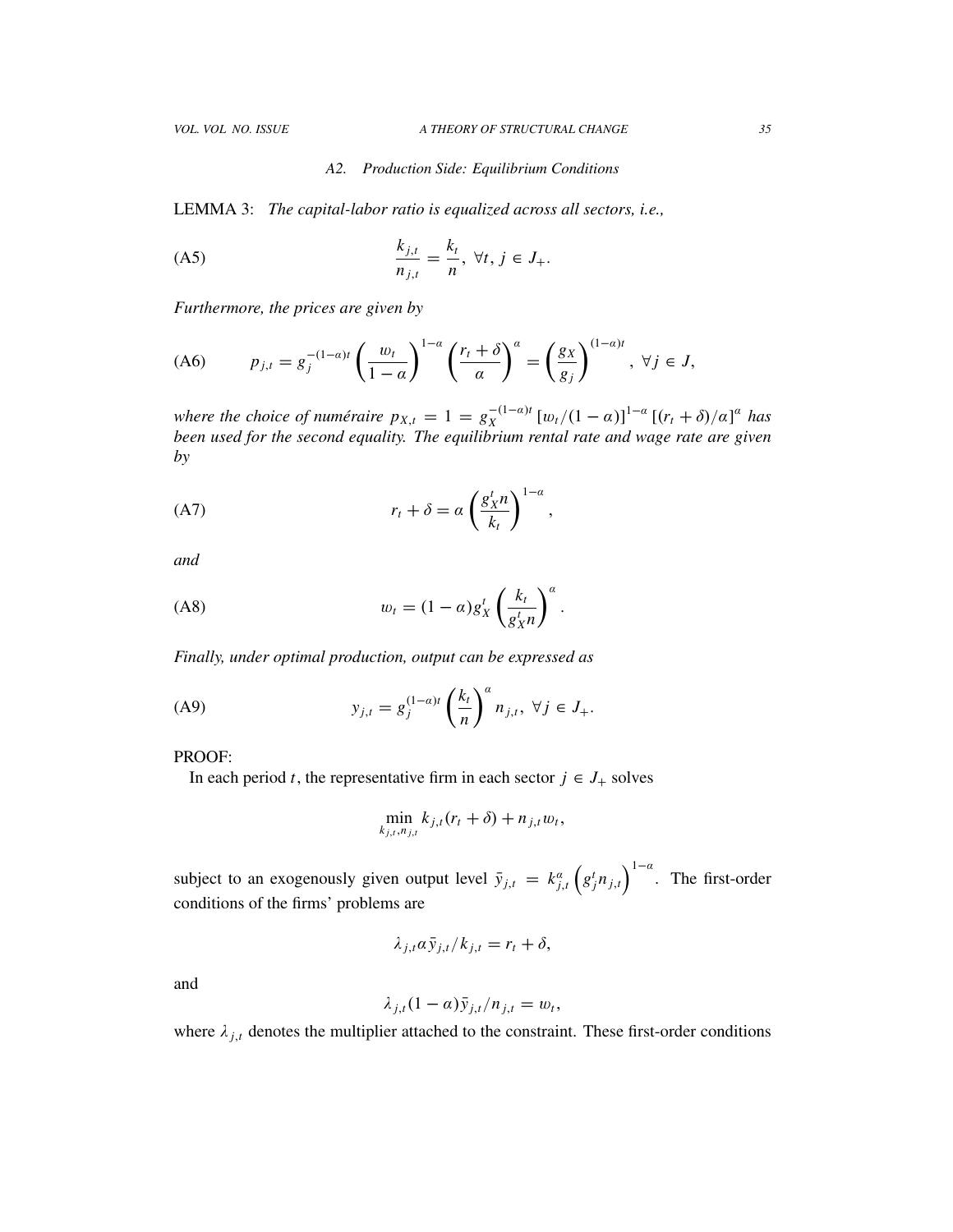### A2. Production Side: Equilibrium Conditions

LEMMA 3: *The capital-labor ratio is equalized across all sectors, i.e.,*

$$\frac{k_{j,t}}{n_{j,t}} = \frac{k_t}{n}, \ \forall t, j \in J_+. \tag{A5}$$

*Furthermore, the prices are given by*

$$p_{j,t} = g_j^{-(1-\alpha)t} \left(\frac{w_t}{1-\alpha}\right)^{1-\alpha} \left(\frac{r_t+\delta}{\alpha}\right)^{\alpha} = \left(\frac{g_X}{g_j}\right)^{(1-\alpha)t}, \ \forall j \in J, \tag{A6}$$

*where the choice of numéraire $p_{X,t} = 1 = g_X^{-(1-\alpha)t} \left[w_t/(1-\alpha)\right]^{1-\alpha} \left[(r_t+\delta)/\alpha\right]^{\alpha}$ has been used for the second equality. The equilibrium rental rate and wage rate are given by*

$$r_t + \delta = \alpha \left(\frac{g_X^t n}{k_t}\right)^{1-\alpha}, \tag{A7}$$

*and*

$$w_t = (1-\alpha) g_X^t \left(\frac{k_t}{g_X^t n}\right)^{\alpha}. \tag{A8}$$

*Finally, under optimal production, output can be expressed as*

$$y_{j,t} = g_j^{(1-\alpha)t} \left(\frac{k_t}{n}\right)^{\alpha} n_{j,t}, \ \forall j \in J_+. \tag{A9}$$

PROOF:

In each period $t$, the representative firm in each sector $j \in J_+$ solves

$$\min_{k_{j,t}, n_{j,t}} k_{j,t}(r_t + \delta) + n_{j,t} w_t,$$

subject to an exogenously given output level $\bar{y}_{j,t} = k_{j,t}^{\alpha} \left(g_j^t n_{j,t}\right)^{1-\alpha}$. The first-order conditions of the firms' problems are

$$\lambda_{j,t} \alpha \bar{y}_{j,t}/k_{j,t} = r_t + \delta,$$

and

$$\lambda_{j,t}(1-\alpha)\bar{y}_{j,t}/n_{j,t} = w_t,$$

where $\lambda_{j,t}$ denotes the multiplier attached to the constraint. These first-order conditions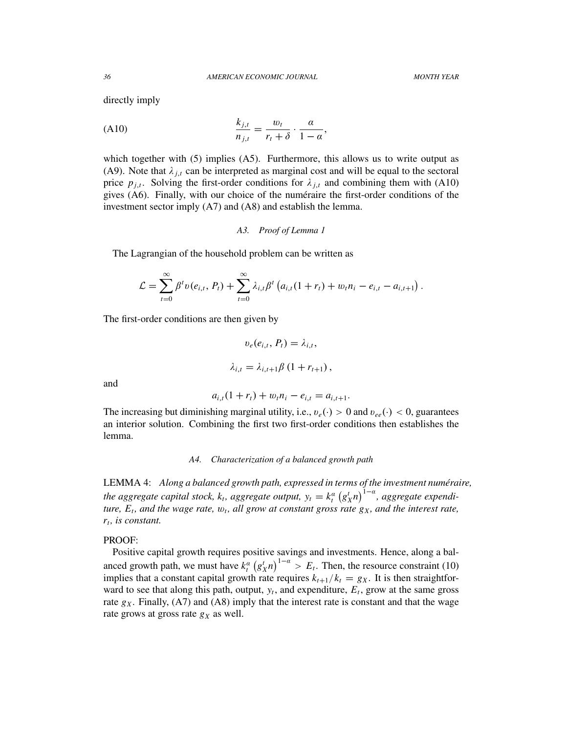directly imply

$$\text{(A10)} \qquad \frac{k_{j,t}}{n_{j,t}} = \frac{w_t}{r_t + \delta} \cdot \frac{\alpha}{1-\alpha},$$

which together with (5) implies (A5). Furthermore, this allows us to write output as (A9). Note that $\lambda_{j,t}$ can be interpreted as marginal cost and will be equal to the sectoral price $p_{j,t}$. Solving the first-order conditions for $\lambda_{j,t}$ and combining them with (A10) gives (A6). Finally, with our choice of the numéraire the first-order conditions of the investment sector imply (A7) and (A8) and establish the lemma.

### *A3. Proof of Lemma 1*

The Lagrangian of the household problem can be written as

$$\mathcal{L} = \sum_{t=0}^{\infty} \beta^t v(e_{i,t}, P_t) + \sum_{t=0}^{\infty} \lambda_{i,t} \beta^t \left( a_{i,t}(1+r_t) + w_t n_i - e_{i,t} - a_{i,t+1} \right).$$

The first-order conditions are then given by

$$v_e(e_{i,t}, P_t) = \lambda_{i,t},$$

$$\lambda_{i,t} = \lambda_{i,t+1} \beta \left(1 + r_{t+1}\right),$$

and

$$a_{i,t}(1+r_t) + w_t n_i - e_{i,t} = a_{i,t+1}.$$

The increasing but diminishing marginal utility, i.e., $v_e(\cdot) > 0$ and $v_{ee}(\cdot) < 0$, guarantees an interior solution. Combining the first two first-order conditions then establishes the lemma.

### *A4. Characterization of a balanced growth path*

LEMMA 4: *Along a balanced growth path, expressed in terms of the investment numéraire, the aggregate capital stock, $k_t$, aggregate output, $y_t = k_t^{\alpha} \left(g_X^t n\right)^{1-\alpha}$, aggregate expenditure, $E_t$, and the wage rate, $w_t$, all grow at constant gross rate $g_X$, and the interest rate, $r_t$, is constant.*

PROOF:

Positive capital growth requires positive savings and investments. Hence, along a balanced growth path, we must have $k_t^{\alpha} \left(g_X^t n\right)^{1-\alpha} > E_t$. Then, the resource constraint (10) implies that a constant capital growth rate requires $k_{t+1}/k_t = g_X$. It is then straightforward to see that along this path, output, $y_t$, and expenditure, $E_t$, grow at the same gross rate $g_X$. Finally, (A7) and (A8) imply that the interest rate is constant and that the wage rate grows at gross rate $g_X$ as well.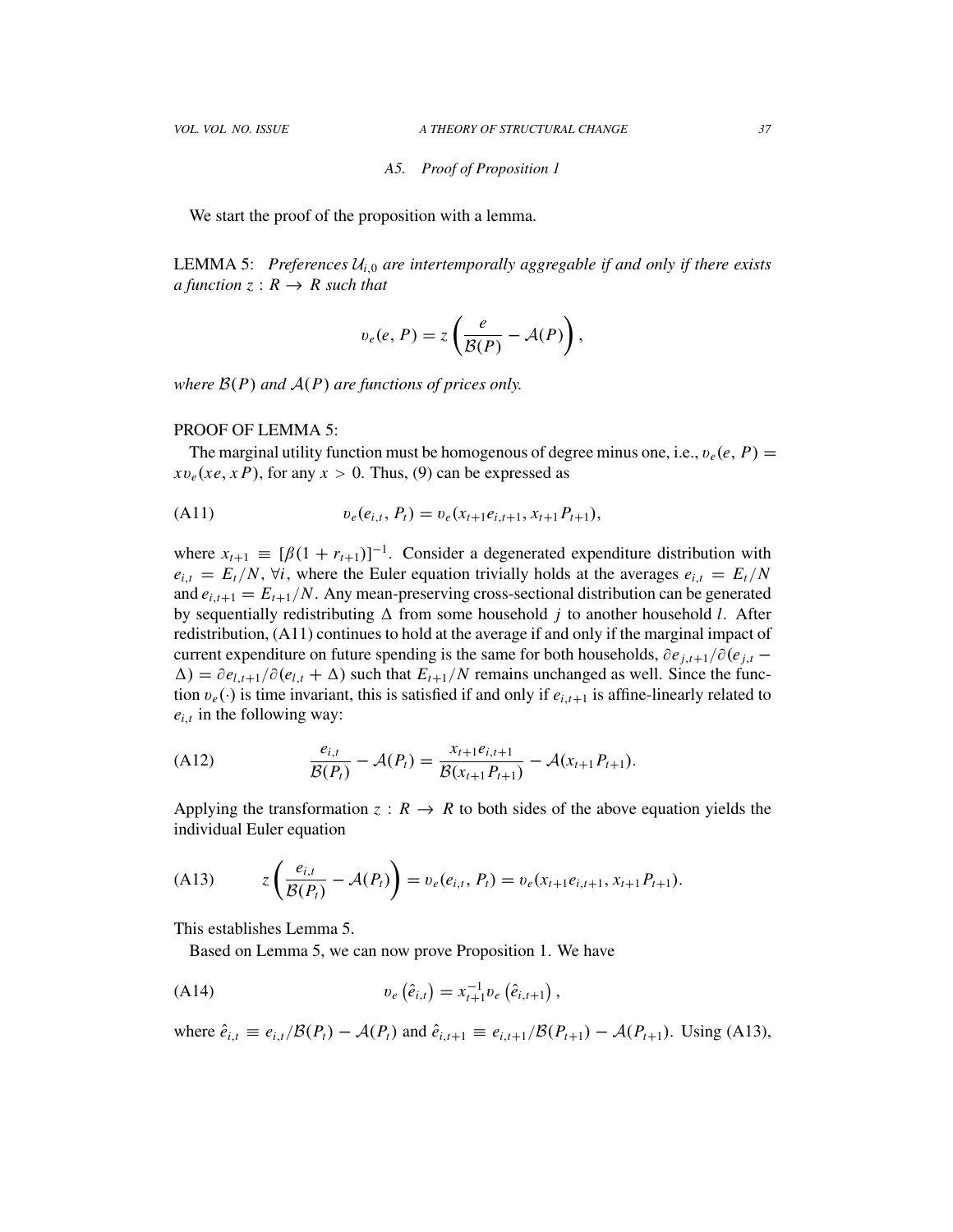### A5. Proof of Proposition 1

We start the proof of the proposition with a lemma.

LEMMA 5: *Preferences $\mathcal{U}_{i,0}$ are intertemporally aggregable if and only if there exists a function $z : R \rightarrow R$ such that*

$$v_e(e, P) = z\left(\frac{e}{\mathcal{B}(P)} - \mathcal{A}(P)\right),$$

*where $\mathcal{B}(P)$ and $\mathcal{A}(P)$ are functions of prices only.*

PROOF OF LEMMA 5:

The marginal utility function must be homogenous of degree minus one, i.e., $v_e(e, P) = xv_e(xe, xP)$, for any $x > 0$. Thus, (9) can be expressed as

$$v_e(e_{i,t}, P_t) = v_e(x_{t+1}e_{i,t+1}, x_{t+1}P_{t+1}), \tag{A11}$$

where $x_{t+1} \equiv [\beta(1 + r_{t+1})]^{-1}$. Consider a degenerated expenditure distribution with $e_{i,t} = E_t/N$, $\forall i$, where the Euler equation trivially holds at the averages $e_{i,t} = E_t/N$ and $e_{i,t+1} = E_{t+1}/N$. Any mean-preserving cross-sectional distribution can be generated by sequentially redistributing $\Delta$ from some household $j$ to another household $l$. After redistribution, (A11) continues to hold at the average if and only if the marginal impact of current expenditure on future spending is the same for both households, $\partial e_{j,t+1}/\partial(e_{j,t} - \Delta) = \partial e_{l,t+1}/\partial(e_{l,t} + \Delta)$ such that $E_{t+1}/N$ remains unchanged as well. Since the function $v_e(\cdot)$ is time invariant, this is satisfied if and only if $e_{i,t+1}$ is affine-linearly related to $e_{i,t}$ in the following way:

$$\frac{e_{i,t}}{\mathcal{B}(P_t)} - \mathcal{A}(P_t) = \frac{x_{t+1}e_{i,t+1}}{\mathcal{B}(x_{t+1}P_{t+1})} - \mathcal{A}(x_{t+1}P_{t+1}). \tag{A12}$$

Applying the transformation $z : R \rightarrow R$ to both sides of the above equation yields the individual Euler equation

$$z\left(\frac{e_{i,t}}{\mathcal{B}(P_t)} - \mathcal{A}(P_t)\right) = v_e(e_{i,t}, P_t) = v_e(x_{t+1}e_{i,t+1}, x_{t+1}P_{t+1}). \tag{A13}$$

This establishes Lemma 5.

Based on Lemma 5, we can now prove Proposition 1. We have

$$v_e\left(\hat{e}_{i,t}\right) = x_{t+1}^{-1}v_e\left(\hat{e}_{i,t+1}\right), \tag{A14}$$

where $\hat{e}_{i,t} \equiv e_{i,t}/\mathcal{B}(P_t) - \mathcal{A}(P_t)$ and $\hat{e}_{i,t+1} \equiv e_{i,t+1}/\mathcal{B}(P_{t+1}) - \mathcal{A}(P_{t+1})$. Using (A13),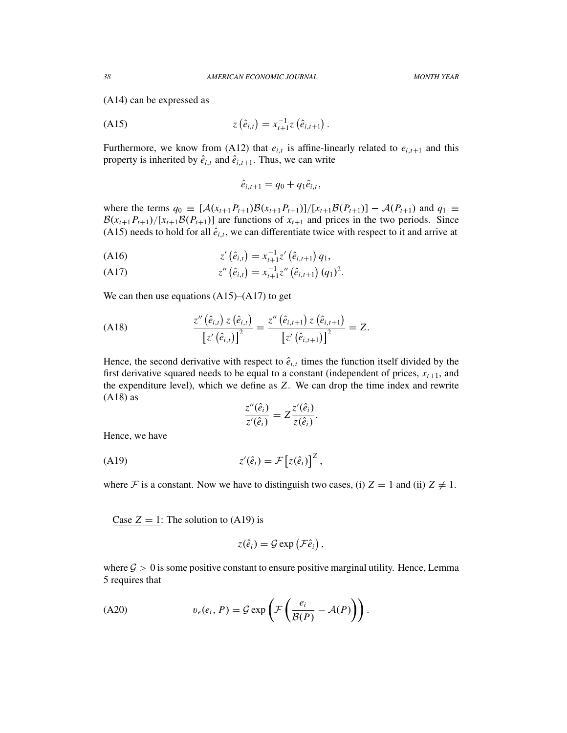(A14) can be expressed as

$$z\left(\hat{e}_{i,t}\right) = x_{t+1}^{-1} z\left(\hat{e}_{i,t+1}\right). \tag{A15}$$

Furthermore, we know from (A12) that $e_{i,t}$ is affine-linearly related to $e_{i,t+1}$ and this property is inherited by $\hat{e}_{i,t}$ and $\hat{e}_{i,t+1}$. Thus, we can write

$$\hat{e}_{i,t+1} = q_0 + q_1 \hat{e}_{i,t},$$

where the terms $q_0 \equiv [\mathcal{A}(x_{t+1}P_{t+1})\mathcal{B}(x_{t+1}P_{t+1})]/[x_{t+1}\mathcal{B}(P_{t+1})] - \mathcal{A}(P_{t+1})$ and $q_1 \equiv \mathcal{B}(x_{t+1}P_{t+1})/[x_{t+1}\mathcal{B}(P_{t+1})]$ are functions of $x_{t+1}$ and prices in the two periods. Since (A15) needs to hold for all $\hat{e}_{i,t}$, we can differentiate twice with respect to it and arrive at

$$z'\left(\hat{e}_{i,t}\right) = x_{t+1}^{-1} z'\left(\hat{e}_{i,t+1}\right) q_1, \tag{A16}$$

$$z''\left(\hat{e}_{i,t}\right) = x_{t+1}^{-1} z''\left(\hat{e}_{i,t+1}\right) (q_1)^2. \tag{A17}$$

We can then use equations (A15)–(A17) to get

$$\frac{z''\left(\hat{e}_{i,t}\right) z\left(\hat{e}_{i,t}\right)}{\left[z'\left(\hat{e}_{i,t}\right)\right]^2} = \frac{z''\left(\hat{e}_{i,t+1}\right) z\left(\hat{e}_{i,t+1}\right)}{\left[z'\left(\hat{e}_{i,t+1}\right)\right]^2} = Z. \tag{A18}$$

Hence, the second derivative with respect to $\hat{e}_{i,t}$ times the function itself divided by the first derivative squared needs to be equal to a constant (independent of prices, $x_{t+1}$, and the expenditure level), which we define as $Z$. We can drop the time index and rewrite (A18) as

$$\frac{z''(\hat{e}_i)}{z'(\hat{e}_i)} = Z \frac{z'(\hat{e}_i)}{z(\hat{e}_i)}.$$

Hence, we have

$$z'(\hat{e}_i) = \mathcal{F}\left[z(\hat{e}_i)\right]^Z, \tag{A19}$$

where $\mathcal{F}$ is a constant. Now we have to distinguish two cases, (i) $Z = 1$ and (ii) $Z \neq 1$.

Case $Z = 1$: The solution to (A19) is

$$z(\hat{e}_i) = \mathcal{G} \exp\left(\mathcal{F}\hat{e}_i\right),$$

where $\mathcal{G} > 0$ is some positive constant to ensure positive marginal utility. Hence, Lemma 5 requires that

$$v_e(e_i, P) = \mathcal{G} \exp\left(\mathcal{F}\left(\frac{e_i}{\mathcal{B}(P)} - \mathcal{A}(P)\right)\right). \tag{A20}$$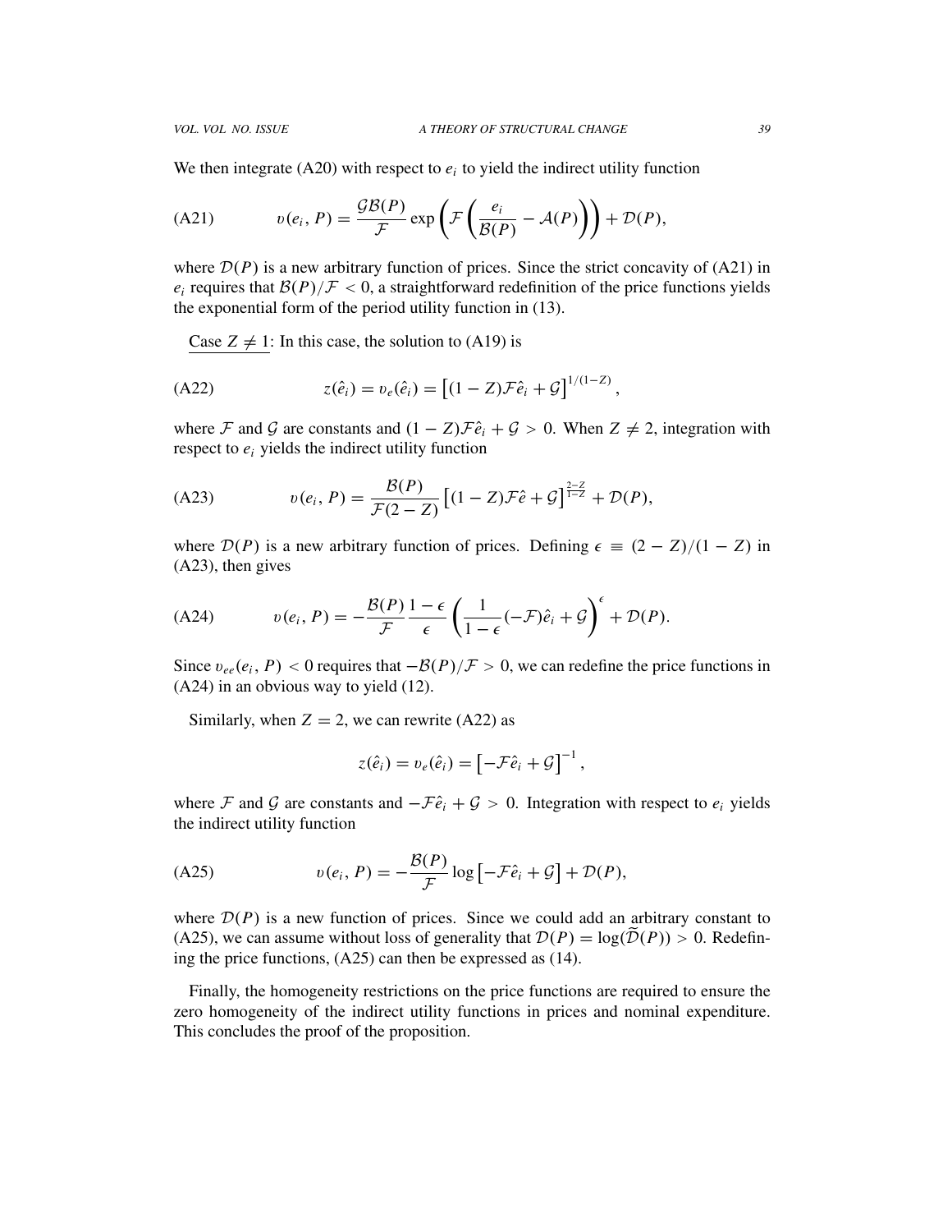We then integrate (A20) with respect to $e_i$ to yield the indirect utility function

$$v(e_i, P) = \frac{\mathcal{G}\mathcal{B}(P)}{\mathcal{F}} \exp\left(\mathcal{F}\left(\frac{e_i}{\mathcal{B}(P)} - \mathcal{A}(P)\right)\right) + \mathcal{D}(P), \tag{A21}$$

where $\mathcal{D}(P)$ is a new arbitrary function of prices. Since the strict concavity of (A21) in $e_i$ requires that $\mathcal{B}(P)/\mathcal{F} < 0$, a straightforward redefinition of the price functions yields the exponential form of the period utility function in (13).

<u>Case $Z \neq 1$</u>: In this case, the solution to (A19) is

$$z(\hat{e}_i) = v_e(\hat{e}_i) = \left[(1 - Z)\mathcal{F}\hat{e}_i + \mathcal{G}\right]^{1/(1-Z)}, \tag{A22}$$

where $\mathcal{F}$ and $\mathcal{G}$ are constants and $(1 - Z)\mathcal{F}\hat{e}_i + \mathcal{G} > 0$. When $Z \neq 2$, integration with respect to $e_i$ yields the indirect utility function

$$v(e_i, P) = \frac{\mathcal{B}(P)}{\mathcal{F}(2 - Z)} \left[(1 - Z)\mathcal{F}\hat{e} + \mathcal{G}\right]^{\frac{2-Z}{1-Z}} + \mathcal{D}(P), \tag{A23}$$

where $\mathcal{D}(P)$ is a new arbitrary function of prices. Defining $\epsilon \equiv (2 - Z)/(1 - Z)$ in (A23), then gives

$$v(e_i, P) = -\frac{\mathcal{B}(P)}{\mathcal{F}} \frac{1 - \epsilon}{\epsilon} \left(\frac{1}{1 - \epsilon}(-\mathcal{F})\hat{e}_i + \mathcal{G}\right)^{\epsilon} + \mathcal{D}(P). \tag{A24}$$

Since $v_{ee}(e_i, P) < 0$ requires that $-\mathcal{B}(P)/\mathcal{F} > 0$, we can redefine the price functions in (A24) in an obvious way to yield (12).

Similarly, when $Z = 2$, we can rewrite (A22) as

$$z(\hat{e}_i) = v_e(\hat{e}_i) = \left[-\mathcal{F}\hat{e}_i + \mathcal{G}\right]^{-1},$$

where $\mathcal{F}$ and $\mathcal{G}$ are constants and $-\mathcal{F}\hat{e}_i + \mathcal{G} > 0$. Integration with respect to $e_i$ yields the indirect utility function

$$v(e_i, P) = -\frac{\mathcal{B}(P)}{\mathcal{F}} \log\left[-\mathcal{F}\hat{e}_i + \mathcal{G}\right] + \mathcal{D}(P), \tag{A25}$$

where $\mathcal{D}(P)$ is a new function of prices. Since we could add an arbitrary constant to (A25), we can assume without loss of generality that $\mathcal{D}(P) = \log(\widetilde{\mathcal{D}}(P)) > 0$. Redefining the price functions, (A25) can then be expressed as (14).

Finally, the homogeneity restrictions on the price functions are required to ensure the zero homogeneity of the indirect utility functions in prices and nominal expenditure. This concludes the proof of the proposition.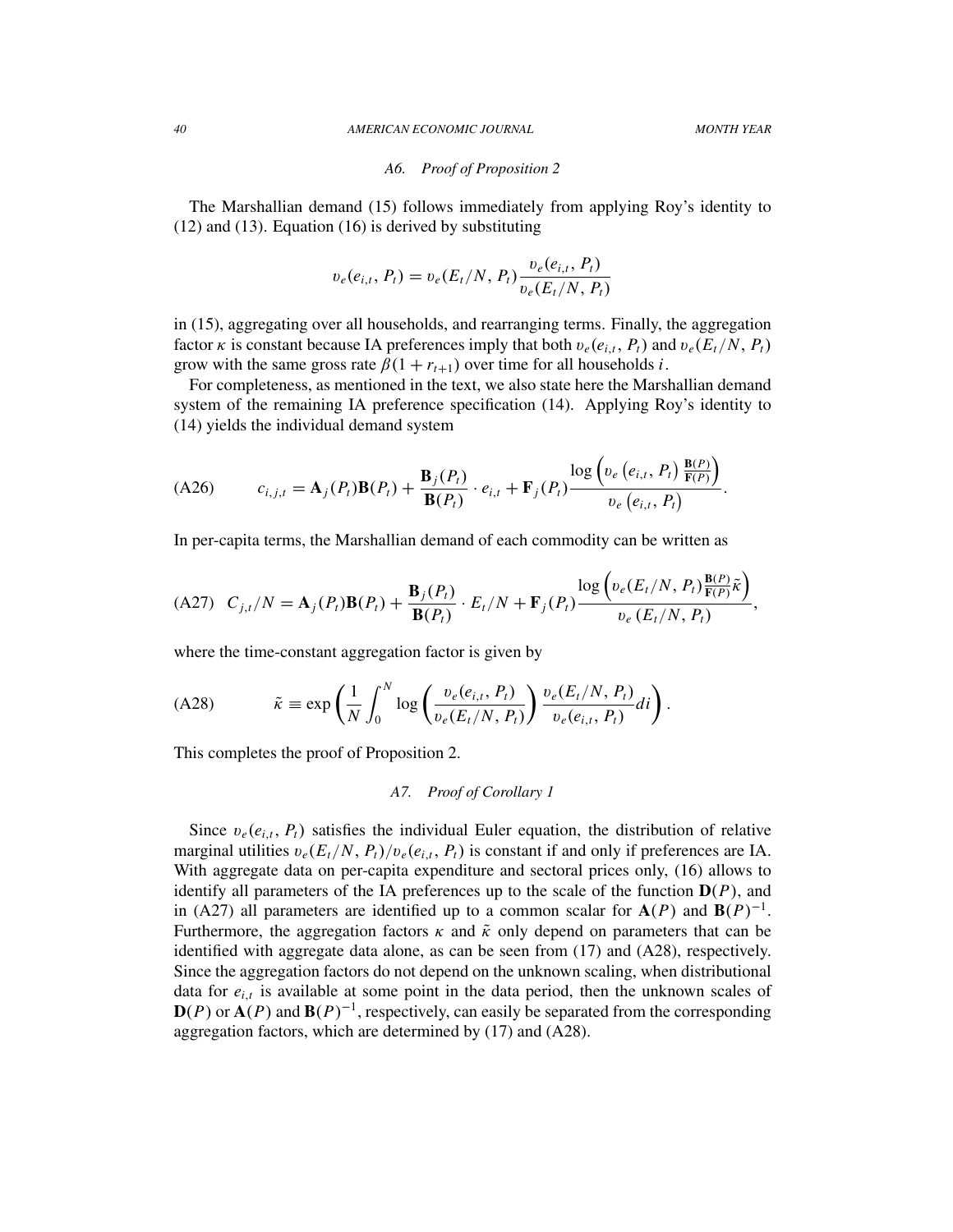### A6. Proof of Proposition 2

The Marshallian demand (15) follows immediately from applying Roy's identity to (12) and (13). Equation (16) is derived by substituting

$$\upsilon_e(e_{i,t}, P_t) = \upsilon_e(E_t/N, P_t)\frac{\upsilon_e(e_{i,t}, P_t)}{\upsilon_e(E_t/N, P_t)}$$

in (15), aggregating over all households, and rearranging terms. Finally, the aggregation factor $\kappa$ is constant because IA preferences imply that both $\upsilon_e(e_{i,t}, P_t)$ and $\upsilon_e(E_t/N, P_t)$ grow with the same gross rate $\beta(1 + r_{t+1})$ over time for all households $i$.

For completeness, as mentioned in the text, we also state here the Marshallian demand system of the remaining IA preference specification (14). Applying Roy's identity to (14) yields the individual demand system

$$c_{i,j,t} = \mathbf{A}_j(P_t)\mathbf{B}(P_t) + \frac{\mathbf{B}_j(P_t)}{\mathbf{B}(P_t)} \cdot e_{i,t} + \mathbf{F}_j(P_t)\frac{\log\left(\upsilon_e\left(e_{i,t}, P_t\right)\frac{\mathbf{B}(P)}{\mathbf{F}(P)}\right)}{\upsilon_e\left(e_{i,t}, P_t\right)}. \tag{A26}$$

In per-capita terms, the Marshallian demand of each commodity can be written as

$$C_{j,t}/N = \mathbf{A}_j(P_t)\mathbf{B}(P_t) + \frac{\mathbf{B}_j(P_t)}{\mathbf{B}(P_t)} \cdot E_t/N + \mathbf{F}_j(P_t)\frac{\log\left(\upsilon_e(E_t/N, P_t)\frac{\mathbf{B}(P)}{\mathbf{F}(P)}\tilde{\kappa}\right)}{\upsilon_e\left(E_t/N, P_t\right)}, \tag{A27}$$

where the time-constant aggregation factor is given by

$$\tilde{\kappa} \equiv \exp\left(\frac{1}{N}\int_0^N \log\left(\frac{\upsilon_e(e_{i,t}, P_t)}{\upsilon_e(E_t/N, P_t)}\right)\frac{\upsilon_e(E_t/N, P_t)}{\upsilon_e(e_{i,t}, P_t)}di\right). \tag{A28}$$

This completes the proof of Proposition 2.

### A7. Proof of Corollary 1

Since $\upsilon_e(e_{i,t}, P_t)$ satisfies the individual Euler equation, the distribution of relative marginal utilities $\upsilon_e(E_t/N, P_t)/\upsilon_e(e_{i,t}, P_t)$ is constant if and only if preferences are IA. With aggregate data on per-capita expenditure and sectoral prices only, (16) allows to identify all parameters of the IA preferences up to the scale of the function $\mathbf{D}(P)$, and in (A27) all parameters are identified up to a common scalar for $\mathbf{A}(P)$ and $\mathbf{B}(P)^{-1}$. Furthermore, the aggregation factors $\kappa$ and $\tilde{\kappa}$ only depend on parameters that can be identified with aggregate data alone, as can be seen from (17) and (A28), respectively. Since the aggregation factors do not depend on the unknown scaling, when distributional data for $e_{i,t}$ is available at some point in the data period, then the unknown scales of $\mathbf{D}(P)$ or $\mathbf{A}(P)$ and $\mathbf{B}(P)^{-1}$, respectively, can easily be separated from the corresponding aggregation factors, which are determined by (17) and (A28).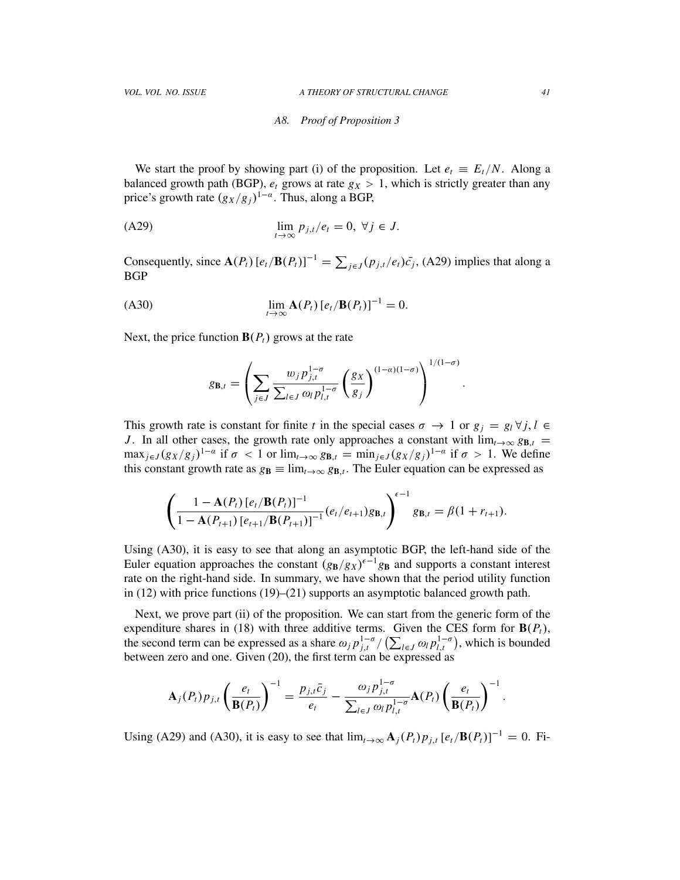### A8. Proof of Proposition 3

We start the proof by showing part (i) of the proposition. Let $e_t \equiv E_t/N$. Along a balanced growth path (BGP), $e_t$ grows at rate $g_X > 1$, which is strictly greater than any price's growth rate $(g_X/g_j)^{1-\alpha}$. Thus, along a BGP,

$$\lim_{t\to\infty} p_{j,t}/e_t = 0, \; \forall j \in J. \tag{A29}$$

Consequently, since $\mathbf{A}(P_t)\,[e_t/\mathbf{B}(P_t)]^{-1} = \sum_{j\in J}(p_{j,t}/e_t)\bar{c_j}$, (A29) implies that along a BGP

$$\lim_{t\to\infty} \mathbf{A}(P_t)\,[e_t/\mathbf{B}(P_t)]^{-1} = 0. \tag{A30}$$

Next, the price function $\mathbf{B}(P_t)$ grows at the rate

$$g_{\mathbf{B},t} = \left(\sum_{j\in J} \frac{\omega_j p_{j,t}^{1-\sigma}}{\sum_{l\in J}\omega_l p_{l,t}^{1-\sigma}}\left(\frac{g_X}{g_j}\right)^{(1-\alpha)(1-\sigma)}\right)^{1/(1-\sigma)}.$$

This growth rate is constant for finite $t$ in the special cases $\sigma \to 1$ or $g_j = g_l \, \forall j, l \in J$. In all other cases, the growth rate only approaches a constant with $\lim_{t\to\infty} g_{\mathbf{B},t} = \max_{j\in J}(g_X/g_j)^{1-\alpha}$ if $\sigma < 1$ or $\lim_{t\to\infty} g_{\mathbf{B},t} = \min_{j\in J}(g_X/g_j)^{1-\alpha}$ if $\sigma > 1$. We define this constant growth rate as $g_{\mathbf{B}} \equiv \lim_{t\to\infty} g_{\mathbf{B},t}$. The Euler equation can be expressed as

$$\left(\frac{1-\mathbf{A}(P_t)\,[e_t/\mathbf{B}(P_t)]^{-1}}{1-\mathbf{A}(P_{t+1})\,[e_{t+1}/\mathbf{B}(P_{t+1})]^{-1}}(e_t/e_{t+1})g_{\mathbf{B},t}\right)^{\epsilon-1} g_{\mathbf{B},t} = \beta(1+r_{t+1}).$$

Using (A30), it is easy to see that along an asymptotic BGP, the left-hand side of the Euler equation approaches the constant $(g_{\mathbf{B}}/g_X)^{\epsilon-1}g_{\mathbf{B}}$ and supports a constant interest rate on the right-hand side. In summary, we have shown that the period utility function in (12) with price functions (19)–(21) supports an asymptotic balanced growth path.

Next, we prove part (ii) of the proposition. We can start from the generic form of the expenditure shares in (18) with three additive terms. Given the CES form for $\mathbf{B}(P_t)$, the second term can be expressed as a share $\omega_j p_{j,t}^{1-\sigma}/\left(\sum_{l\in J}\omega_l p_{l,t}^{1-\sigma}\right)$, which is bounded between zero and one. Given (20), the first term can be expressed as

$$\mathbf{A}_j(P_t)p_{j,t}\left(\frac{e_t}{\mathbf{B}(P_t)}\right)^{-1} = \frac{p_{j,t}\bar{c}_j}{e_t} - \frac{\omega_j p_{j,t}^{1-\sigma}}{\sum_{l\in J}\omega_l p_{l,t}^{1-\sigma}}\mathbf{A}(P_t)\left(\frac{e_t}{\mathbf{B}(P_t)}\right)^{-1}.$$

Using (A29) and (A30), it is easy to see that $\lim_{t\to\infty}\mathbf{A}_j(P_t)p_{j,t}\,[e_t/\mathbf{B}(P_t)]^{-1} = 0$. Fi-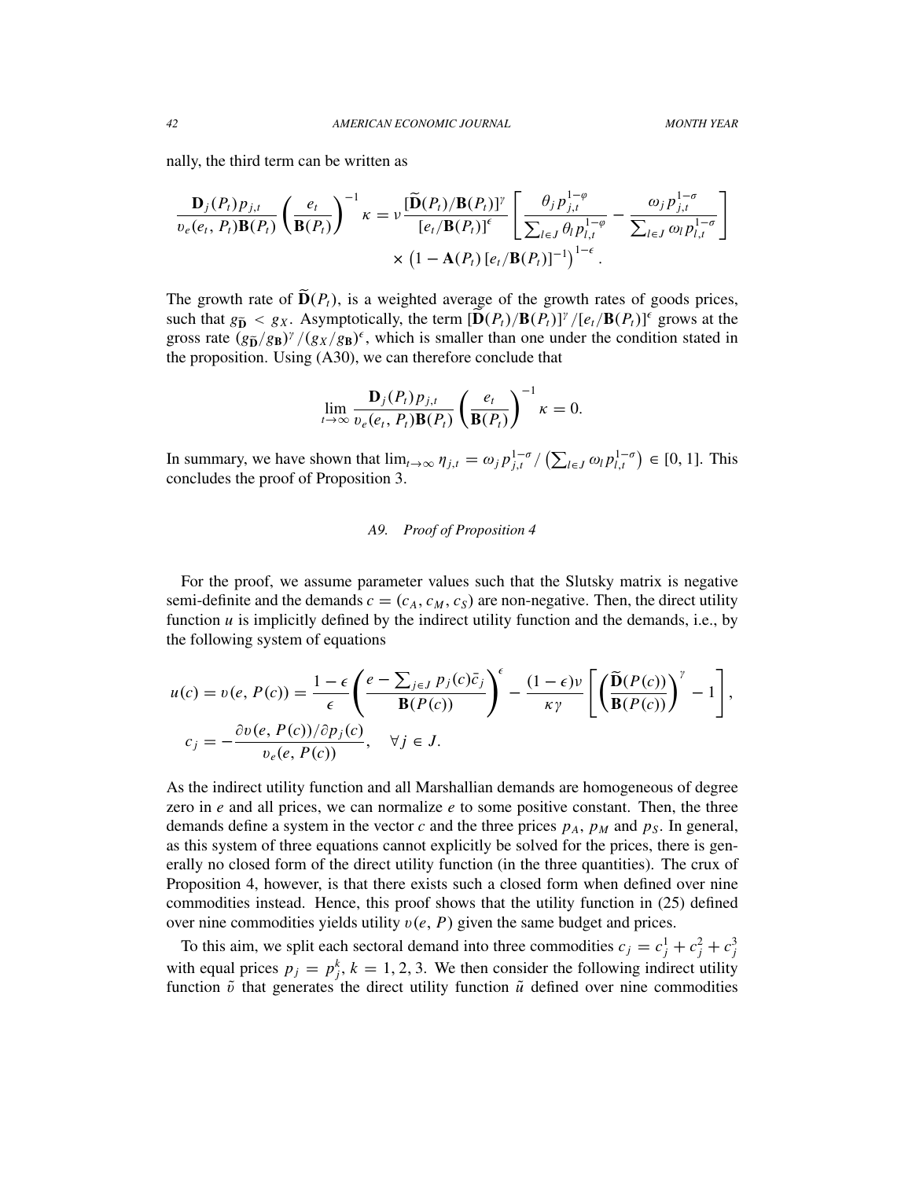nally, the third term can be written as

$$\frac{\mathbf{D}_j(P_t)p_{j,t}}{v_e(e_t,P_t)\mathbf{B}(P_t)}\left(\frac{e_t}{\mathbf{B}(P_t)}\right)^{-1}\kappa = \nu\frac{[\widetilde{\mathbf{D}}(P_t)/\mathbf{B}(P_t)]^{\gamma}}{[e_t/\mathbf{B}(P_t)]^{\epsilon}}\left[\frac{\theta_j p_{j,t}^{1-\varphi}}{\sum_{l\in J}\theta_l p_{l,t}^{1-\varphi}} - \frac{\omega_j p_{j,t}^{1-\sigma}}{\sum_{l\in J}\omega_l p_{l,t}^{1-\sigma}}\right] \times \left(1-\mathbf{A}(P_t)\left[e_t/\mathbf{B}(P_t)\right]^{-1}\right)^{1-\epsilon}.$$

The growth rate of $\widetilde{\mathbf{D}}(P_t)$, is a weighted average of the growth rates of goods prices, such that $g_{\widetilde{\mathbf{D}}} < g_X$. Asymptotically, the term $[\widetilde{\mathbf{D}}(P_t)/\mathbf{B}(P_t)]^{\gamma}/[e_t/\mathbf{B}(P_t)]^{\epsilon}$ grows at the gross rate $(g_{\widetilde{\mathbf{D}}}/g_{\mathbf{B}})^{\gamma}/(g_X/g_{\mathbf{B}})^{\epsilon}$, which is smaller than one under the condition stated in the proposition. Using (A30), we can therefore conclude that

$$\lim_{t\to\infty}\frac{\mathbf{D}_j(P_t)p_{j,t}}{v_e(e_t,P_t)\mathbf{B}(P_t)}\left(\frac{e_t}{\mathbf{B}(P_t)}\right)^{-1}\kappa = 0.$$

In summary, we have shown that $\lim_{t\to\infty}\eta_{j,t} = \omega_j p_{j,t}^{1-\sigma}/\left(\sum_{l\in J}\omega_l p_{l,t}^{1-\sigma}\right) \in [0,1]$. This concludes the proof of Proposition 3.

### *A9. Proof of Proposition 4*

For the proof, we assume parameter values such that the Slutsky matrix is negative semi-definite and the demands $c = (c_A, c_M, c_S)$ are non-negative. Then, the direct utility function $u$ is implicitly defined by the indirect utility function and the demands, i.e., by the following system of equations

$$u(c) = v(e,P(c)) = \frac{1-\epsilon}{\epsilon}\left(\frac{e-\sum_{j\in J}p_j(c)\bar{c}_j}{\mathbf{B}(P(c))}\right)^{\epsilon} - \frac{(1-\epsilon)\nu}{\kappa\gamma}\left[\left(\frac{\widetilde{\mathbf{D}}(P(c))}{\mathbf{B}(P(c))}\right)^{\gamma} - 1\right],$$

$$c_j = -\frac{\partial v(e,P(c))/\partial p_j(c)}{v_e(e,P(c))}, \quad \forall j\in J.$$

As the indirect utility function and all Marshallian demands are homogeneous of degree zero in $e$ and all prices, we can normalize $e$ to some positive constant. Then, the three demands define a system in the vector $c$ and the three prices $p_A$, $p_M$ and $p_S$. In general, as this system of three equations cannot explicitly be solved for the prices, there is generally no closed form of the direct utility function (in the three quantities). The crux of Proposition 4, however, is that there exists such a closed form when defined over nine commodities instead. Hence, this proof shows that the utility function in (25) defined over nine commodities yields utility $v(e,P)$ given the same budget and prices.

To this aim, we split each sectoral demand into three commodities $c_j = c_j^1 + c_j^2 + c_j^3$ with equal prices $p_j = p_j^k$, $k = 1,2,3$. We then consider the following indirect utility function $\tilde{v}$ that generates the direct utility function $\tilde{u}$ defined over nine commodities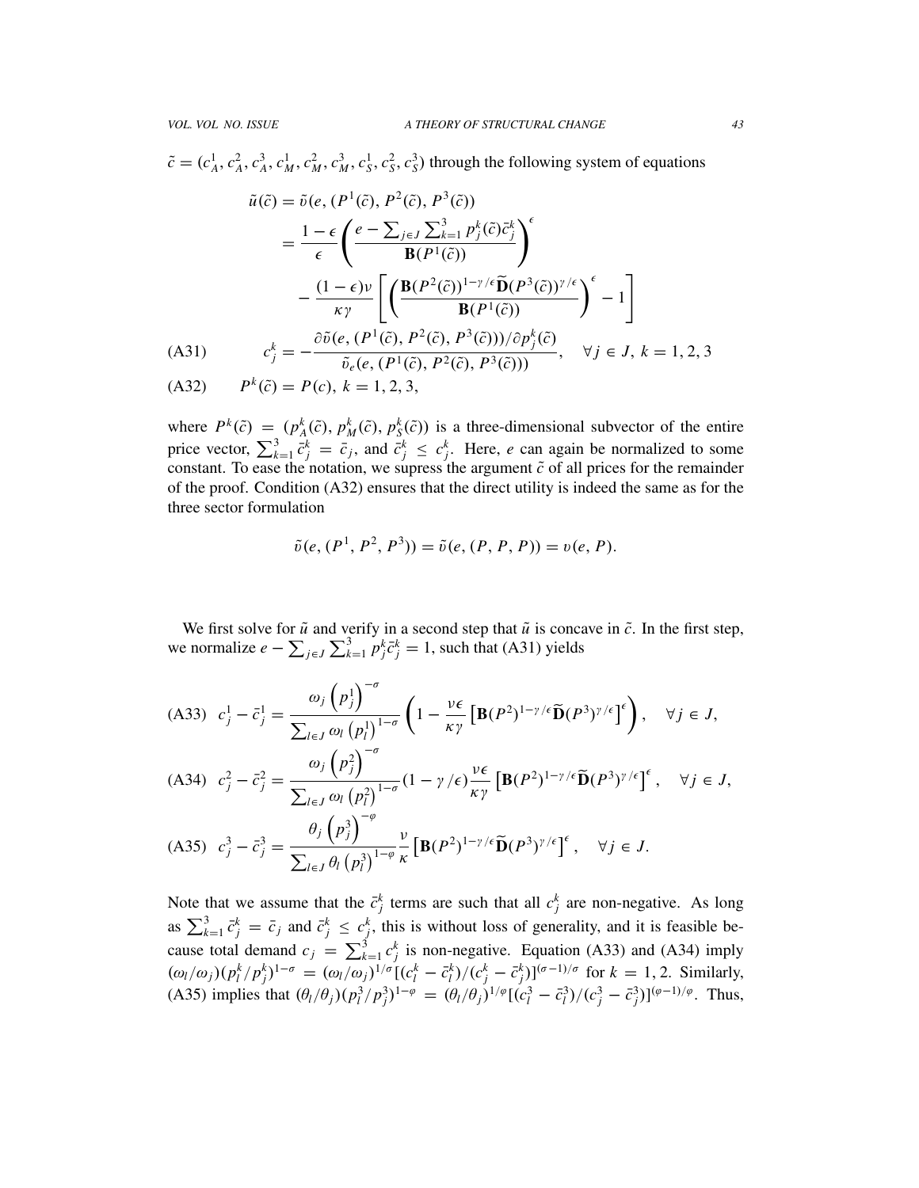$\tilde{c} = (c_A^1, c_A^2, c_A^3, c_M^1, c_M^2, c_M^3, c_S^1, c_S^2, c_S^3)$ through the following system of equations

$$\tilde{u}(\tilde{c}) = \tilde{v}(e, (P^1(\tilde{c}), P^2(\tilde{c}), P^3(\tilde{c}))$$

$$= \frac{1-\epsilon}{\epsilon}\left(\frac{e - \sum_{j\in J}\sum_{k=1}^{3} p_j^k(\tilde{c})\bar{c}_j^k}{\mathbf{B}(P^1(\tilde{c}))}\right)^{\epsilon}$$

$$- \frac{(1-\epsilon)\nu}{\kappa\gamma}\left[\left(\frac{\mathbf{B}(P^2(\tilde{c}))^{1-\gamma/\epsilon}\widetilde{\mathbf{D}}(P^3(\tilde{c}))^{\gamma/\epsilon}}{\mathbf{B}(P^1(\tilde{c}))}\right)^{\epsilon} - 1\right]$$

$$c_j^k = -\frac{\partial\tilde{v}(e, (P^1(\tilde{c}), P^2(\tilde{c}), P^3(\tilde{c})))/\partial p_j^k(\tilde{c})}{\tilde{v}_e(e, (P^1(\tilde{c}), P^2(\tilde{c}), P^3(\tilde{c})))}, \quad \forall j \in J,\ k = 1, 2, 3 \tag{A31}$$

$$P^k(\tilde{c}) = P(c),\ k = 1, 2, 3, \tag{A32}$$

where $P^k(\tilde{c}) = (p_A^k(\tilde{c}), p_M^k(\tilde{c}), p_S^k(\tilde{c}))$ is a three-dimensional subvector of the entire price vector, $\sum_{k=1}^3 \bar{c}_j^k = \bar{c}_j$, and $\bar{c}_j^k \leq c_j^k$. Here, $e$ can again be normalized to some constant. To ease the notation, we supress the argument $\tilde{c}$ of all prices for the remainder of the proof. Condition (A32) ensures that the direct utility is indeed the same as for the three sector formulation

$$\tilde{v}(e, (P^1, P^2, P^3)) = \tilde{v}(e, (P, P, P)) = v(e, P).$$

We first solve for $\tilde{u}$ and verify in a second step that $\tilde{u}$ is concave in $\tilde{c}$. In the first step, we normalize $e - \sum_{j\in J}\sum_{k=1}^3 p_j^k\bar{c}_j^k = 1$, such that (A31) yields

$$c_j^1 - \bar{c}_j^1 = \frac{\omega_j\left(p_j^1\right)^{-\sigma}}{\sum_{l\in J}\omega_l\left(p_l^1\right)^{1-\sigma}}\left(1 - \frac{\nu\epsilon}{\kappa\gamma}\left[\mathbf{B}(P^2)^{1-\gamma/\epsilon}\widetilde{\mathbf{D}}(P^3)^{\gamma/\epsilon}\right]^{\epsilon}\right), \quad \forall j \in J, \tag{A33}$$

$$c_j^2 - \bar{c}_j^2 = \frac{\omega_j\left(p_j^2\right)^{-\sigma}}{\sum_{l\in J}\omega_l\left(p_l^2\right)^{1-\sigma}}(1-\gamma/\epsilon)\frac{\nu\epsilon}{\kappa\gamma}\left[\mathbf{B}(P^2)^{1-\gamma/\epsilon}\widetilde{\mathbf{D}}(P^3)^{\gamma/\epsilon}\right]^{\epsilon}, \quad \forall j \in J, \tag{A34}$$

$$c_j^3 - \bar{c}_j^3 = \frac{\theta_j\left(p_j^3\right)^{-\varphi}}{\sum_{l\in J}\theta_l\left(p_l^3\right)^{1-\varphi}}\frac{\nu}{\kappa}\left[\mathbf{B}(P^2)^{1-\gamma/\epsilon}\widetilde{\mathbf{D}}(P^3)^{\gamma/\epsilon}\right]^{\epsilon}, \quad \forall j \in J. \tag{A35}$$

Note that we assume that the $\bar{c}_j^k$ terms are such that all $c_j^k$ are non-negative. As long as $\sum_{k=1}^3 \bar{c}_j^k = \bar{c}_j$ and $\bar{c}_j^k \leq c_j^k$, this is without loss of generality, and it is feasible because total demand $c_j = \sum_{k=1}^3 c_j^k$ is non-negative. Equation (A33) and (A34) imply $(\omega_l/\omega_j)(p_l^k/p_j^k)^{1-\sigma} = (\omega_l/\omega_j)^{1/\sigma}[(c_l^k - \bar{c}_l^k)/(c_j^k - \bar{c}_j^k)]^{(\sigma-1)/\sigma}$ for $k = 1, 2$. Similarly, (A35) implies that $(\theta_l/\theta_j)(p_l^3/p_j^3)^{1-\varphi} = (\theta_l/\theta_j)^{1/\varphi}[(c_l^3 - \bar{c}_l^3)/(c_j^3 - \bar{c}_j^3)]^{(\varphi-1)/\varphi}$. Thus,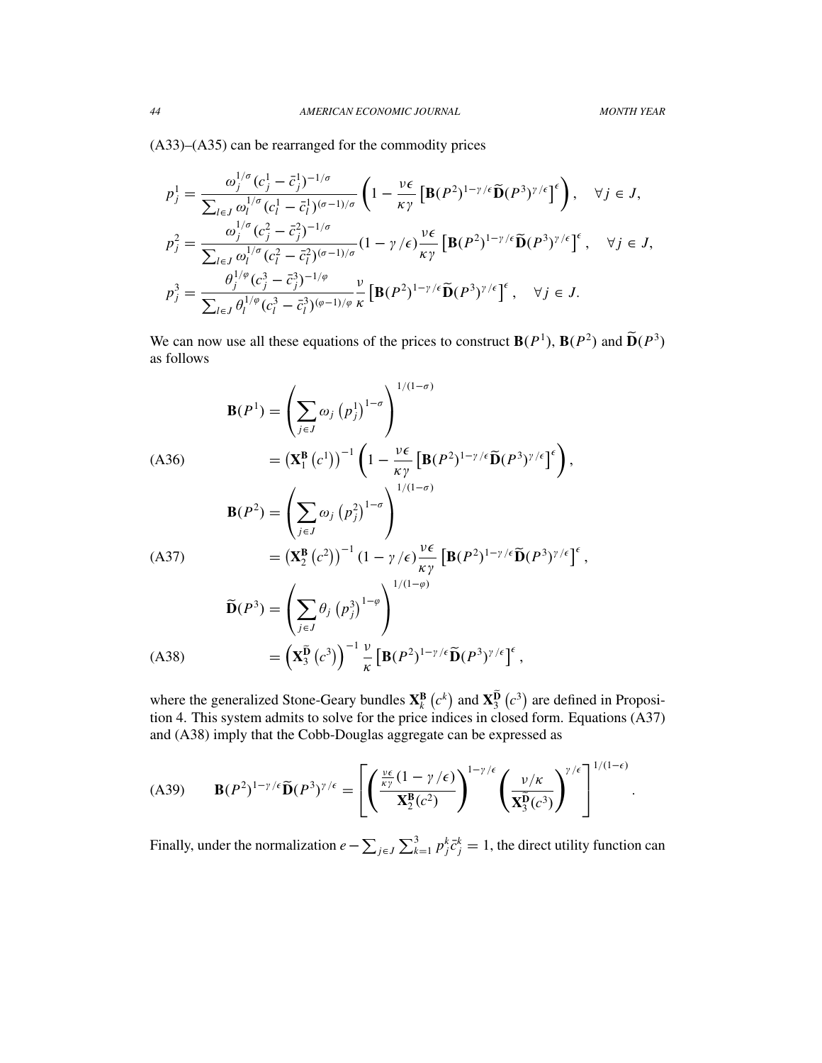(A33)–(A35) can be rearranged for the commodity prices

$$
p_j^1 = \frac{\omega_j^{1/\sigma}(c_j^1 - \bar{c}_j^1)^{-1/\sigma}}{\sum_{l\in J} \omega_l^{1/\sigma}(c_l^1 - \bar{c}_l^1)^{(\sigma-1)/\sigma}} \left(1 - \frac{\nu\epsilon}{\kappa\gamma}\left[\mathbf{B}(P^2)^{1-\gamma/\epsilon}\widetilde{\mathbf{D}}(P^3)^{\gamma/\epsilon}\right]^{\epsilon}\right), \quad \forall j \in J,
$$

$$
p_j^2 = \frac{\omega_j^{1/\sigma}(c_j^2 - \bar{c}_j^2)^{-1/\sigma}}{\sum_{l\in J} \omega_l^{1/\sigma}(c_l^2 - \bar{c}_l^2)^{(\sigma-1)/\sigma}} (1-\gamma/\epsilon)\frac{\nu\epsilon}{\kappa\gamma}\left[\mathbf{B}(P^2)^{1-\gamma/\epsilon}\widetilde{\mathbf{D}}(P^3)^{\gamma/\epsilon}\right]^{\epsilon}, \quad \forall j \in J,
$$

$$
p_j^3 = \frac{\theta_j^{1/\varphi}(c_j^3 - \bar{c}_j^3)^{-1/\varphi}}{\sum_{l\in J} \theta_l^{1/\varphi}(c_l^3 - \bar{c}_l^3)^{(\varphi-1)/\varphi}} \frac{\nu}{\kappa}\left[\mathbf{B}(P^2)^{1-\gamma/\epsilon}\widetilde{\mathbf{D}}(P^3)^{\gamma/\epsilon}\right]^{\epsilon}, \quad \forall j \in J.
$$

We can now use all these equations of the prices to construct $\mathbf{B}(P^1)$, $\mathbf{B}(P^2)$ and $\widetilde{\mathbf{D}}(P^3)$ as follows

$$
\begin{aligned}
\mathbf{B}(P^1) &= \left(\sum_{j\in J}\omega_j\left(p_j^1\right)^{1-\sigma}\right)^{1/(1-\sigma)} \\
&= \left(\mathbf{X}_1^{\mathbf{B}}\left(c^1\right)\right)^{-1}\left(1 - \frac{\nu\epsilon}{\kappa\gamma}\left[\mathbf{B}(P^2)^{1-\gamma/\epsilon}\widetilde{\mathbf{D}}(P^3)^{\gamma/\epsilon}\right]^{\epsilon}\right),
\end{aligned} \tag{A36}
$$

$$
\begin{aligned}
\mathbf{B}(P^2) &= \left(\sum_{j\in J}\omega_j\left(p_j^2\right)^{1-\sigma}\right)^{1/(1-\sigma)} \\
&= \left(\mathbf{X}_2^{\mathbf{B}}\left(c^2\right)\right)^{-1}(1-\gamma/\epsilon)\frac{\nu\epsilon}{\kappa\gamma}\left[\mathbf{B}(P^2)^{1-\gamma/\epsilon}\widetilde{\mathbf{D}}(P^3)^{\gamma/\epsilon}\right]^{\epsilon},
\end{aligned} \tag{A37}
$$

$$
\begin{aligned}
\widetilde{\mathbf{D}}(P^3) &= \left(\sum_{j\in J}\theta_j\left(p_j^3\right)^{1-\varphi}\right)^{1/(1-\varphi)} \\
&= \left(\mathbf{X}_3^{\widetilde{\mathbf{D}}}\left(c^3\right)\right)^{-1}\frac{\nu}{\kappa}\left[\mathbf{B}(P^2)^{1-\gamma/\epsilon}\widetilde{\mathbf{D}}(P^3)^{\gamma/\epsilon}\right]^{\epsilon},
\end{aligned} \tag{A38}
$$

where the generalized Stone-Geary bundles $\mathbf{X}_k^{\mathbf{B}}\left(c^k\right)$ and $\mathbf{X}_3^{\widetilde{\mathbf{D}}}\left(c^3\right)$ are defined in Proposition 4. This system admits to solve for the price indices in closed form. Equations (A37) and (A38) imply that the Cobb-Douglas aggregate can be expressed as

$$
\mathbf{B}(P^2)^{1-\gamma/\epsilon}\widetilde{\mathbf{D}}(P^3)^{\gamma/\epsilon} = \left[\left(\frac{\frac{\nu\epsilon}{\kappa\gamma}(1-\gamma/\epsilon)}{\mathbf{X}_2^{\mathbf{B}}(c^2)}\right)^{1-\gamma/\epsilon}\left(\frac{\nu/\kappa}{\mathbf{X}_3^{\widetilde{\mathbf{D}}}(c^3)}\right)^{\gamma/\epsilon}\right]^{1/(1-\epsilon)}. \tag{A39}
$$

Finally, under the normalization $e - \sum_{j\in J}\sum_{k=1}^{3} p_j^k \bar{c}_j^k = 1$, the direct utility function can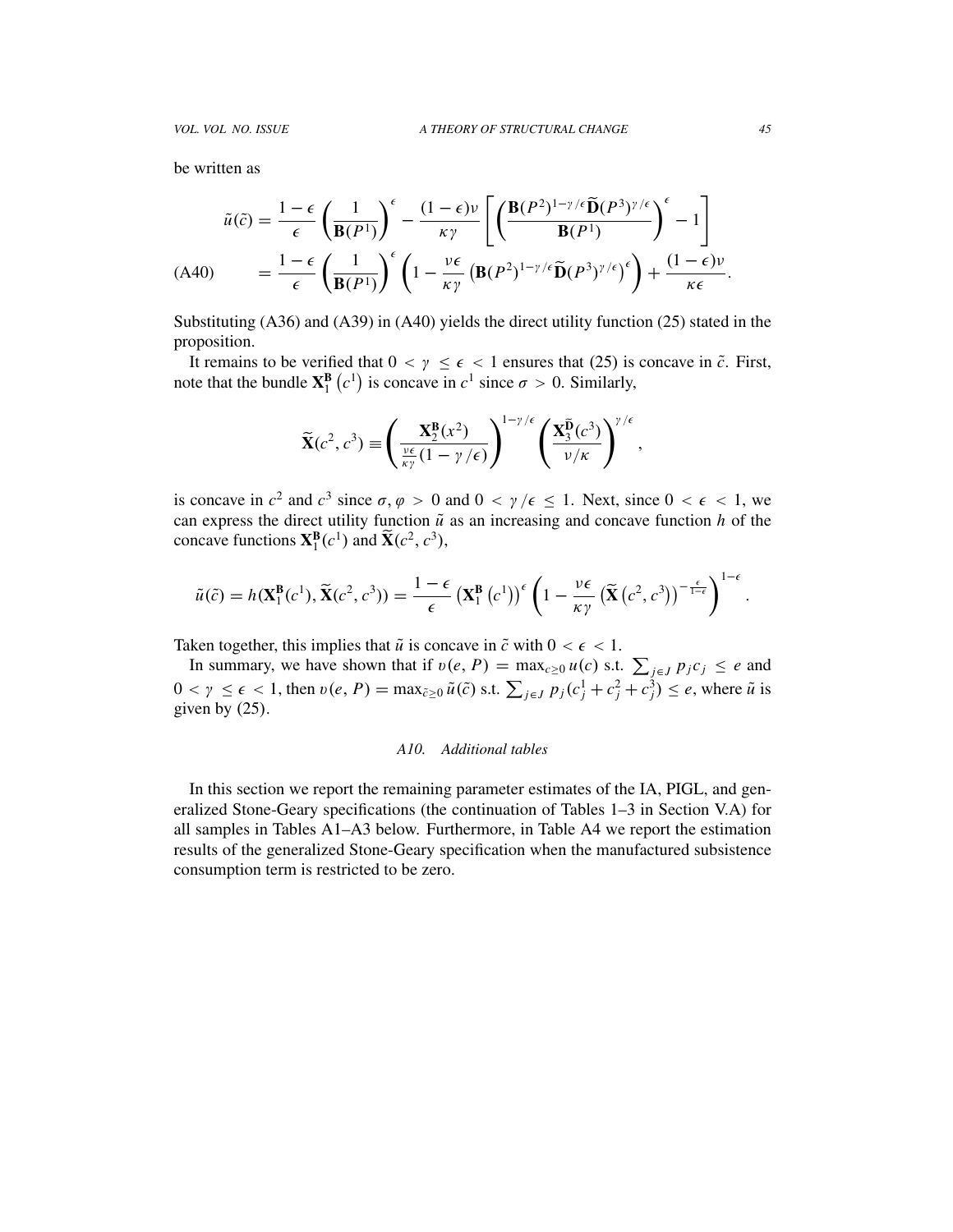be written as

$$
\begin{aligned}
\tilde{u}(\tilde{c}) &= \frac{1-\epsilon}{\epsilon}\left(\frac{1}{\mathbf{B}(P^1)}\right)^{\epsilon} - \frac{(1-\epsilon)\nu}{\kappa\gamma}\left[\left(\frac{\mathbf{B}(P^2)^{1-\gamma/\epsilon}\widetilde{\mathbf{D}}(P^3)^{\gamma/\epsilon}}{\mathbf{B}(P^1)}\right)^{\epsilon} - 1\right] \\
&= \frac{1-\epsilon}{\epsilon}\left(\frac{1}{\mathbf{B}(P^1)}\right)^{\epsilon}\left(1 - \frac{\nu\epsilon}{\kappa\gamma}\left(\mathbf{B}(P^2)^{1-\gamma/\epsilon}\widetilde{\mathbf{D}}(P^3)^{\gamma/\epsilon}\right)^{\epsilon}\right) + \frac{(1-\epsilon)\nu}{\kappa\epsilon}. \qquad \text{(A40)}
\end{aligned}
$$

Substituting (A36) and (A39) in (A40) yields the direct utility function (25) stated in the proposition.

It remains to be verified that $0 < \gamma \leq \epsilon < 1$ ensures that (25) is concave in $\tilde{c}$. First, note that the bundle $\mathbf{X}_1^{\mathbf{B}}\left(c^1\right)$ is concave in $c^1$ since $\sigma > 0$. Similarly,

$$
\widetilde{\mathbf{X}}(c^2, c^3) \equiv \left(\frac{\mathbf{X}_2^{\mathbf{B}}(x^2)}{\frac{\nu\epsilon}{\kappa\gamma}(1-\gamma/\epsilon)}\right)^{1-\gamma/\epsilon}\left(\frac{\mathbf{X}_3^{\widetilde{\mathbf{D}}}(c^3)}{\nu/\kappa}\right)^{\gamma/\epsilon},
$$

is concave in $c^2$ and $c^3$ since $\sigma, \varphi > 0$ and $0 < \gamma/\epsilon \leq 1$. Next, since $0 < \epsilon < 1$, we can express the direct utility function $\tilde{u}$ as an increasing and concave function $h$ of the concave functions $\mathbf{X}_1^{\mathbf{B}}(c^1)$ and $\widetilde{\mathbf{X}}(c^2, c^3)$,

$$
\tilde{u}(\tilde{c}) = h(\mathbf{X}_1^{\mathbf{B}}(c^1), \widetilde{\mathbf{X}}(c^2, c^3)) = \frac{1-\epsilon}{\epsilon}\left(\mathbf{X}_1^{\mathbf{B}}\left(c^1\right)\right)^{\epsilon}\left(1 - \frac{\nu\epsilon}{\kappa\gamma}\left(\widetilde{\mathbf{X}}\left(c^2, c^3\right)\right)^{-\frac{\epsilon}{1-\epsilon}}\right)^{1-\epsilon}.
$$

Taken together, this implies that $\tilde{u}$ is concave in $\tilde{c}$ with $0 < \epsilon < 1$.

In summary, we have shown that if $v(e, P) = \max_{c\geq 0} u(c)$ s.t. $\sum_{j\in J} p_j c_j \leq e$ and $0 < \gamma \leq \epsilon < 1$, then $v(e, P) = \max_{\tilde{c}\geq 0} \tilde{u}(\tilde{c})$ s.t. $\sum_{j\in J} p_j(c_j^1 + c_j^2 + c_j^3) \leq e$, where $\tilde{u}$ is given by (25).

### A10. Additional tables

In this section we report the remaining parameter estimates of the IA, PIGL, and generalized Stone-Geary specifications (the continuation of Tables 1–3 in Section V.A) for all samples in Tables A1–A3 below. Furthermore, in Table A4 we report the estimation results of the generalized Stone-Geary specification when the manufactured subsistence consumption term is restricted to be zero.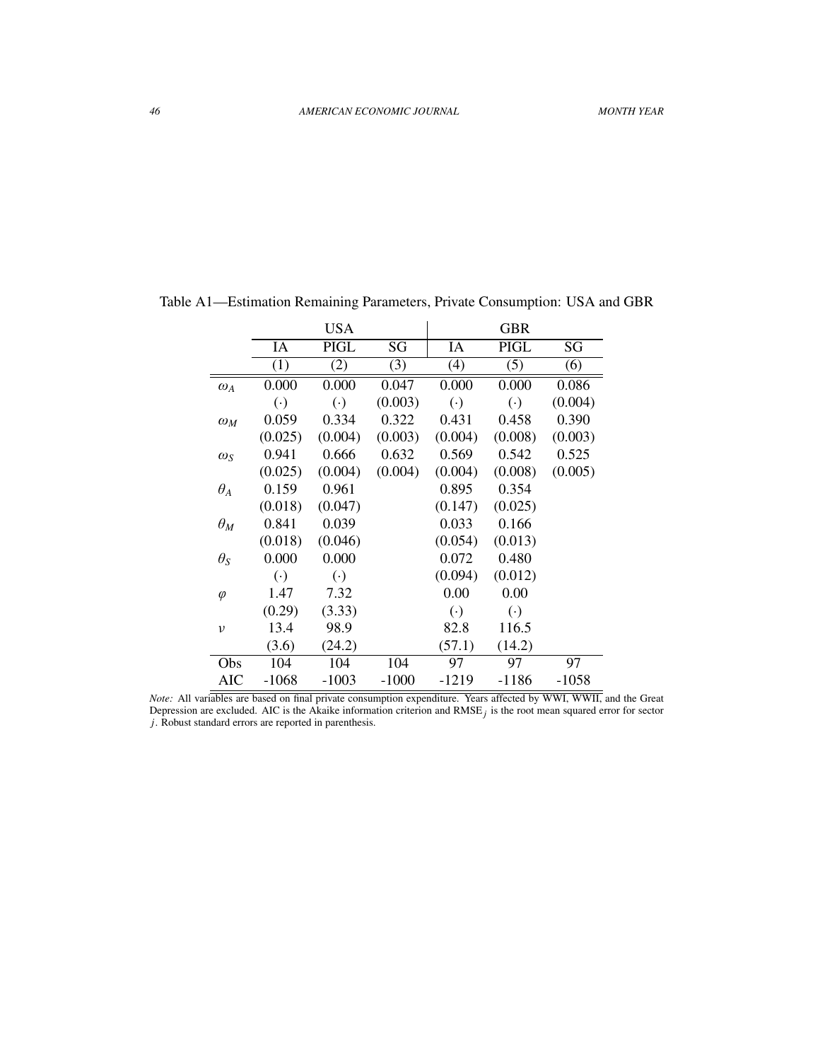Table A1—Estimation Remaining Parameters, Private Consumption: USA and GBR

| | USA | | | GBR | | |
|---|---|---|---|---|---|---|
| | IA | PIGL | SG | IA | PIGL | SG |
| | (1) | (2) | (3) | (4) | (5) | (6) |
| $\omega_A$ | 0.000 | 0.000 | 0.047 | 0.000 | 0.000 | 0.086 |
| | $(\cdot)$ | $(\cdot)$ | (0.003) | $(\cdot)$ | $(\cdot)$ | (0.004) |
| $\omega_M$ | 0.059 | 0.334 | 0.322 | 0.431 | 0.458 | 0.390 |
| | (0.025) | (0.004) | (0.003) | (0.004) | (0.008) | (0.003) |
| $\omega_S$ | 0.941 | 0.666 | 0.632 | 0.569 | 0.542 | 0.525 |
| | (0.025) | (0.004) | (0.004) | (0.004) | (0.008) | (0.005) |
| $\theta_A$ | 0.159 | 0.961 | | 0.895 | 0.354 | |
| | (0.018) | (0.047) | | (0.147) | (0.025) | |
| $\theta_M$ | 0.841 | 0.039 | | 0.033 | 0.166 | |
| | (0.018) | (0.046) | | (0.054) | (0.013) | |
| $\theta_S$ | 0.000 | 0.000 | | 0.072 | 0.480 | |
| | $(\cdot)$ | $(\cdot)$ | | (0.094) | (0.012) | |
| $\varphi$ | 1.47 | 7.32 | | 0.00 | 0.00 | |
| | (0.29) | (3.33) | | $(\cdot)$ | $(\cdot)$ | |
| $\nu$ | 13.4 | 98.9 | | 82.8 | 116.5 | |
| | (3.6) | (24.2) | | (57.1) | (14.2) | |
| Obs | 104 | 104 | 104 | 97 | 97 | 97 |
| AIC | -1068 | -1003 | -1000 | -1219 | -1186 | -1058 |

*Note:* All variables are based on final private consumption expenditure. Years affected by WWI, WWII, and the Great Depression are excluded. AIC is the Akaike information criterion and $\text{RMSE}_j$ is the root mean squared error for sector $j$. Robust standard errors are reported in parenthesis.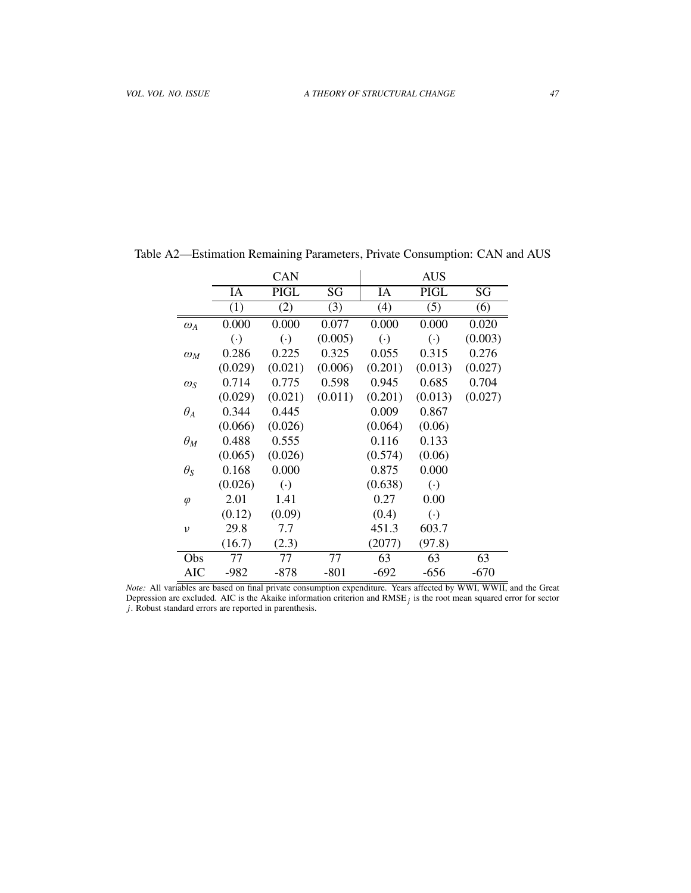Table A2—Estimation Remaining Parameters, Private Consumption: CAN and AUS

| | CAN | | | AUS | | |
|---|---|---|---|---|---|---|
| | IA | PIGL | SG | IA | PIGL | SG |
| | (1) | (2) | (3) | (4) | (5) | (6) |
| $\omega_A$ | 0.000 | 0.000 | 0.077 | 0.000 | 0.000 | 0.020 |
| | $(\cdot)$ | $(\cdot)$ | (0.005) | $(\cdot)$ | $(\cdot)$ | (0.003) |
| $\omega_M$ | 0.286 | 0.225 | 0.325 | 0.055 | 0.315 | 0.276 |
| | (0.029) | (0.021) | (0.006) | (0.201) | (0.013) | (0.027) |
| $\omega_S$ | 0.714 | 0.775 | 0.598 | 0.945 | 0.685 | 0.704 |
| | (0.029) | (0.021) | (0.011) | (0.201) | (0.013) | (0.027) |
| $\theta_A$ | 0.344 | 0.445 | | 0.009 | 0.867 | |
| | (0.066) | (0.026) | | (0.064) | (0.06) | |
| $\theta_M$ | 0.488 | 0.555 | | 0.116 | 0.133 | |
| | (0.065) | (0.026) | | (0.574) | (0.06) | |
| $\theta_S$ | 0.168 | 0.000 | | 0.875 | 0.000 | |
| | (0.026) | $(\cdot)$ | | (0.638) | $(\cdot)$ | |
| $\varphi$ | 2.01 | 1.41 | | 0.27 | 0.00 | |
| | (0.12) | (0.09) | | (0.4) | $(\cdot)$ | |
| $\nu$ | 29.8 | 7.7 | | 451.3 | 603.7 | |
| | (16.7) | (2.3) | | (2077) | (97.8) | |
| Obs | 77 | 77 | 77 | 63 | 63 | 63 |
| AIC | -982 | -878 | -801 | -692 | -656 | -670 |

*Note:* All variables are based on final private consumption expenditure. Years affected by WWI, WWII, and the Great Depression are excluded. AIC is the Akaike information criterion and $\text{RMSE}_j$ is the root mean squared error for sector $j$. Robust standard errors are reported in parenthesis.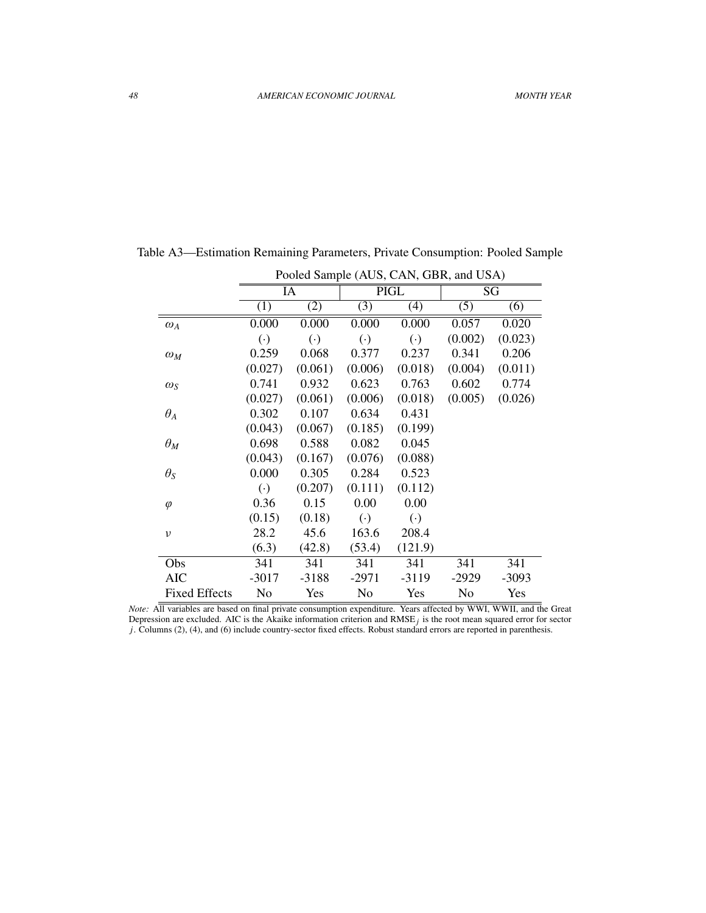Table A3—Estimation Remaining Parameters, Private Consumption: Pooled Sample

| | Pooled Sample (AUS, CAN, GBR, and USA) | | | | | |
|---|---|---|---|---|---|---|
| | IA | | PIGL | | SG | |
| | (1) | (2) | (3) | (4) | (5) | (6) |
| $\omega_A$ | 0.000 | 0.000 | 0.000 | 0.000 | 0.057 | 0.020 |
| | $(\cdot)$ | $(\cdot)$ | $(\cdot)$ | $(\cdot)$ | (0.002) | (0.023) |
| $\omega_M$ | 0.259 | 0.068 | 0.377 | 0.237 | 0.341 | 0.206 |
| | (0.027) | (0.061) | (0.006) | (0.018) | (0.004) | (0.011) |
| $\omega_S$ | 0.741 | 0.932 | 0.623 | 0.763 | 0.602 | 0.774 |
| | (0.027) | (0.061) | (0.006) | (0.018) | (0.005) | (0.026) |
| $\theta_A$ | 0.302 | 0.107 | 0.634 | 0.431 | | |
| | (0.043) | (0.067) | (0.185) | (0.199) | | |
| $\theta_M$ | 0.698 | 0.588 | 0.082 | 0.045 | | |
| | (0.043) | (0.167) | (0.076) | (0.088) | | |
| $\theta_S$ | 0.000 | 0.305 | 0.284 | 0.523 | | |
| | $(\cdot)$ | (0.207) | (0.111) | (0.112) | | |
| $\varphi$ | 0.36 | 0.15 | 0.00 | 0.00 | | |
| | (0.15) | (0.18) | $(\cdot)$ | $(\cdot)$ | | |
| $\nu$ | 28.2 | 45.6 | 163.6 | 208.4 | | |
| | (6.3) | (42.8) | (53.4) | (121.9) | | |
| Obs | 341 | 341 | 341 | 341 | 341 | 341 |
| AIC | -3017 | -3188 | -2971 | -3119 | -2929 | -3093 |
| Fixed Effects | No | Yes | No | Yes | No | Yes |

*Note:* All variables are based on final private consumption expenditure. Years affected by WWI, WWII, and the Great Depression are excluded. AIC is the Akaike information criterion and $\text{RMSE}_j$ is the root mean squared error for sector $j$. Columns (2), (4), and (6) include country-sector fixed effects. Robust standard errors are reported in parenthesis.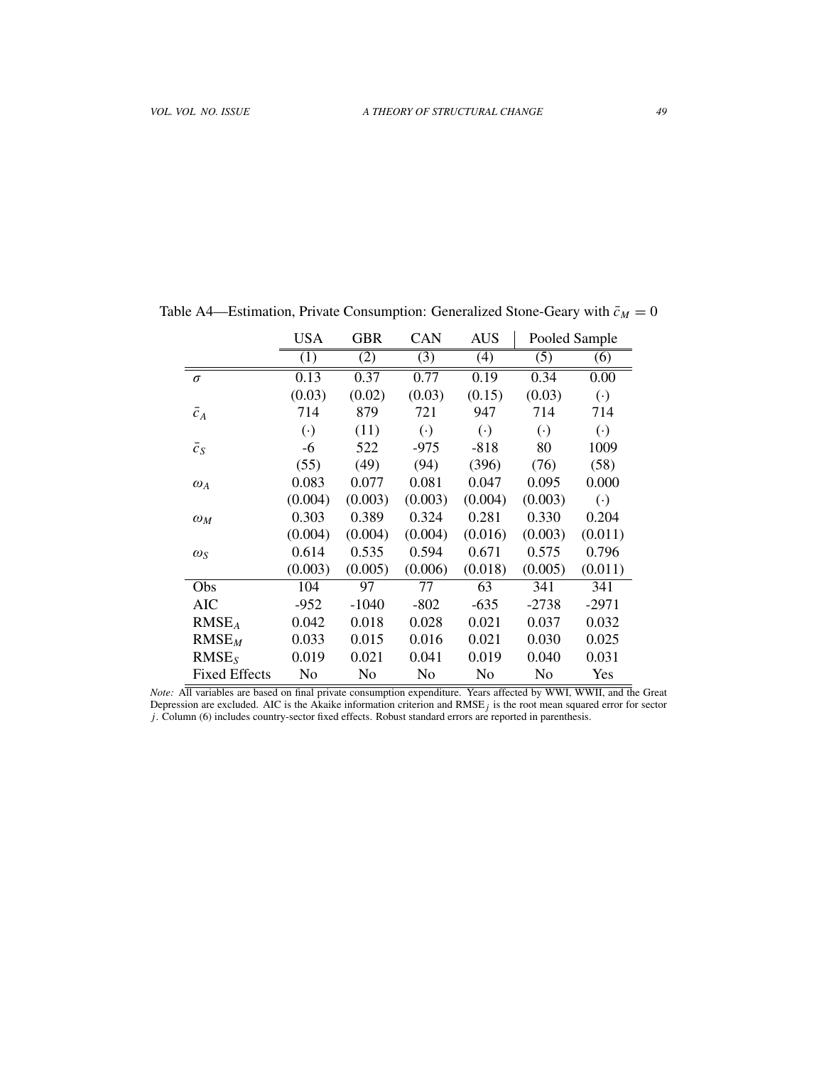Table A4—Estimation, Private Consumption: Generalized Stone-Geary with $\bar{c}_M = 0$

| | USA | GBR | CAN | AUS | Pooled Sample | |
|---|---|---|---|---|---|---|
| | (1) | (2) | (3) | (4) | (5) | (6) |
| $\sigma$ | 0.13 | 0.37 | 0.77 | 0.19 | 0.34 | 0.00 |
| | (0.03) | (0.02) | (0.03) | (0.15) | (0.03) | $(\cdot)$ |
| $\bar{c}_A$ | 714 | 879 | 721 | 947 | 714 | 714 |
| | $(\cdot)$ | (11) | $(\cdot)$ | $(\cdot)$ | $(\cdot)$ | $(\cdot)$ |
| $\bar{c}_S$ | -6 | 522 | -975 | -818 | 80 | 1009 |
| | (55) | (49) | (94) | (396) | (76) | (58) |
| $\omega_A$ | 0.083 | 0.077 | 0.081 | 0.047 | 0.095 | 0.000 |
| | (0.004) | (0.003) | (0.003) | (0.004) | (0.003) | $(\cdot)$ |
| $\omega_M$ | 0.303 | 0.389 | 0.324 | 0.281 | 0.330 | 0.204 |
| | (0.004) | (0.004) | (0.004) | (0.016) | (0.003) | (0.011) |
| $\omega_S$ | 0.614 | 0.535 | 0.594 | 0.671 | 0.575 | 0.796 |
| | (0.003) | (0.005) | (0.006) | (0.018) | (0.005) | (0.011) |
| Obs | 104 | 97 | 77 | 63 | 341 | 341 |
| AIC | -952 | -1040 | -802 | -635 | -2738 | -2971 |
| $\text{RMSE}_A$ | 0.042 | 0.018 | 0.028 | 0.021 | 0.037 | 0.032 |
| $\text{RMSE}_M$ | 0.033 | 0.015 | 0.016 | 0.021 | 0.030 | 0.025 |
| $\text{RMSE}_S$ | 0.019 | 0.021 | 0.041 | 0.019 | 0.040 | 0.031 |
| Fixed Effects | No | No | No | No | No | Yes |

*Note:* All variables are based on final private consumption expenditure. Years affected by WWI, WWII, and the Great Depression are excluded. AIC is the Akaike information criterion and $\text{RMSE}_j$ is the root mean squared error for sector $j$. Column (6) includes country-sector fixed effects. Robust standard errors are reported in parenthesis.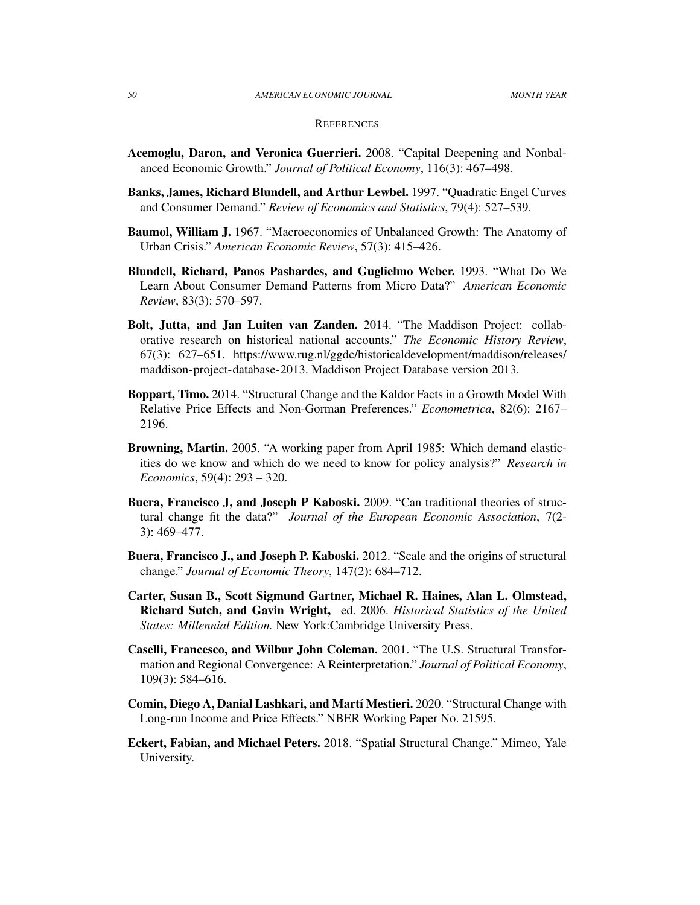## REFERENCES

**Acemoglu, Daron, and Veronica Guerrieri.** 2008. "Capital Deepening and Nonbalanced Economic Growth." *Journal of Political Economy*, 116(3): 467–498.

**Banks, James, Richard Blundell, and Arthur Lewbel.** 1997. "Quadratic Engel Curves and Consumer Demand." *Review of Economics and Statistics*, 79(4): 527–539.

**Baumol, William J.** 1967. "Macroeconomics of Unbalanced Growth: The Anatomy of Urban Crisis." *American Economic Review*, 57(3): 415–426.

**Blundell, Richard, Panos Pashardes, and Guglielmo Weber.** 1993. "What Do We Learn About Consumer Demand Patterns from Micro Data?" *American Economic Review*, 83(3): 570–597.

**Bolt, Jutta, and Jan Luiten van Zanden.** 2014. "The Maddison Project: collaborative research on historical national accounts." *The Economic History Review*, 67(3): 627–651. https://www.rug.nl/ggdc/historicaldevelopment/maddison/releases/maddison-project-database-2013. Maddison Project Database version 2013.

**Boppart, Timo.** 2014. "Structural Change and the Kaldor Facts in a Growth Model With Relative Price Effects and Non-Gorman Preferences." *Econometrica*, 82(6): 2167–2196.

**Browning, Martin.** 2005. "A working paper from April 1985: Which demand elasticities do we know and which do we need to know for policy analysis?" *Research in Economics*, 59(4): 293 – 320.

**Buera, Francisco J, and Joseph P Kaboski.** 2009. "Can traditional theories of structural change fit the data?" *Journal of the European Economic Association*, 7(2-3): 469–477.

**Buera, Francisco J., and Joseph P. Kaboski.** 2012. "Scale and the origins of structural change." *Journal of Economic Theory*, 147(2): 684–712.

**Carter, Susan B., Scott Sigmund Gartner, Michael R. Haines, Alan L. Olmstead, Richard Sutch, and Gavin Wright,** ed. 2006. *Historical Statistics of the United States: Millennial Edition.* New York:Cambridge University Press.

**Caselli, Francesco, and Wilbur John Coleman.** 2001. "The U.S. Structural Transformation and Regional Convergence: A Reinterpretation." *Journal of Political Economy*, 109(3): 584–616.

**Comin, Diego A, Danial Lashkari, and Martí Mestieri.** 2020. "Structural Change with Long-run Income and Price Effects." NBER Working Paper No. 21595.

**Eckert, Fabian, and Michael Peters.** 2018. "Spatial Structural Change." Mimeo, Yale University.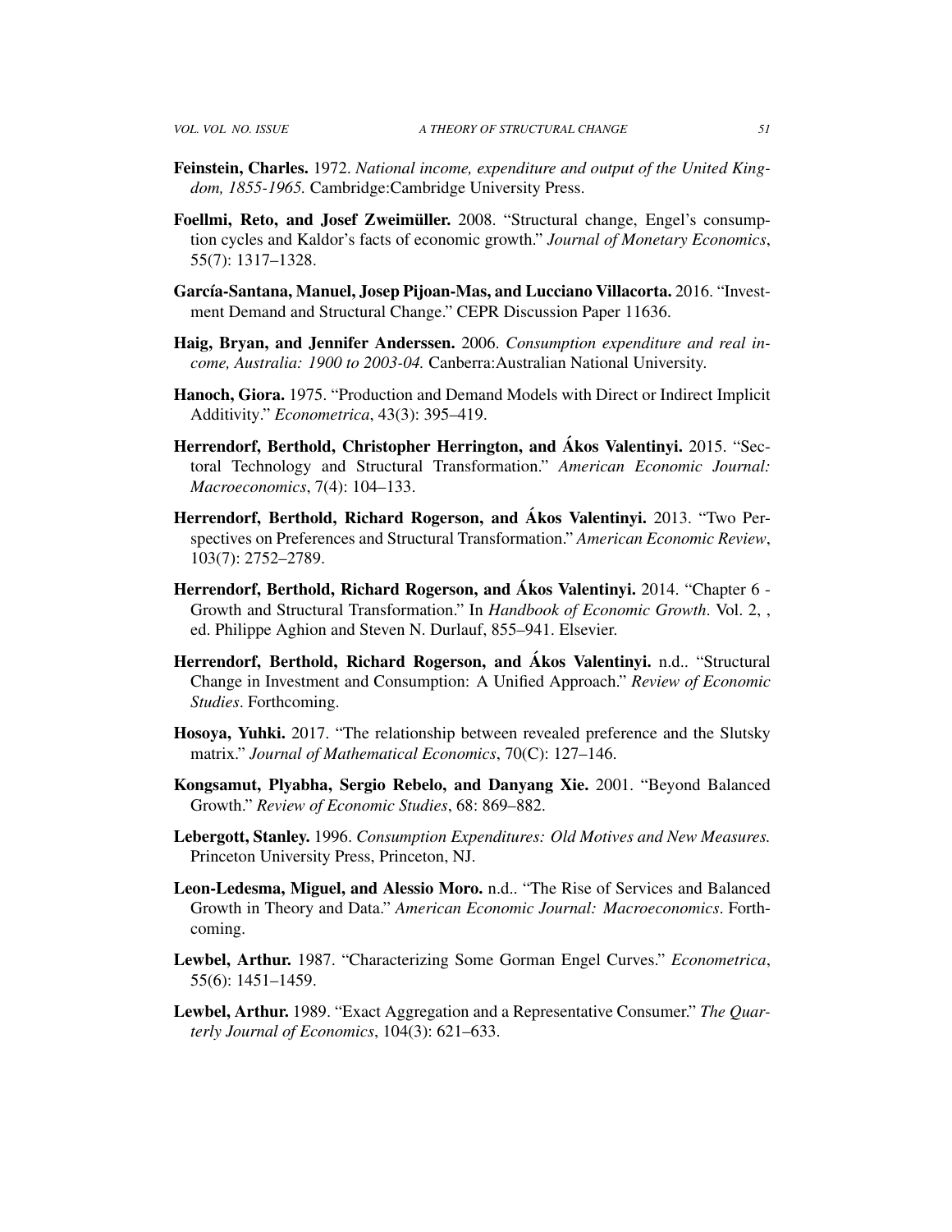**Feinstein, Charles.** 1972. *National income, expenditure and output of the United Kingdom, 1855-1965.* Cambridge:Cambridge University Press.

**Foellmi, Reto, and Josef Zweimüller.** 2008. "Structural change, Engel's consumption cycles and Kaldor's facts of economic growth." *Journal of Monetary Economics*, 55(7): 1317–1328.

**García-Santana, Manuel, Josep Pijoan-Mas, and Lucciano Villacorta.** 2016. "Investment Demand and Structural Change." CEPR Discussion Paper 11636.

**Haig, Bryan, and Jennifer Anderssen.** 2006. *Consumption expenditure and real income, Australia: 1900 to 2003-04.* Canberra:Australian National University.

**Hanoch, Giora.** 1975. "Production and Demand Models with Direct or Indirect Implicit Additivity." *Econometrica*, 43(3): 395–419.

**Herrendorf, Berthold, Christopher Herrington, and Ákos Valentinyi.** 2015. "Sectoral Technology and Structural Transformation." *American Economic Journal: Macroeconomics*, 7(4): 104–133.

**Herrendorf, Berthold, Richard Rogerson, and Ákos Valentinyi.** 2013. "Two Perspectives on Preferences and Structural Transformation." *American Economic Review*, 103(7): 2752–2789.

**Herrendorf, Berthold, Richard Rogerson, and Ákos Valentinyi.** 2014. "Chapter 6 - Growth and Structural Transformation." In *Handbook of Economic Growth*. Vol. 2, , ed. Philippe Aghion and Steven N. Durlauf, 855–941. Elsevier.

**Herrendorf, Berthold, Richard Rogerson, and Ákos Valentinyi.** n.d.. "Structural Change in Investment and Consumption: A Unified Approach." *Review of Economic Studies*. Forthcoming.

**Hosoya, Yuhki.** 2017. "The relationship between revealed preference and the Slutsky matrix." *Journal of Mathematical Economics*, 70(C): 127–146.

**Kongsamut, Plyabha, Sergio Rebelo, and Danyang Xie.** 2001. "Beyond Balanced Growth." *Review of Economic Studies*, 68: 869–882.

**Lebergott, Stanley.** 1996. *Consumption Expenditures: Old Motives and New Measures.* Princeton University Press, Princeton, NJ.

**Leon-Ledesma, Miguel, and Alessio Moro.** n.d.. "The Rise of Services and Balanced Growth in Theory and Data." *American Economic Journal: Macroeconomics*. Forthcoming.

**Lewbel, Arthur.** 1987. "Characterizing Some Gorman Engel Curves." *Econometrica*, 55(6): 1451–1459.

**Lewbel, Arthur.** 1989. "Exact Aggregation and a Representative Consumer." *The Quarterly Journal of Economics*, 104(3): 621–633.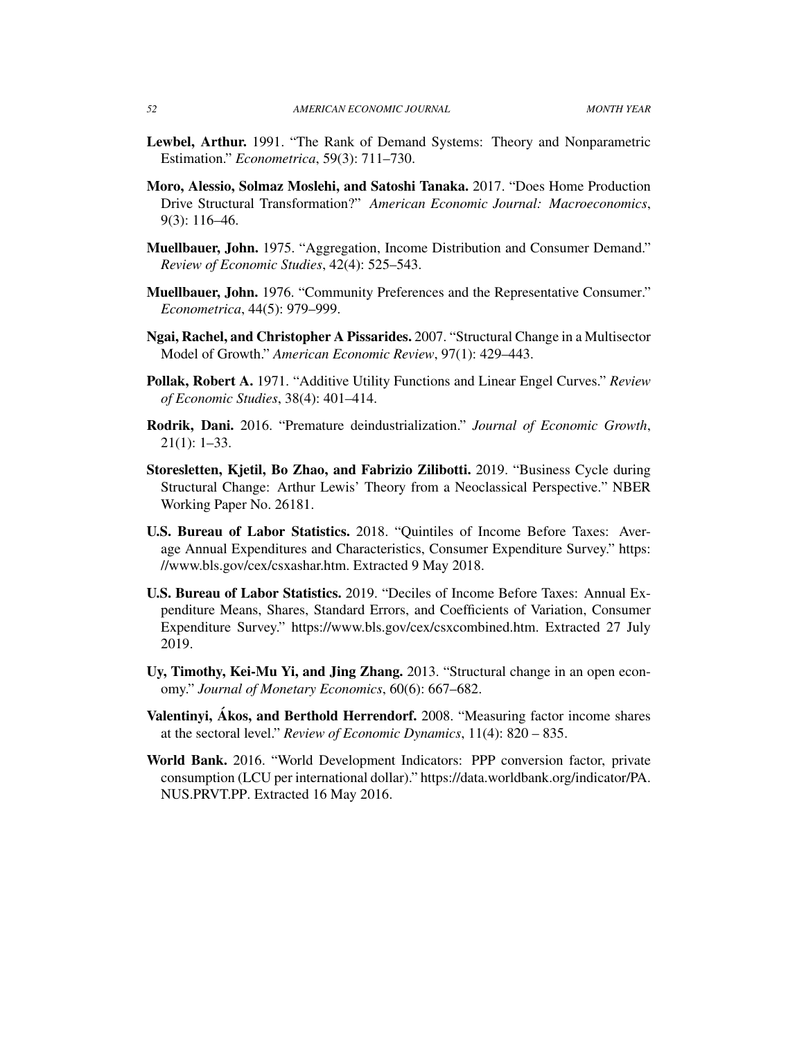**Lewbel, Arthur.** 1991. "The Rank of Demand Systems: Theory and Nonparametric Estimation." *Econometrica*, 59(3): 711–730.

**Moro, Alessio, Solmaz Moslehi, and Satoshi Tanaka.** 2017. "Does Home Production Drive Structural Transformation?" *American Economic Journal: Macroeconomics*, 9(3): 116–46.

**Muellbauer, John.** 1975. "Aggregation, Income Distribution and Consumer Demand." *Review of Economic Studies*, 42(4): 525–543.

**Muellbauer, John.** 1976. "Community Preferences and the Representative Consumer." *Econometrica*, 44(5): 979–999.

**Ngai, Rachel, and Christopher A Pissarides.** 2007. "Structural Change in a Multisector Model of Growth." *American Economic Review*, 97(1): 429–443.

**Pollak, Robert A.** 1971. "Additive Utility Functions and Linear Engel Curves." *Review of Economic Studies*, 38(4): 401–414.

**Rodrik, Dani.** 2016. "Premature deindustrialization." *Journal of Economic Growth*, 21(1): 1–33.

**Storesletten, Kjetil, Bo Zhao, and Fabrizio Zilibotti.** 2019. "Business Cycle during Structural Change: Arthur Lewis' Theory from a Neoclassical Perspective." NBER Working Paper No. 26181.

**U.S. Bureau of Labor Statistics.** 2018. "Quintiles of Income Before Taxes: Average Annual Expenditures and Characteristics, Consumer Expenditure Survey." https://www.bls.gov/cex/csxashar.htm. Extracted 9 May 2018.

**U.S. Bureau of Labor Statistics.** 2019. "Deciles of Income Before Taxes: Annual Expenditure Means, Shares, Standard Errors, and Coefficients of Variation, Consumer Expenditure Survey." https://www.bls.gov/cex/csxcombined.htm. Extracted 27 July 2019.

**Uy, Timothy, Kei-Mu Yi, and Jing Zhang.** 2013. "Structural change in an open economy." *Journal of Monetary Economics*, 60(6): 667–682.

**Valentinyi, Ákos, and Berthold Herrendorf.** 2008. "Measuring factor income shares at the sectoral level." *Review of Economic Dynamics*, 11(4): 820 – 835.

**World Bank.** 2016. "World Development Indicators: PPP conversion factor, private consumption (LCU per international dollar)." https://data.worldbank.org/indicator/PA.NUS.PRVT.PP. Extracted 16 May 2016.